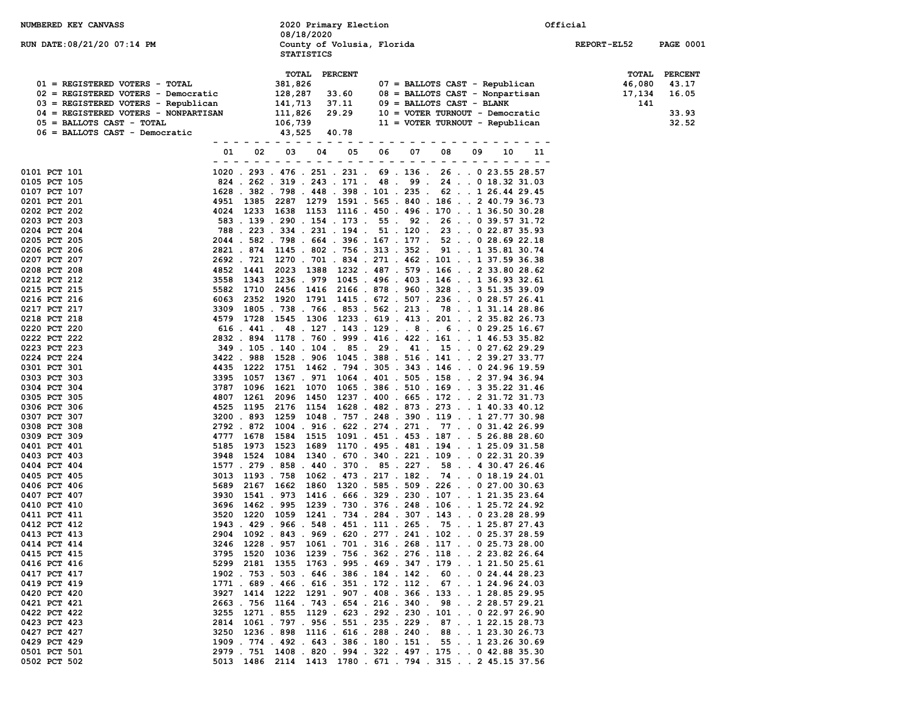NUMBERED KEY CANVASS

RUN DATE:08/21/20 07:14 PM

2020 Primary Election
08/18/2020
County of Volusia, Florida
STATISTICS

Official

REPORT-EL52 PAGE 0001

| Key | | TOTAL | PERCENT |
|---|---|---|---|
| 01 | REGISTERED VOTERS - TOTAL | 381,826 | |
| 02 | REGISTERED VOTERS - Democratic | 128,287 | 33.60 |
| 03 | REGISTERED VOTERS - Republican | 141,713 | 37.11 |
| 04 | REGISTERED VOTERS - NONPARTISAN | 111,826 | 29.29 |
| 05 | BALLOTS CAST - TOTAL | 106,739 | |
| 06 | BALLOTS CAST - Democratic | 43,525 | 40.78 |
| 07 | BALLOTS CAST - Republican | 46,080 | 43.17 |
| 08 | BALLOTS CAST - Nonpartisan | 17,134 | 16.05 |
| 09 | BALLOTS CAST - BLANK | 141 | |
| 10 | VOTER TURNOUT - Democratic | | 33.93 |
| 11 | VOTER TURNOUT - Republican | | 32.52 |

| Precinct | 01 | 02 | 03 | 04 | 05 | 06 | 07 | 08 | 09 | 10 | 11 |
|---|---|---|---|---|---|---|---|---|---|---|---|
| 0101 PCT 101 | 1020 | 293 | 476 | 251 | 231 | 69 | 136 | 26 | 0 | 23.55 | 28.57 |
| 0105 PCT 105 | 824 | 262 | 319 | 243 | 171 | 48 | 99 | 24 | 0 | 18.32 | 31.03 |
| 0107 PCT 107 | 1628 | 382 | 798 | 448 | 398 | 101 | 235 | 62 | 1 | 26.44 | 29.45 |
| 0201 PCT 201 | 4951 | 1385 | 2287 | 1279 | 1591 | 565 | 840 | 186 | 2 | 40.79 | 36.73 |
| 0202 PCT 202 | 4024 | 1233 | 1638 | 1153 | 1116 | 450 | 496 | 170 | 1 | 36.50 | 30.28 |
| 0203 PCT 203 | 583 | 139 | 290 | 154 | 173 | 55 | 92 | 26 | 0 | 39.57 | 31.72 |
| 0204 PCT 204 | 788 | 223 | 334 | 231 | 194 | 51 | 120 | 23 | 0 | 22.87 | 35.93 |
| 0205 PCT 205 | 2044 | 582 | 798 | 664 | 396 | 167 | 177 | 52 | 0 | 28.69 | 22.18 |
| 0206 PCT 206 | 2821 | 874 | 1145 | 802 | 756 | 313 | 352 | 91 | 1 | 35.81 | 30.74 |
| 0207 PCT 207 | 2692 | 721 | 1270 | 701 | 834 | 271 | 462 | 101 | 1 | 37.59 | 36.38 |
| 0208 PCT 208 | 4852 | 1441 | 2023 | 1388 | 1232 | 487 | 579 | 166 | 2 | 33.80 | 28.62 |
| 0212 PCT 212 | 3558 | 1343 | 1236 | 979 | 1045 | 496 | 403 | 146 | 1 | 36.93 | 32.61 |
| 0215 PCT 215 | 5582 | 1710 | 2456 | 1416 | 2166 | 878 | 960 | 328 | 3 | 51.35 | 39.09 |
| 0216 PCT 216 | 6063 | 2352 | 1920 | 1791 | 1415 | 672 | 507 | 236 | 0 | 28.57 | 26.41 |
| 0217 PCT 217 | 3309 | 1805 | 738 | 766 | 853 | 562 | 213 | 78 | 1 | 31.14 | 28.86 |
| 0218 PCT 218 | 4579 | 1728 | 1545 | 1306 | 1233 | 619 | 413 | 201 | 2 | 35.82 | 26.73 |
| 0220 PCT 220 | 616 | 441 | 48 | 127 | 143 | 129 | 8 | 6 | 0 | 29.25 | 16.67 |
| 0222 PCT 222 | 2832 | 894 | 1178 | 760 | 999 | 416 | 422 | 161 | 1 | 46.53 | 35.82 |
| 0223 PCT 223 | 349 | 105 | 140 | 104 | 85 | 29 | 41 | 15 | 0 | 27.62 | 29.29 |
| 0224 PCT 224 | 3422 | 988 | 1528 | 906 | 1045 | 388 | 516 | 141 | 2 | 39.27 | 33.77 |
| 0301 PCT 301 | 4435 | 1222 | 1751 | 1462 | 794 | 305 | 343 | 146 | 0 | 24.96 | 19.59 |
| 0303 PCT 303 | 3395 | 1057 | 1367 | 971 | 1064 | 401 | 505 | 158 | 2 | 37.94 | 36.94 |
| 0304 PCT 304 | 3787 | 1096 | 1621 | 1070 | 1065 | 386 | 510 | 169 | 3 | 35.22 | 31.46 |
| 0305 PCT 305 | 4807 | 1261 | 2096 | 1450 | 1237 | 400 | 665 | 172 | 2 | 31.72 | 31.73 |
| 0306 PCT 306 | 4525 | 1195 | 2176 | 1154 | 1628 | 482 | 873 | 273 | 1 | 40.33 | 40.12 |
| 0307 PCT 307 | 3200 | 893 | 1259 | 1048 | 757 | 248 | 390 | 119 | 1 | 27.77 | 30.98 |
| 0308 PCT 308 | 2792 | 872 | 1004 | 916 | 622 | 274 | 271 | 77 | 0 | 31.42 | 26.99 |
| 0309 PCT 309 | 4777 | 1678 | 1584 | 1515 | 1091 | 451 | 453 | 187 | 5 | 26.88 | 28.60 |
| 0401 PCT 401 | 5185 | 1973 | 1523 | 1689 | 1170 | 495 | 481 | 194 | 1 | 25.09 | 31.58 |
| 0403 PCT 403 | 3948 | 1524 | 1084 | 1340 | 670 | 340 | 221 | 109 | 0 | 22.31 | 20.39 |
| 0404 PCT 404 | 1577 | 279 | 858 | 440 | 370 | 85 | 227 | 58 | 4 | 30.47 | 26.46 |
| 0405 PCT 405 | 3013 | 1193 | 758 | 1062 | 473 | 217 | 182 | 74 | 0 | 18.19 | 24.01 |
| 0406 PCT 406 | 5689 | 2167 | 1662 | 1860 | 1320 | 585 | 509 | 226 | 0 | 27.00 | 30.63 |
| 0407 PCT 407 | 3930 | 1541 | 973 | 1416 | 666 | 329 | 230 | 107 | 1 | 21.35 | 23.64 |
| 0410 PCT 410 | 3696 | 1462 | 995 | 1239 | 730 | 376 | 248 | 106 | 1 | 25.72 | 24.92 |
| 0411 PCT 411 | 3520 | 1220 | 1059 | 1241 | 734 | 284 | 307 | 143 | 0 | 23.28 | 28.99 |
| 0412 PCT 412 | 1943 | 429 | 966 | 548 | 451 | 111 | 265 | 75 | 1 | 25.87 | 27.43 |
| 0413 PCT 413 | 2904 | 1092 | 843 | 969 | 620 | 277 | 241 | 102 | 0 | 25.37 | 28.59 |
| 0414 PCT 414 | 3246 | 1228 | 957 | 1061 | 701 | 316 | 268 | 117 | 0 | 25.73 | 28.00 |
| 0415 PCT 415 | 3795 | 1520 | 1036 | 1239 | 756 | 362 | 276 | 118 | 2 | 23.82 | 26.64 |
| 0416 PCT 416 | 5299 | 2181 | 1355 | 1763 | 995 | 469 | 347 | 179 | 1 | 21.50 | 25.61 |
| 0417 PCT 417 | 1902 | 753 | 503 | 646 | 386 | 184 | 142 | 60 | 0 | 24.44 | 28.23 |
| 0419 PCT 419 | 1771 | 689 | 466 | 616 | 351 | 172 | 112 | 67 | 1 | 24.96 | 24.03 |
| 0420 PCT 420 | 3927 | 1414 | 1222 | 1291 | 907 | 408 | 366 | 133 | 1 | 28.85 | 29.95 |
| 0421 PCT 421 | 2663 | 756 | 1164 | 743 | 654 | 216 | 340 | 98 | 2 | 28.57 | 29.21 |
| 0422 PCT 422 | 3255 | 1271 | 855 | 1129 | 623 | 292 | 230 | 101 | 0 | 22.97 | 26.90 |
| 0423 PCT 423 | 2814 | 1061 | 797 | 956 | 551 | 235 | 229 | 87 | 1 | 22.15 | 28.73 |
| 0427 PCT 427 | 3250 | 1236 | 898 | 1116 | 616 | 288 | 240 | 88 | 1 | 23.30 | 26.73 |
| 0429 PCT 429 | 1909 | 774 | 492 | 643 | 386 | 180 | 151 | 55 | 1 | 23.26 | 30.69 |
| 0501 PCT 501 | 2979 | 751 | 1408 | 820 | 994 | 322 | 497 | 175 | 0 | 42.88 | 35.30 |
| 0502 PCT 502 | 5013 | 1486 | 2114 | 1413 | 1780 | 671 | 794 | 315 | 2 | 45.15 | 37.56 |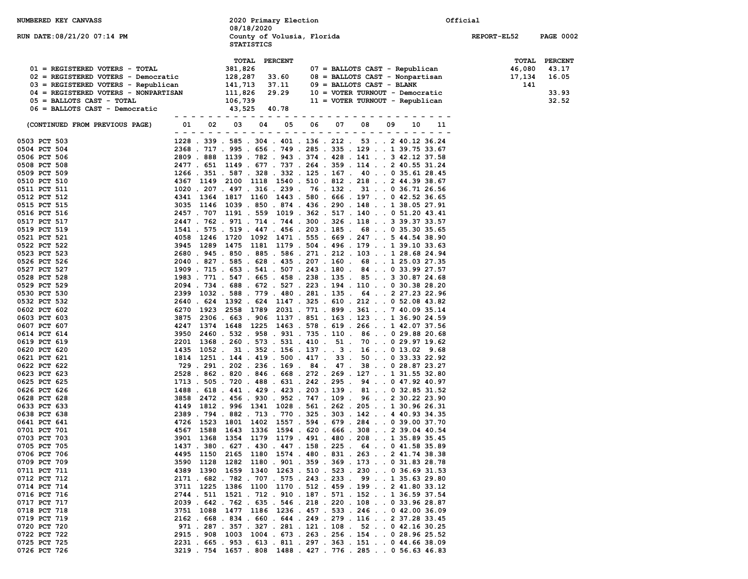NUMBERED KEY CANVASS

2020 Primary Election
08/18/2020
County of Volusia, Florida
STATISTICS

Official

RUN DATE:08/21/20 07:14 PM

REPORT-EL52

| Key | Description | TOTAL | PERCENT |
|---|---|---|---|
| 01 | REGISTERED VOTERS - TOTAL | 381,826 | |
| 02 | REGISTERED VOTERS - Democratic | 128,287 | 33.60 |
| 03 | REGISTERED VOTERS - Republican | 141,713 | 37.11 |
| 04 | REGISTERED VOTERS - NONPARTISAN | 111,826 | 29.29 |
| 05 | BALLOTS CAST - TOTAL | 106,739 | |
| 06 | BALLOTS CAST - Democratic | 43,525 | 40.78 |
| 07 | BALLOTS CAST - Republican | 46,080 | 43.17 |
| 08 | BALLOTS CAST - Nonpartisan | 17,134 | 16.05 |
| 09 | BALLOTS CAST - BLANK | 141 | |
| 10 | VOTER TURNOUT - Democratic | | 33.93 |
| 11 | VOTER TURNOUT - Republican | | 32.52 |

(CONTINUED FROM PREVIOUS PAGE)

| Precinct | 01 | 02 | 03 | 04 | 05 | 06 | 07 | 08 | 09 | 10 | 11 |
|---|---|---|---|---|---|---|---|---|---|---|---|
| 0503 PCT 503 | 1228 | 339 | 585 | 304 | 401 | 136 | 212 | 53 | 2 | 40.12 | 36.24 |
| 0504 PCT 504 | 2368 | 717 | 995 | 656 | 749 | 285 | 335 | 129 | 1 | 39.75 | 33.67 |
| 0506 PCT 506 | 2809 | 888 | 1139 | 782 | 943 | 374 | 428 | 141 | 3 | 42.12 | 37.58 |
| 0508 PCT 508 | 2477 | 651 | 1149 | 677 | 737 | 264 | 359 | 114 | 2 | 40.55 | 31.24 |
| 0509 PCT 509 | 1266 | 351 | 587 | 328 | 332 | 125 | 167 | 40 | 0 | 35.61 | 28.45 |
| 0510 PCT 510 | 4367 | 1149 | 2100 | 1118 | 1540 | 510 | 812 | 218 | 2 | 44.39 | 38.67 |
| 0511 PCT 511 | 1020 | 207 | 497 | 316 | 239 | 76 | 132 | 31 | 0 | 36.71 | 26.56 |
| 0512 PCT 512 | 4341 | 1364 | 1817 | 1160 | 1443 | 580 | 666 | 197 | 0 | 42.52 | 36.65 |
| 0515 PCT 515 | 3035 | 1146 | 1039 | 850 | 874 | 436 | 290 | 148 | 1 | 38.05 | 27.91 |
| 0516 PCT 516 | 2457 | 707 | 1191 | 559 | 1019 | 362 | 517 | 140 | 0 | 51.20 | 43.41 |
| 0517 PCT 517 | 2447 | 762 | 971 | 714 | 744 | 300 | 326 | 118 | 3 | 39.37 | 33.57 |
| 0519 PCT 519 | 1541 | 575 | 519 | 447 | 456 | 203 | 185 | 68 | 0 | 35.30 | 35.65 |
| 0521 PCT 521 | 4058 | 1246 | 1720 | 1092 | 1471 | 555 | 669 | 247 | 5 | 44.54 | 38.90 |
| 0522 PCT 522 | 3945 | 1289 | 1475 | 1181 | 1179 | 504 | 496 | 179 | 1 | 39.10 | 33.63 |
| 0523 PCT 523 | 2680 | 945 | 850 | 885 | 586 | 271 | 212 | 103 | 1 | 28.68 | 24.94 |
| 0526 PCT 526 | 2040 | 827 | 585 | 628 | 435 | 207 | 160 | 68 | 1 | 25.03 | 27.35 |
| 0527 PCT 527 | 1909 | 715 | 653 | 541 | 507 | 243 | 180 | 84 | 0 | 33.99 | 27.57 |
| 0528 PCT 528 | 1983 | 771 | 547 | 665 | 458 | 238 | 135 | 85 | 3 | 30.87 | 24.68 |
| 0529 PCT 529 | 2094 | 734 | 688 | 672 | 527 | 223 | 194 | 110 | 0 | 30.38 | 28.20 |
| 0530 PCT 530 | 2399 | 1032 | 588 | 779 | 480 | 281 | 135 | 64 | 2 | 27.23 | 22.96 |
| 0532 PCT 532 | 2640 | 624 | 1392 | 624 | 1147 | 325 | 610 | 212 | 0 | 52.08 | 43.82 |
| 0602 PCT 602 | 6270 | 1923 | 2558 | 1789 | 2031 | 771 | 899 | 361 | 7 | 40.09 | 35.14 |
| 0603 PCT 603 | 3875 | 2306 | 663 | 906 | 1137 | 851 | 163 | 123 | 1 | 36.90 | 24.59 |
| 0607 PCT 607 | 4247 | 1374 | 1648 | 1225 | 1463 | 578 | 619 | 266 | 1 | 42.07 | 37.56 |
| 0614 PCT 614 | 3950 | 2460 | 532 | 958 | 931 | 735 | 110 | 86 | 0 | 29.88 | 20.68 |
| 0619 PCT 619 | 2201 | 1368 | 260 | 573 | 531 | 410 | 51 | 70 | 0 | 29.97 | 19.62 |
| 0620 PCT 620 | 1435 | 1052 | 31 | 352 | 156 | 137 | 3 | 16 | 0 | 13.02 | 9.68 |
| 0621 PCT 621 | 1814 | 1251 | 144 | 419 | 500 | 417 | 33 | 50 | 0 | 33.33 | 22.92 |
| 0622 PCT 622 | 729 | 291 | 202 | 236 | 169 | 84 | 47 | 38 | 0 | 28.87 | 23.27 |
| 0623 PCT 623 | 2528 | 862 | 820 | 846 | 668 | 272 | 269 | 127 | 1 | 31.55 | 32.80 |
| 0625 PCT 625 | 1713 | 505 | 720 | 488 | 631 | 242 | 295 | 94 | 0 | 47.92 | 40.97 |
| 0626 PCT 626 | 1488 | 618 | 441 | 429 | 423 | 203 | 139 | 81 | 0 | 32.85 | 31.52 |
| 0628 PCT 628 | 3858 | 2472 | 456 | 930 | 952 | 747 | 109 | 96 | 2 | 30.22 | 23.90 |
| 0633 PCT 633 | 4149 | 1812 | 996 | 1341 | 1028 | 561 | 262 | 205 | 1 | 30.96 | 26.31 |
| 0638 PCT 638 | 2389 | 794 | 882 | 713 | 770 | 325 | 303 | 142 | 4 | 40.93 | 34.35 |
| 0641 PCT 641 | 4726 | 1523 | 1801 | 1402 | 1557 | 594 | 679 | 284 | 0 | 39.00 | 37.70 |
| 0701 PCT 701 | 4567 | 1588 | 1643 | 1336 | 1594 | 620 | 666 | 308 | 2 | 39.04 | 40.54 |
| 0703 PCT 703 | 3901 | 1368 | 1354 | 1179 | 1179 | 491 | 480 | 208 | 1 | 35.89 | 35.45 |
| 0705 PCT 705 | 1437 | 380 | 627 | 430 | 447 | 158 | 225 | 64 | 0 | 41.58 | 35.89 |
| 0706 PCT 706 | 4495 | 1150 | 2165 | 1180 | 1574 | 480 | 831 | 263 | 2 | 41.74 | 38.38 |
| 0709 PCT 709 | 3590 | 1128 | 1282 | 1180 | 901 | 359 | 369 | 173 | 0 | 31.83 | 28.78 |
| 0711 PCT 711 | 4389 | 1390 | 1659 | 1340 | 1263 | 510 | 523 | 230 | 0 | 36.69 | 31.53 |
| 0712 PCT 712 | 2171 | 682 | 782 | 707 | 575 | 243 | 233 | 99 | 1 | 35.63 | 29.80 |
| 0714 PCT 714 | 3711 | 1225 | 1386 | 1100 | 1170 | 512 | 459 | 199 | 2 | 41.80 | 33.12 |
| 0716 PCT 716 | 2744 | 511 | 1521 | 712 | 910 | 187 | 571 | 152 | 1 | 36.59 | 37.54 |
| 0717 PCT 717 | 2039 | 642 | 762 | 635 | 546 | 218 | 220 | 108 | 0 | 33.96 | 28.87 |
| 0718 PCT 718 | 3751 | 1088 | 1477 | 1186 | 1236 | 457 | 533 | 246 | 0 | 42.00 | 36.09 |
| 0719 PCT 719 | 2162 | 668 | 834 | 660 | 644 | 249 | 279 | 116 | 2 | 37.28 | 33.45 |
| 0720 PCT 720 | 971 | 287 | 357 | 327 | 281 | 121 | 108 | 52 | 0 | 42.16 | 30.25 |
| 0722 PCT 722 | 2915 | 908 | 1003 | 1004 | 673 | 263 | 256 | 154 | 0 | 28.96 | 25.52 |
| 0725 PCT 725 | 2231 | 665 | 953 | 613 | 811 | 297 | 363 | 151 | 0 | 44.66 | 38.09 |
| 0726 PCT 726 | 3219 | 754 | 1657 | 808 | 1488 | 427 | 776 | 285 | 0 | 56.63 | 46.83 |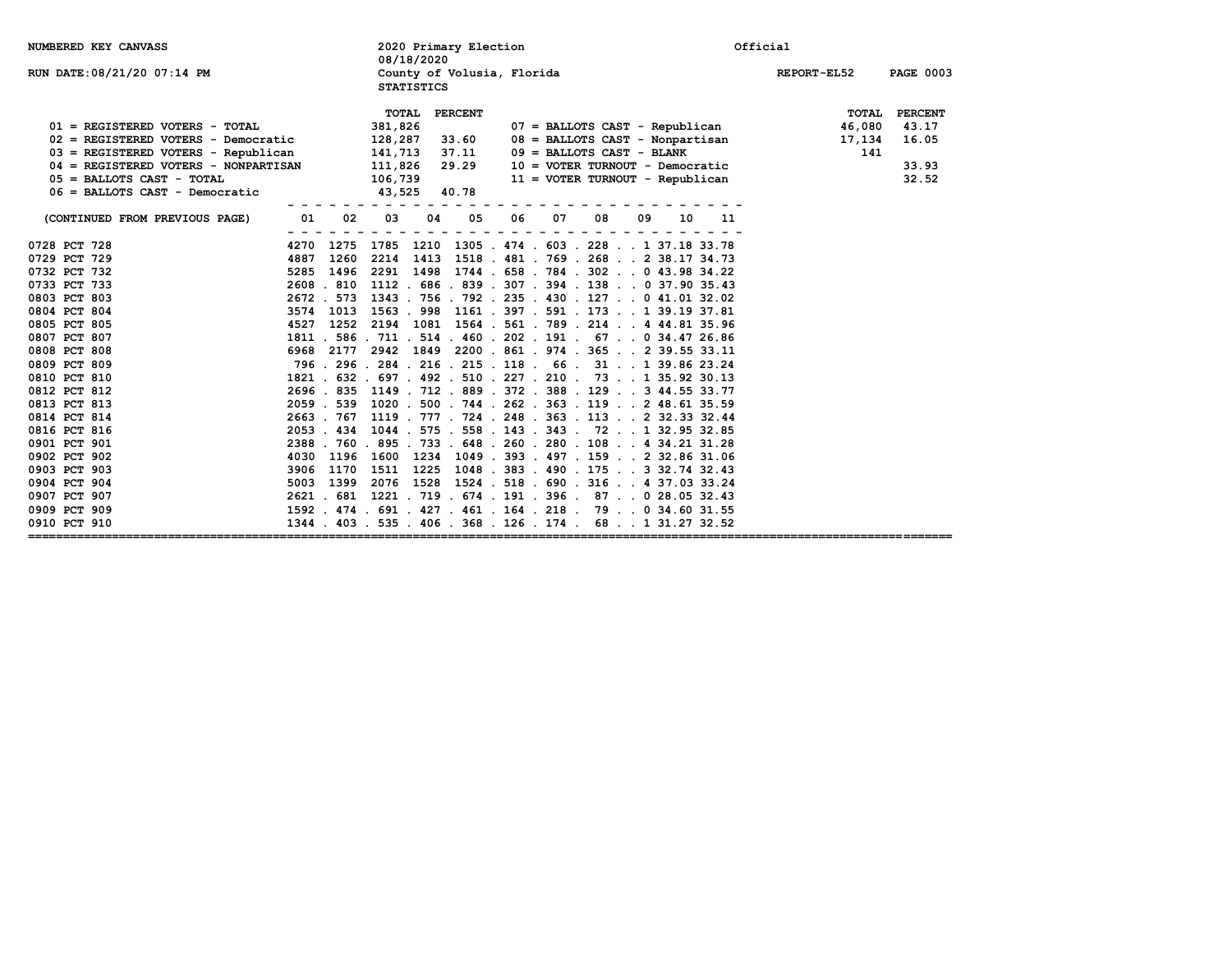NUMBERED KEY CANVASS — 2020 Primary Election 08/18/2020 — Official

RUN DATE:08/21/20 07:14 PM — County of Volusia, Florida — STATISTICS — REPORT-EL52

| Code | Description | TOTAL | PERCENT |
|---|---|---|---|
| 01 | REGISTERED VOTERS - TOTAL | 381,826 | |
| 02 | REGISTERED VOTERS - Democratic | 128,287 | 33.60 |
| 03 | REGISTERED VOTERS - Republican | 141,713 | 37.11 |
| 04 | REGISTERED VOTERS - NONPARTISAN | 111,826 | 29.29 |
| 05 | BALLOTS CAST - TOTAL | 106,739 | |
| 06 | BALLOTS CAST - Democratic | 43,525 | 40.78 |
| 07 | BALLOTS CAST - Republican | 46,080 | 43.17 |
| 08 | BALLOTS CAST - Nonpartisan | 17,134 | 16.05 |
| 09 | BALLOTS CAST - BLANK | 141 | |
| 10 | VOTER TURNOUT - Democratic | | 33.93 |
| 11 | VOTER TURNOUT - Republican | | 32.52 |

(CONTINUED FROM PREVIOUS PAGE)

| Precinct | 01 | 02 | 03 | 04 | 05 | 06 | 07 | 08 | 09 | 10 | 11 |
|---|---|---|---|---|---|---|---|---|---|---|---|
| 0728 PCT 728 | 4270 | 1275 | 1785 | 1210 | 1305 | 474 | 603 | 228 | 1 | 37.18 | 33.78 |
| 0729 PCT 729 | 4887 | 1260 | 2214 | 1413 | 1518 | 481 | 769 | 268 | 2 | 38.17 | 34.73 |
| 0732 PCT 732 | 5285 | 1496 | 2291 | 1498 | 1744 | 658 | 784 | 302 | 0 | 43.98 | 34.22 |
| 0733 PCT 733 | 2608 | 810 | 1112 | 686 | 839 | 307 | 394 | 138 | 0 | 37.90 | 35.43 |
| 0803 PCT 803 | 2672 | 573 | 1343 | 756 | 792 | 235 | 430 | 127 | 0 | 41.01 | 32.02 |
| 0804 PCT 804 | 3574 | 1013 | 1563 | 998 | 1161 | 397 | 591 | 173 | 1 | 39.19 | 37.81 |
| 0805 PCT 805 | 4527 | 1252 | 2194 | 1081 | 1564 | 561 | 789 | 214 | 4 | 44.81 | 35.96 |
| 0807 PCT 807 | 1811 | 586 | 711 | 514 | 460 | 202 | 191 | 67 | 0 | 34.47 | 26.86 |
| 0808 PCT 808 | 6968 | 2177 | 2942 | 1849 | 2200 | 861 | 974 | 365 | 2 | 39.55 | 33.11 |
| 0809 PCT 809 | 796 | 296 | 284 | 216 | 215 | 118 | 66 | 31 | 1 | 39.86 | 23.24 |
| 0810 PCT 810 | 1821 | 632 | 697 | 492 | 510 | 227 | 210 | 73 | 1 | 35.92 | 30.13 |
| 0812 PCT 812 | 2696 | 835 | 1149 | 712 | 889 | 372 | 388 | 129 | 3 | 44.55 | 33.77 |
| 0813 PCT 813 | 2059 | 539 | 1020 | 500 | 744 | 262 | 363 | 119 | 2 | 48.61 | 35.59 |
| 0814 PCT 814 | 2663 | 767 | 1119 | 777 | 724 | 248 | 363 | 113 | 2 | 32.33 | 32.44 |
| 0816 PCT 816 | 2053 | 434 | 1044 | 575 | 558 | 143 | 343 | 72 | 1 | 32.95 | 32.85 |
| 0901 PCT 901 | 2388 | 760 | 895 | 733 | 648 | 260 | 280 | 108 | 4 | 34.21 | 31.28 |
| 0902 PCT 902 | 4030 | 1196 | 1600 | 1234 | 1049 | 393 | 497 | 159 | 2 | 32.86 | 31.06 |
| 0903 PCT 903 | 3906 | 1170 | 1511 | 1225 | 1048 | 383 | 490 | 175 | 3 | 32.74 | 32.43 |
| 0904 PCT 904 | 5003 | 1399 | 2076 | 1528 | 1524 | 518 | 690 | 316 | 4 | 37.03 | 33.24 |
| 0907 PCT 907 | 2621 | 681 | 1221 | 719 | 674 | 191 | 396 | 87 | 0 | 28.05 | 32.43 |
| 0909 PCT 909 | 1592 | 474 | 691 | 427 | 461 | 164 | 218 | 79 | 0 | 34.60 | 31.55 |
| 0910 PCT 910 | 1344 | 403 | 535 | 406 | 368 | 126 | 174 | 68 | 1 | 31.27 | 32.52 |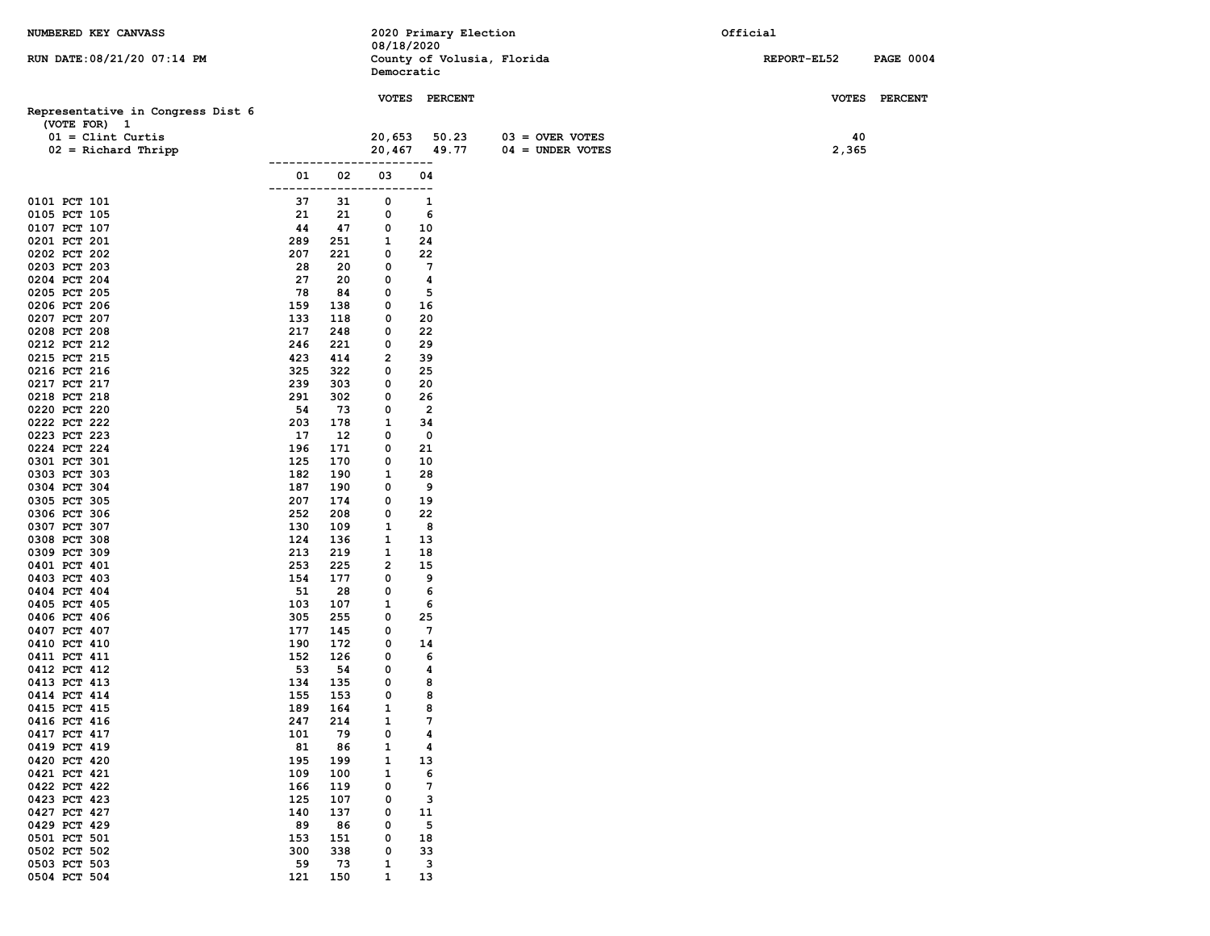NUMBERED KEY CANVASS

RUN DATE:08/21/20 07:14 PM

2020 Primary Election
08/18/2020
County of Volusia, Florida
Democratic

Official

REPORT-EL52

## Representative in Congress Dist 6

(VOTE FOR) 1

| | VOTES | PERCENT |
|---|---|---|
| 01 = Clint Curtis | 20,653 | 50.23 |
| 02 = Richard Thripp | 20,467 | 49.77 |

| | VOTES |
|---|---|
| 03 = OVER VOTES | 40 |
| 04 = UNDER VOTES | 2,365 |

| Precinct | 01 | 02 | 03 | 04 |
|---|---|---|---|---|
| 0101 PCT 101 | 37 | 31 | 0 | 1 |
| 0105 PCT 105 | 21 | 21 | 0 | 6 |
| 0107 PCT 107 | 44 | 47 | 0 | 10 |
| 0201 PCT 201 | 289 | 251 | 1 | 24 |
| 0202 PCT 202 | 207 | 221 | 0 | 22 |
| 0203 PCT 203 | 28 | 20 | 0 | 7 |
| 0204 PCT 204 | 27 | 20 | 0 | 4 |
| 0205 PCT 205 | 78 | 84 | 0 | 5 |
| 0206 PCT 206 | 159 | 138 | 0 | 16 |
| 0207 PCT 207 | 133 | 118 | 0 | 20 |
| 0208 PCT 208 | 217 | 248 | 0 | 22 |
| 0212 PCT 212 | 246 | 221 | 0 | 29 |
| 0215 PCT 215 | 423 | 414 | 2 | 39 |
| 0216 PCT 216 | 325 | 322 | 0 | 25 |
| 0217 PCT 217 | 239 | 303 | 0 | 20 |
| 0218 PCT 218 | 291 | 302 | 0 | 26 |
| 0220 PCT 220 | 54 | 73 | 0 | 2 |
| 0222 PCT 222 | 203 | 178 | 1 | 34 |
| 0223 PCT 223 | 17 | 12 | 0 | 0 |
| 0224 PCT 224 | 196 | 171 | 0 | 21 |
| 0301 PCT 301 | 125 | 170 | 0 | 10 |
| 0303 PCT 303 | 182 | 190 | 1 | 28 |
| 0304 PCT 304 | 187 | 190 | 0 | 9 |
| 0305 PCT 305 | 207 | 174 | 0 | 19 |
| 0306 PCT 306 | 252 | 208 | 0 | 22 |
| 0307 PCT 307 | 130 | 109 | 1 | 8 |
| 0308 PCT 308 | 124 | 136 | 1 | 13 |
| 0309 PCT 309 | 213 | 219 | 1 | 18 |
| 0401 PCT 401 | 253 | 225 | 2 | 15 |
| 0403 PCT 403 | 154 | 177 | 0 | 9 |
| 0404 PCT 404 | 51 | 28 | 0 | 6 |
| 0405 PCT 405 | 103 | 107 | 1 | 6 |
| 0406 PCT 406 | 305 | 255 | 0 | 25 |
| 0407 PCT 407 | 177 | 145 | 0 | 7 |
| 0410 PCT 410 | 190 | 172 | 0 | 14 |
| 0411 PCT 411 | 152 | 126 | 0 | 6 |
| 0412 PCT 412 | 53 | 54 | 0 | 4 |
| 0413 PCT 413 | 134 | 135 | 0 | 8 |
| 0414 PCT 414 | 155 | 153 | 0 | 8 |
| 0415 PCT 415 | 189 | 164 | 1 | 8 |
| 0416 PCT 416 | 247 | 214 | 1 | 7 |
| 0417 PCT 417 | 101 | 79 | 0 | 4 |
| 0419 PCT 419 | 81 | 86 | 1 | 4 |
| 0420 PCT 420 | 195 | 199 | 1 | 13 |
| 0421 PCT 421 | 109 | 100 | 1 | 6 |
| 0422 PCT 422 | 166 | 119 | 0 | 7 |
| 0423 PCT 423 | 125 | 107 | 0 | 3 |
| 0427 PCT 427 | 140 | 137 | 0 | 11 |
| 0429 PCT 429 | 89 | 86 | 0 | 5 |
| 0501 PCT 501 | 153 | 151 | 0 | 18 |
| 0502 PCT 502 | 300 | 338 | 0 | 33 |
| 0503 PCT 503 | 59 | 73 | 1 | 3 |
| 0504 PCT 504 | 121 | 150 | 1 | 13 |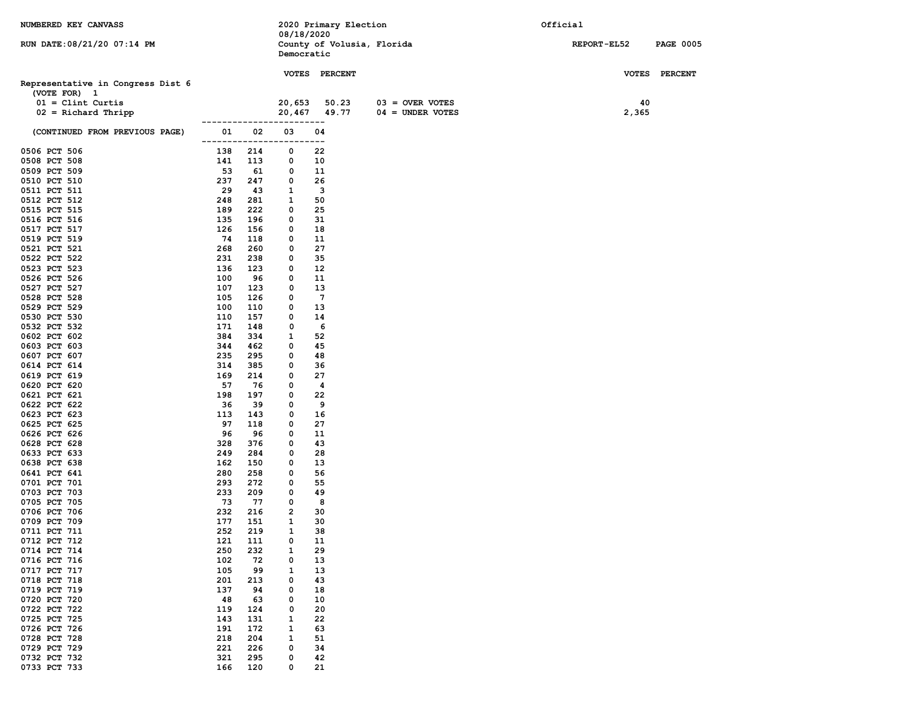NUMBERED KEY CANVASS

RUN DATE:08/21/20 07:14 PM

2020 Primary Election
08/18/2020
County of Volusia, Florida
Democratic

Official

REPORT-EL52 PAGE 0005

## Representative in Congress Dist 6

(VOTE FOR) 1

| | VOTES | PERCENT | | VOTES | PERCENT |
|---|---|---|---|---|---|
| 01 = Clint Curtis | 20,653 | 50.23 | 03 = OVER VOTES | 40 | |
| 02 = Richard Thripp | 20,467 | 49.77 | 04 = UNDER VOTES | 2,365 | |

| (CONTINUED FROM PREVIOUS PAGE) | 01 | 02 | 03 | 04 |
|---|---|---|---|---|
| 0506 PCT 506 | 138 | 214 | 0 | 22 |
| 0508 PCT 508 | 141 | 113 | 0 | 10 |
| 0509 PCT 509 | 53 | 61 | 0 | 11 |
| 0510 PCT 510 | 237 | 247 | 0 | 26 |
| 0511 PCT 511 | 29 | 43 | 1 | 3 |
| 0512 PCT 512 | 248 | 281 | 1 | 50 |
| 0515 PCT 515 | 189 | 222 | 0 | 25 |
| 0516 PCT 516 | 135 | 196 | 0 | 31 |
| 0517 PCT 517 | 126 | 156 | 0 | 18 |
| 0519 PCT 519 | 74 | 118 | 0 | 11 |
| 0521 PCT 521 | 268 | 260 | 0 | 27 |
| 0522 PCT 522 | 231 | 238 | 0 | 35 |
| 0523 PCT 523 | 136 | 123 | 0 | 12 |
| 0526 PCT 526 | 100 | 96 | 0 | 11 |
| 0527 PCT 527 | 107 | 123 | 0 | 13 |
| 0528 PCT 528 | 105 | 126 | 0 | 7 |
| 0529 PCT 529 | 100 | 110 | 0 | 13 |
| 0530 PCT 530 | 110 | 157 | 0 | 14 |
| 0532 PCT 532 | 171 | 148 | 0 | 6 |
| 0602 PCT 602 | 384 | 334 | 1 | 52 |
| 0603 PCT 603 | 344 | 462 | 0 | 45 |
| 0607 PCT 607 | 235 | 295 | 0 | 48 |
| 0614 PCT 614 | 314 | 385 | 0 | 36 |
| 0619 PCT 619 | 169 | 214 | 0 | 27 |
| 0620 PCT 620 | 57 | 76 | 0 | 4 |
| 0621 PCT 621 | 198 | 197 | 0 | 22 |
| 0622 PCT 622 | 36 | 39 | 0 | 9 |
| 0623 PCT 623 | 113 | 143 | 0 | 16 |
| 0625 PCT 625 | 97 | 118 | 0 | 27 |
| 0626 PCT 626 | 96 | 96 | 0 | 11 |
| 0628 PCT 628 | 328 | 376 | 0 | 43 |
| 0633 PCT 633 | 249 | 284 | 0 | 28 |
| 0638 PCT 638 | 162 | 150 | 0 | 13 |
| 0641 PCT 641 | 280 | 258 | 0 | 56 |
| 0701 PCT 701 | 293 | 272 | 0 | 55 |
| 0703 PCT 703 | 233 | 209 | 0 | 49 |
| 0705 PCT 705 | 73 | 77 | 0 | 8 |
| 0706 PCT 706 | 232 | 216 | 2 | 30 |
| 0709 PCT 709 | 177 | 151 | 1 | 30 |
| 0711 PCT 711 | 252 | 219 | 1 | 38 |
| 0712 PCT 712 | 121 | 111 | 0 | 11 |
| 0714 PCT 714 | 250 | 232 | 1 | 29 |
| 0716 PCT 716 | 102 | 72 | 0 | 13 |
| 0717 PCT 717 | 105 | 99 | 1 | 13 |
| 0718 PCT 718 | 201 | 213 | 0 | 43 |
| 0719 PCT 719 | 137 | 94 | 0 | 18 |
| 0720 PCT 720 | 48 | 63 | 0 | 10 |
| 0722 PCT 722 | 119 | 124 | 0 | 20 |
| 0725 PCT 725 | 143 | 131 | 1 | 22 |
| 0726 PCT 726 | 191 | 172 | 1 | 63 |
| 0728 PCT 728 | 218 | 204 | 1 | 51 |
| 0729 PCT 729 | 221 | 226 | 0 | 34 |
| 0732 PCT 732 | 321 | 295 | 0 | 42 |
| 0733 PCT 733 | 166 | 120 | 0 | 21 |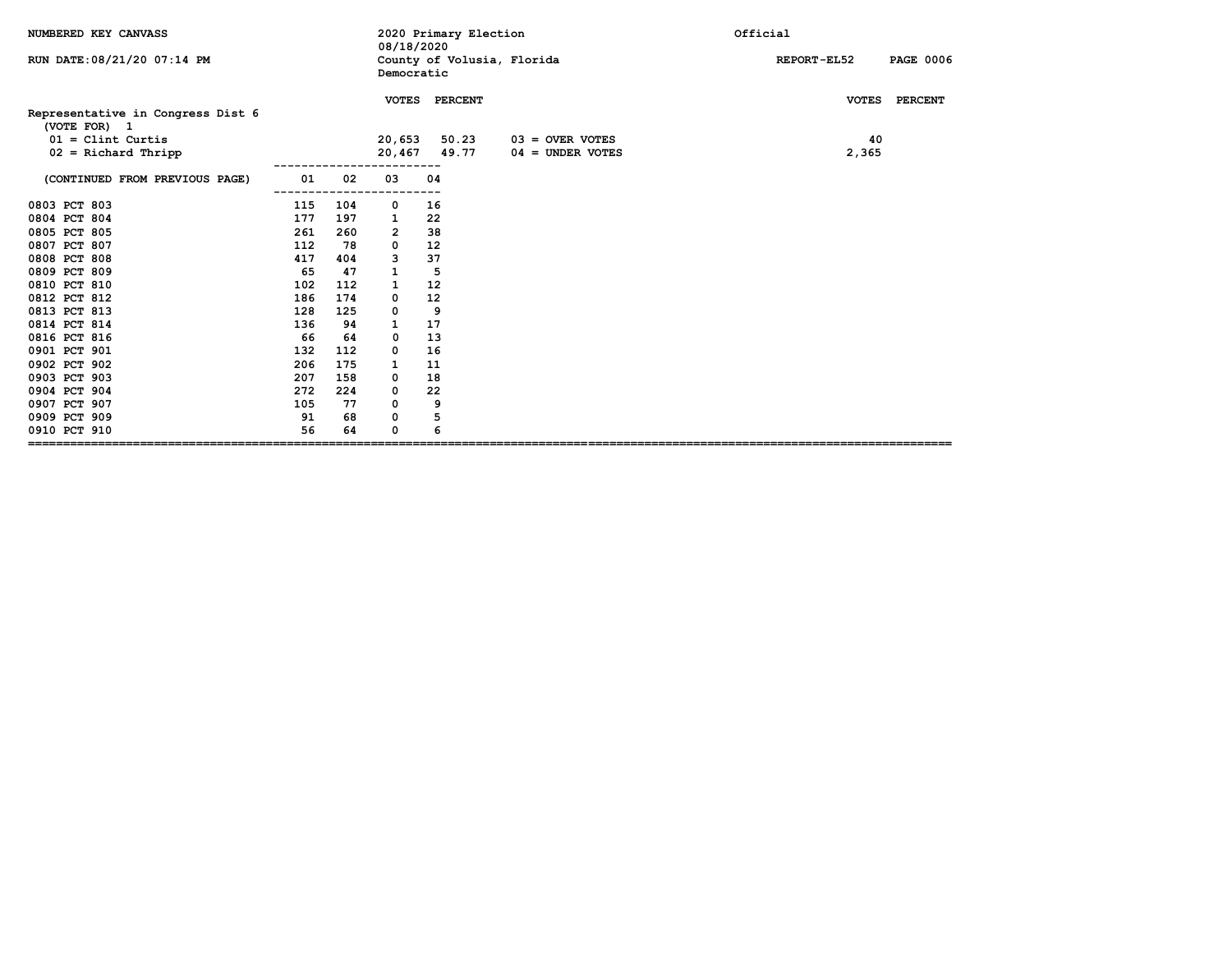NUMBERED KEY CANVASS

RUN DATE:08/21/20 07:14 PM

2020 Primary Election
08/18/2020
County of Volusia, Florida
Democratic

Official

REPORT-EL52 PAGE 0006

## Representative in Congress Dist 6

(VOTE FOR) 1

| | VOTES | PERCENT | | VOTES | PERCENT |
|---|---|---|---|---|---|
| 01 = Clint Curtis | 20,653 | 50.23 | 03 = OVER VOTES | 40 | |
| 02 = Richard Thripp | 20,467 | 49.77 | 04 = UNDER VOTES | 2,365 | |

| (CONTINUED FROM PREVIOUS PAGE) | 01 | 02 | 03 | 04 |
|---|---|---|---|---|
| 0803 PCT 803 | 115 | 104 | 0 | 16 |
| 0804 PCT 804 | 177 | 197 | 1 | 22 |
| 0805 PCT 805 | 261 | 260 | 2 | 38 |
| 0807 PCT 807 | 112 | 78 | 0 | 12 |
| 0808 PCT 808 | 417 | 404 | 3 | 37 |
| 0809 PCT 809 | 65 | 47 | 1 | 5 |
| 0810 PCT 810 | 102 | 112 | 1 | 12 |
| 0812 PCT 812 | 186 | 174 | 0 | 12 |
| 0813 PCT 813 | 128 | 125 | 0 | 9 |
| 0814 PCT 814 | 136 | 94 | 1 | 17 |
| 0816 PCT 816 | 66 | 64 | 0 | 13 |
| 0901 PCT 901 | 132 | 112 | 0 | 16 |
| 0902 PCT 902 | 206 | 175 | 1 | 11 |
| 0903 PCT 903 | 207 | 158 | 0 | 18 |
| 0904 PCT 904 | 272 | 224 | 0 | 22 |
| 0907 PCT 907 | 105 | 77 | 0 | 9 |
| 0909 PCT 909 | 91 | 68 | 0 | 5 |
| 0910 PCT 910 | 56 | 64 | 0 | 6 |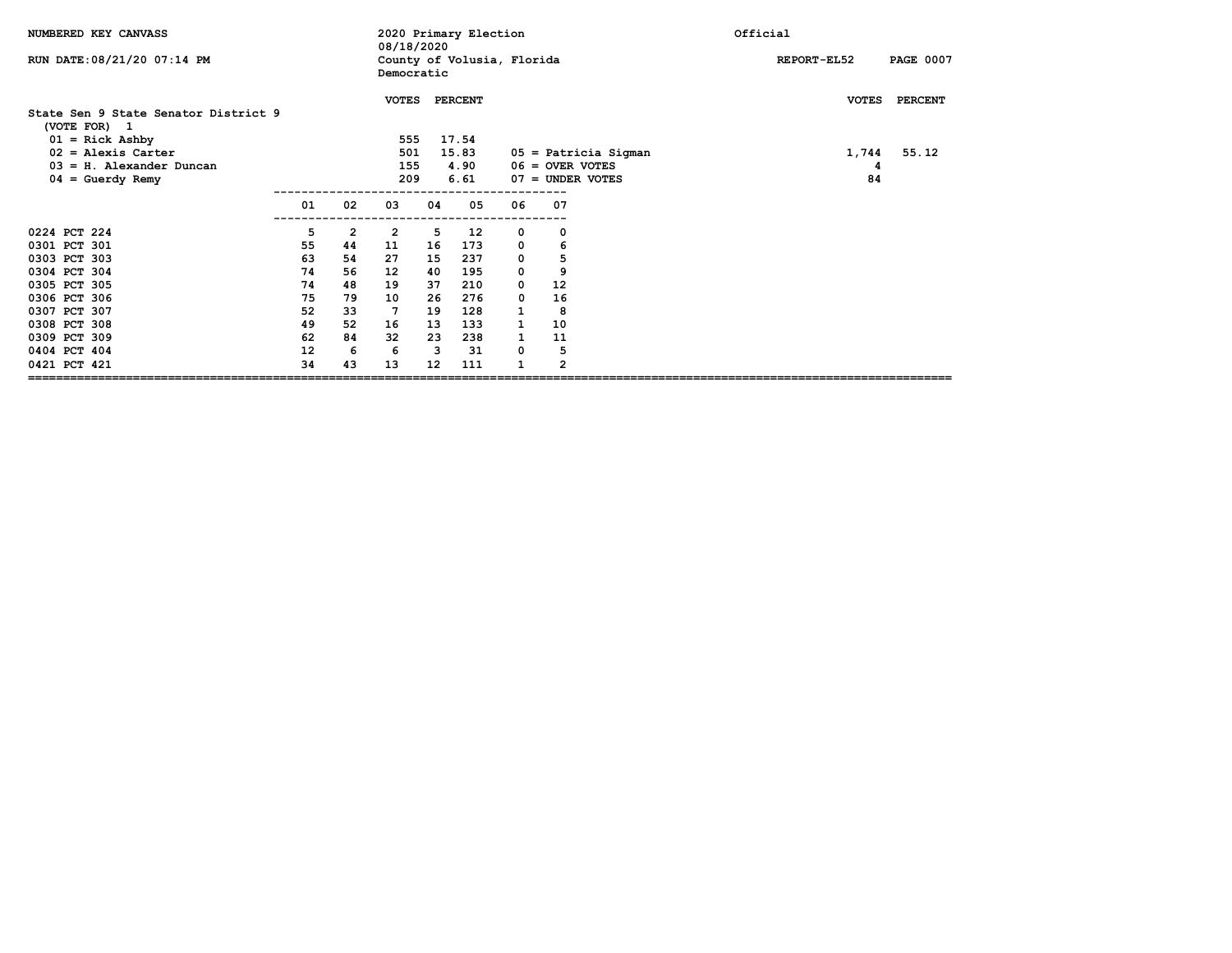NUMBERED KEY CANVASS

RUN DATE:08/21/20 07:14 PM

2020 Primary Election
08/18/2020
County of Volusia, Florida
Democratic

Official

REPORT-EL52

## State Sen 9 State Senator District 9

(VOTE FOR) 1

| Code | Candidate | VOTES | PERCENT |
|---|---|---|---|
| 01 | Rick Ashby | 555 | 17.54 |
| 02 | Alexis Carter | 501 | 15.83 |
| 03 | H. Alexander Duncan | 155 | 4.90 |
| 04 | Guerdy Remy | 209 | 6.61 |
| 05 | Patricia Sigman | 1,744 | 55.12 |
| 06 | OVER VOTES | 4 | |
| 07 | UNDER VOTES | 84 | |

| Precinct | 01 | 02 | 03 | 04 | 05 | 06 | 07 |
|---|---|---|---|---|---|---|---|
| 0224 PCT 224 | 5 | 2 | 2 | 5 | 12 | 0 | 0 |
| 0301 PCT 301 | 55 | 44 | 11 | 16 | 173 | 0 | 6 |
| 0303 PCT 303 | 63 | 54 | 27 | 15 | 237 | 0 | 5 |
| 0304 PCT 304 | 74 | 56 | 12 | 40 | 195 | 0 | 9 |
| 0305 PCT 305 | 74 | 48 | 19 | 37 | 210 | 0 | 12 |
| 0306 PCT 306 | 75 | 79 | 10 | 26 | 276 | 0 | 16 |
| 0307 PCT 307 | 52 | 33 | 7 | 19 | 128 | 1 | 8 |
| 0308 PCT 308 | 49 | 52 | 16 | 13 | 133 | 1 | 10 |
| 0309 PCT 309 | 62 | 84 | 32 | 23 | 238 | 1 | 11 |
| 0404 PCT 404 | 12 | 6 | 6 | 3 | 31 | 0 | 5 |
| 0421 PCT 421 | 34 | 43 | 13 | 12 | 111 | 1 | 2 |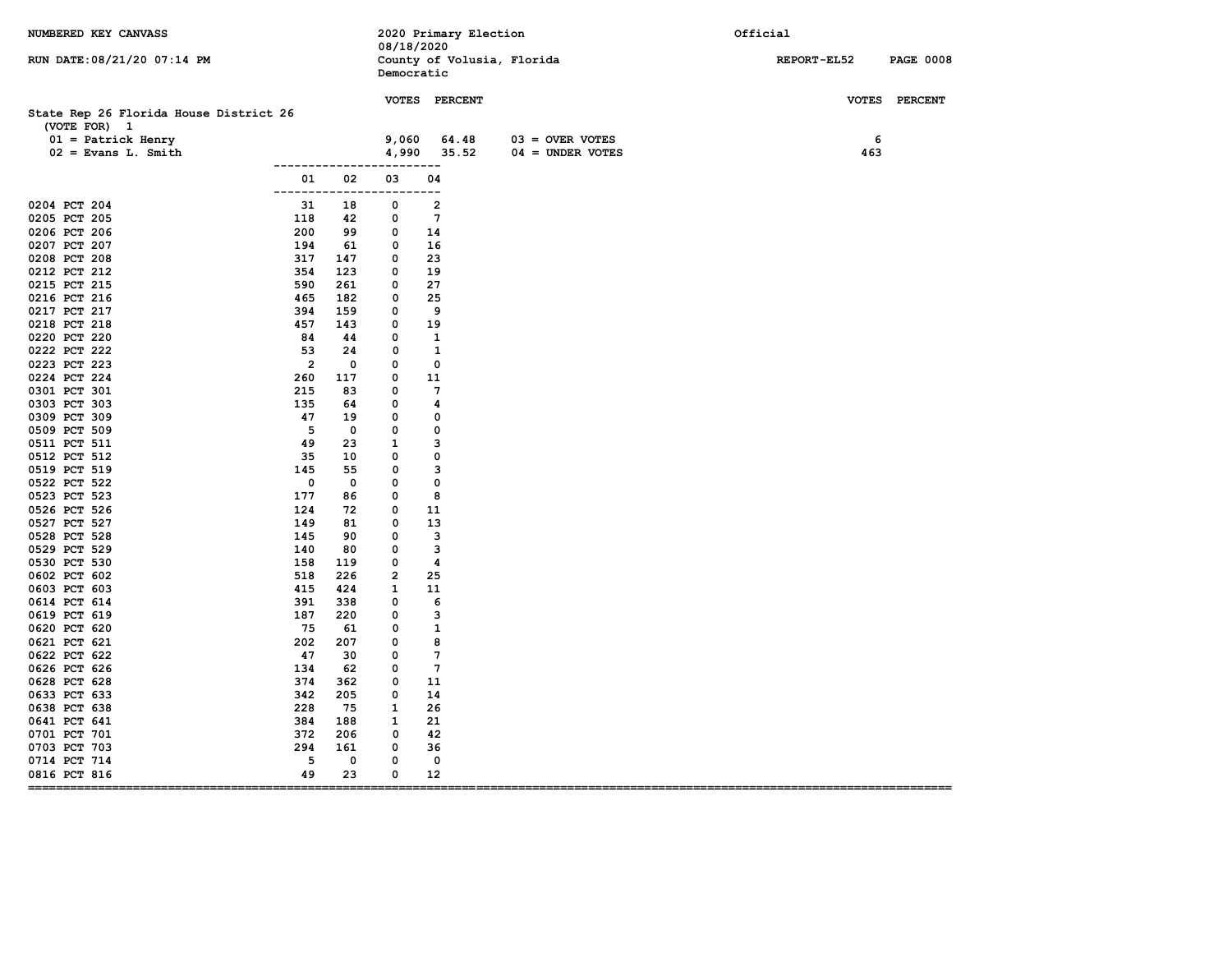NUMBERED KEY CANVASS

RUN DATE:08/21/20 07:14 PM

2020 Primary Election
08/18/2020
County of Volusia, Florida
Democratic

Official

REPORT-EL52

## State Rep 26 Florida House District 26

(VOTE FOR) 1

| | VOTES | PERCENT | | VOTES | PERCENT |
|---|---|---|---|---|---|
| 01 = Patrick Henry | 9,060 | 64.48 | 03 = OVER VOTES | 6 | |
| 02 = Evans L. Smith | 4,990 | 35.52 | 04 = UNDER VOTES | 463 | |

| | 01 | 02 | 03 | 04 |
|---|---|---|---|---|
| 0204 PCT 204 | 31 | 18 | 0 | 2 |
| 0205 PCT 205 | 118 | 42 | 0 | 7 |
| 0206 PCT 206 | 200 | 99 | 0 | 14 |
| 0207 PCT 207 | 194 | 61 | 0 | 16 |
| 0208 PCT 208 | 317 | 147 | 0 | 23 |
| 0212 PCT 212 | 354 | 123 | 0 | 19 |
| 0215 PCT 215 | 590 | 261 | 0 | 27 |
| 0216 PCT 216 | 465 | 182 | 0 | 25 |
| 0217 PCT 217 | 394 | 159 | 0 | 9 |
| 0218 PCT 218 | 457 | 143 | 0 | 19 |
| 0220 PCT 220 | 84 | 44 | 0 | 1 |
| 0222 PCT 222 | 53 | 24 | 0 | 1 |
| 0223 PCT 223 | 2 | 0 | 0 | 0 |
| 0224 PCT 224 | 260 | 117 | 0 | 11 |
| 0301 PCT 301 | 215 | 83 | 0 | 7 |
| 0303 PCT 303 | 135 | 64 | 0 | 4 |
| 0309 PCT 309 | 47 | 19 | 0 | 0 |
| 0509 PCT 509 | 5 | 0 | 0 | 0 |
| 0511 PCT 511 | 49 | 23 | 1 | 3 |
| 0512 PCT 512 | 35 | 10 | 0 | 0 |
| 0519 PCT 519 | 145 | 55 | 0 | 3 |
| 0522 PCT 522 | 0 | 0 | 0 | 0 |
| 0523 PCT 523 | 177 | 86 | 0 | 8 |
| 0526 PCT 526 | 124 | 72 | 0 | 11 |
| 0527 PCT 527 | 149 | 81 | 0 | 13 |
| 0528 PCT 528 | 145 | 90 | 0 | 3 |
| 0529 PCT 529 | 140 | 80 | 0 | 3 |
| 0530 PCT 530 | 158 | 119 | 0 | 4 |
| 0602 PCT 602 | 518 | 226 | 2 | 25 |
| 0603 PCT 603 | 415 | 424 | 1 | 11 |
| 0614 PCT 614 | 391 | 338 | 0 | 6 |
| 0619 PCT 619 | 187 | 220 | 0 | 3 |
| 0620 PCT 620 | 75 | 61 | 0 | 1 |
| 0621 PCT 621 | 202 | 207 | 0 | 8 |
| 0622 PCT 622 | 47 | 30 | 0 | 7 |
| 0626 PCT 626 | 134 | 62 | 0 | 7 |
| 0628 PCT 628 | 374 | 362 | 0 | 11 |
| 0633 PCT 633 | 342 | 205 | 0 | 14 |
| 0638 PCT 638 | 228 | 75 | 1 | 26 |
| 0641 PCT 641 | 384 | 188 | 1 | 21 |
| 0701 PCT 701 | 372 | 206 | 0 | 42 |
| 0703 PCT 703 | 294 | 161 | 0 | 36 |
| 0714 PCT 714 | 5 | 0 | 0 | 0 |
| 0816 PCT 816 | 49 | 23 | 0 | 12 |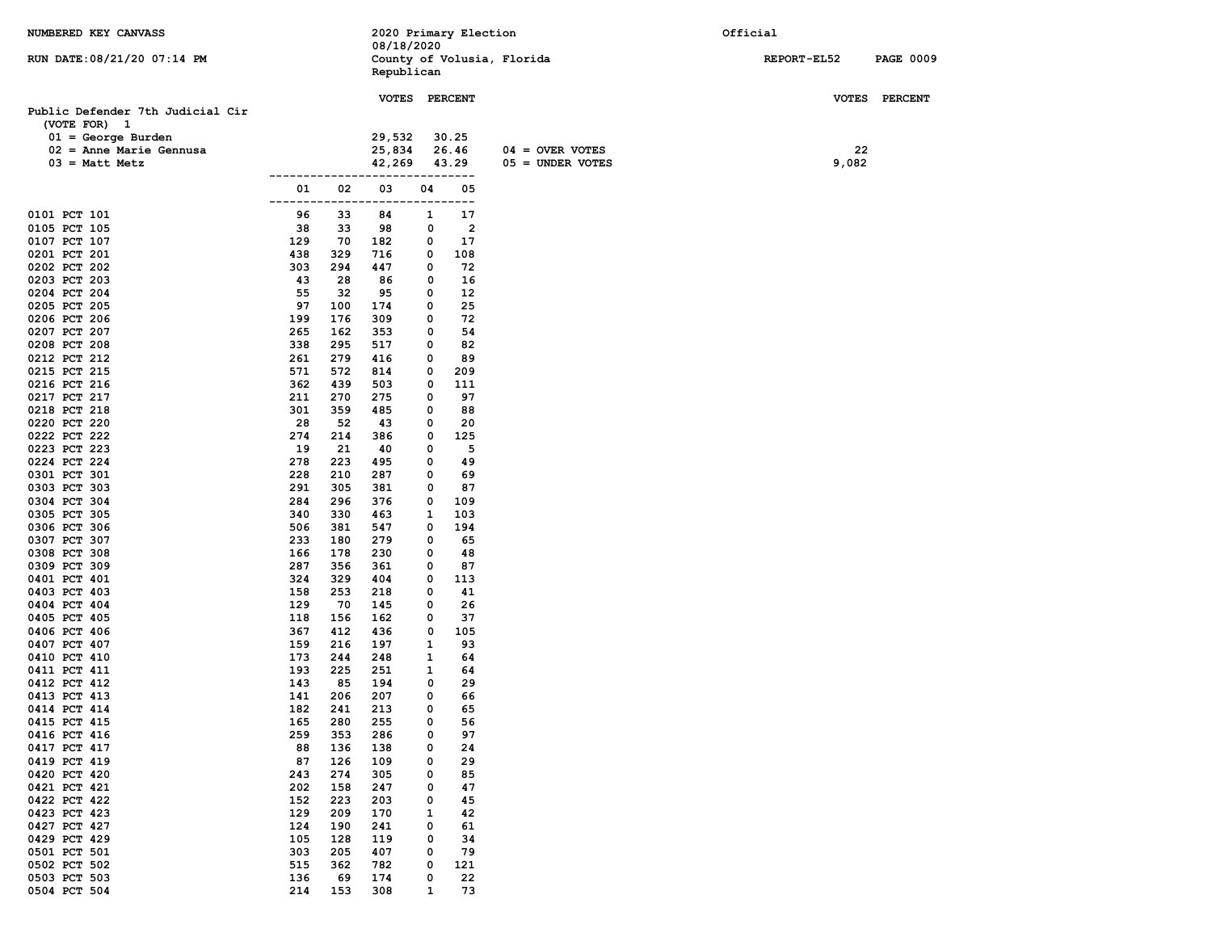NUMBERED KEY CANVASS

RUN DATE:08/21/20 07:14 PM

2020 Primary Election
08/18/2020
County of Volusia, Florida
Republican

Official

REPORT-EL52 PAGE 0009

## Public Defender 7th Judicial Cir

(VOTE FOR) 1

| | VOTES | PERCENT |
|---|---|---|
| 01 = George Burden | 29,532 | 30.25 |
| 02 = Anne Marie Gennusa | 25,834 | 26.46 |
| 03 = Matt Metz | 42,269 | 43.29 |

| | VOTES | PERCENT |
|---|---|---|
| 04 = OVER VOTES | 22 | |
| 05 = UNDER VOTES | 9,082 | |

| Precinct | 01 | 02 | 03 | 04 | 05 |
|---|---|---|---|---|---|
| 0101 PCT 101 | 96 | 33 | 84 | 1 | 17 |
| 0105 PCT 105 | 38 | 33 | 98 | 0 | 2 |
| 0107 PCT 107 | 129 | 70 | 182 | 0 | 17 |
| 0201 PCT 201 | 438 | 329 | 716 | 0 | 108 |
| 0202 PCT 202 | 303 | 294 | 447 | 0 | 72 |
| 0203 PCT 203 | 43 | 28 | 86 | 0 | 16 |
| 0204 PCT 204 | 55 | 32 | 95 | 0 | 12 |
| 0205 PCT 205 | 97 | 100 | 174 | 0 | 25 |
| 0206 PCT 206 | 199 | 176 | 309 | 0 | 72 |
| 0207 PCT 207 | 265 | 162 | 353 | 0 | 54 |
| 0208 PCT 208 | 338 | 295 | 517 | 0 | 82 |
| 0212 PCT 212 | 261 | 279 | 416 | 0 | 89 |
| 0215 PCT 215 | 571 | 572 | 814 | 0 | 209 |
| 0216 PCT 216 | 362 | 439 | 503 | 0 | 111 |
| 0217 PCT 217 | 211 | 270 | 275 | 0 | 97 |
| 0218 PCT 218 | 301 | 359 | 485 | 0 | 88 |
| 0220 PCT 220 | 28 | 52 | 43 | 0 | 20 |
| 0222 PCT 222 | 274 | 214 | 386 | 0 | 125 |
| 0223 PCT 223 | 19 | 21 | 40 | 0 | 5 |
| 0224 PCT 224 | 278 | 223 | 495 | 0 | 49 |
| 0301 PCT 301 | 228 | 210 | 287 | 0 | 69 |
| 0303 PCT 303 | 291 | 305 | 381 | 0 | 87 |
| 0304 PCT 304 | 284 | 296 | 376 | 0 | 109 |
| 0305 PCT 305 | 340 | 330 | 463 | 1 | 103 |
| 0306 PCT 306 | 506 | 381 | 547 | 0 | 194 |
| 0307 PCT 307 | 233 | 180 | 279 | 0 | 65 |
| 0308 PCT 308 | 166 | 178 | 230 | 0 | 48 |
| 0309 PCT 309 | 287 | 356 | 361 | 0 | 87 |
| 0401 PCT 401 | 324 | 329 | 404 | 0 | 113 |
| 0403 PCT 403 | 158 | 253 | 218 | 0 | 41 |
| 0404 PCT 404 | 129 | 70 | 145 | 0 | 26 |
| 0405 PCT 405 | 118 | 156 | 162 | 0 | 37 |
| 0406 PCT 406 | 367 | 412 | 436 | 0 | 105 |
| 0407 PCT 407 | 159 | 216 | 197 | 1 | 93 |
| 0410 PCT 410 | 173 | 244 | 248 | 1 | 64 |
| 0411 PCT 411 | 193 | 225 | 251 | 1 | 64 |
| 0412 PCT 412 | 143 | 85 | 194 | 0 | 29 |
| 0413 PCT 413 | 141 | 206 | 207 | 0 | 66 |
| 0414 PCT 414 | 182 | 241 | 213 | 0 | 65 |
| 0415 PCT 415 | 165 | 280 | 255 | 0 | 56 |
| 0416 PCT 416 | 259 | 353 | 286 | 0 | 97 |
| 0417 PCT 417 | 88 | 136 | 138 | 0 | 24 |
| 0419 PCT 419 | 87 | 126 | 109 | 0 | 29 |
| 0420 PCT 420 | 243 | 274 | 305 | 0 | 85 |
| 0421 PCT 421 | 202 | 158 | 247 | 0 | 47 |
| 0422 PCT 422 | 152 | 223 | 203 | 0 | 45 |
| 0423 PCT 423 | 129 | 209 | 170 | 1 | 42 |
| 0427 PCT 427 | 124 | 190 | 241 | 0 | 61 |
| 0429 PCT 429 | 105 | 128 | 119 | 0 | 34 |
| 0501 PCT 501 | 303 | 205 | 407 | 0 | 79 |
| 0502 PCT 502 | 515 | 362 | 782 | 0 | 121 |
| 0503 PCT 503 | 136 | 69 | 174 | 0 | 22 |
| 0504 PCT 504 | 214 | 153 | 308 | 1 | 73 |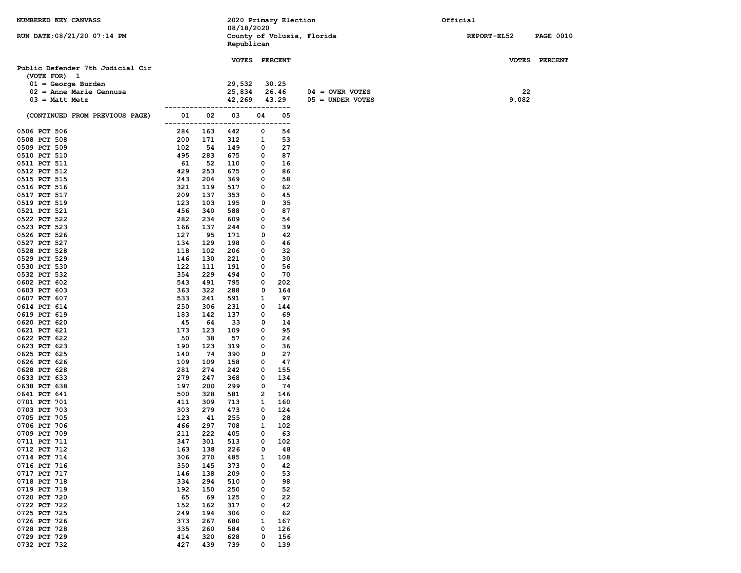NUMBERED KEY CANVASS

RUN DATE:08/21/20 07:14 PM

2020 Primary Election
08/18/2020
County of Volusia, Florida
Republican

Official

REPORT-EL52

## Public Defender 7th Judicial Cir

(VOTE FOR) 1

| | VOTES | PERCENT | | VOTES | PERCENT |
|---|---|---|---|---|---|
| 01 = George Burden | 29,532 | 30.25 | | | |
| 02 = Anne Marie Gennusa | 25,834 | 26.46 | 04 = OVER VOTES | 22 | |
| 03 = Matt Metz | 42,269 | 43.29 | 05 = UNDER VOTES | 9,082 | |

| (CONTINUED FROM PREVIOUS PAGE) | 01 | 02 | 03 | 04 | 05 |
|---|---|---|---|---|---|
| 0506 PCT 506 | 284 | 163 | 442 | 0 | 54 |
| 0508 PCT 508 | 200 | 171 | 312 | 1 | 53 |
| 0509 PCT 509 | 102 | 54 | 149 | 0 | 27 |
| 0510 PCT 510 | 495 | 283 | 675 | 0 | 87 |
| 0511 PCT 511 | 61 | 52 | 110 | 0 | 16 |
| 0512 PCT 512 | 429 | 253 | 675 | 0 | 86 |
| 0515 PCT 515 | 243 | 204 | 369 | 0 | 58 |
| 0516 PCT 516 | 321 | 119 | 517 | 0 | 62 |
| 0517 PCT 517 | 209 | 137 | 353 | 0 | 45 |
| 0519 PCT 519 | 123 | 103 | 195 | 0 | 35 |
| 0521 PCT 521 | 456 | 340 | 588 | 0 | 87 |
| 0522 PCT 522 | 282 | 234 | 609 | 0 | 54 |
| 0523 PCT 523 | 166 | 137 | 244 | 0 | 39 |
| 0526 PCT 526 | 127 | 95 | 171 | 0 | 42 |
| 0527 PCT 527 | 134 | 129 | 198 | 0 | 46 |
| 0528 PCT 528 | 118 | 102 | 206 | 0 | 32 |
| 0529 PCT 529 | 146 | 130 | 221 | 0 | 30 |
| 0530 PCT 530 | 122 | 111 | 191 | 0 | 56 |
| 0532 PCT 532 | 354 | 229 | 494 | 0 | 70 |
| 0602 PCT 602 | 543 | 491 | 795 | 0 | 202 |
| 0603 PCT 603 | 363 | 322 | 288 | 0 | 164 |
| 0607 PCT 607 | 533 | 241 | 591 | 1 | 97 |
| 0614 PCT 614 | 250 | 306 | 231 | 0 | 144 |
| 0619 PCT 619 | 183 | 142 | 137 | 0 | 69 |
| 0620 PCT 620 | 45 | 64 | 33 | 0 | 14 |
| 0621 PCT 621 | 173 | 123 | 109 | 0 | 95 |
| 0622 PCT 622 | 50 | 38 | 57 | 0 | 24 |
| 0623 PCT 623 | 190 | 123 | 319 | 0 | 36 |
| 0625 PCT 625 | 140 | 74 | 390 | 0 | 27 |
| 0626 PCT 626 | 109 | 109 | 158 | 0 | 47 |
| 0628 PCT 628 | 281 | 274 | 242 | 0 | 155 |
| 0633 PCT 633 | 279 | 247 | 368 | 0 | 134 |
| 0638 PCT 638 | 197 | 200 | 299 | 0 | 74 |
| 0641 PCT 641 | 500 | 328 | 581 | 2 | 146 |
| 0701 PCT 701 | 411 | 309 | 713 | 1 | 160 |
| 0703 PCT 703 | 303 | 279 | 473 | 0 | 124 |
| 0705 PCT 705 | 123 | 41 | 255 | 0 | 28 |
| 0706 PCT 706 | 466 | 297 | 708 | 1 | 102 |
| 0709 PCT 709 | 211 | 222 | 405 | 0 | 63 |
| 0711 PCT 711 | 347 | 301 | 513 | 0 | 102 |
| 0712 PCT 712 | 163 | 138 | 226 | 0 | 48 |
| 0714 PCT 714 | 306 | 270 | 485 | 1 | 108 |
| 0716 PCT 716 | 350 | 145 | 373 | 0 | 42 |
| 0717 PCT 717 | 146 | 138 | 209 | 0 | 53 |
| 0718 PCT 718 | 334 | 294 | 510 | 0 | 98 |
| 0719 PCT 719 | 192 | 150 | 250 | 0 | 52 |
| 0720 PCT 720 | 65 | 69 | 125 | 0 | 22 |
| 0722 PCT 722 | 152 | 162 | 317 | 0 | 42 |
| 0725 PCT 725 | 249 | 194 | 306 | 0 | 62 |
| 0726 PCT 726 | 373 | 267 | 680 | 1 | 167 |
| 0728 PCT 728 | 335 | 260 | 584 | 0 | 126 |
| 0729 PCT 729 | 414 | 320 | 628 | 0 | 156 |
| 0732 PCT 732 | 427 | 439 | 739 | 0 | 139 |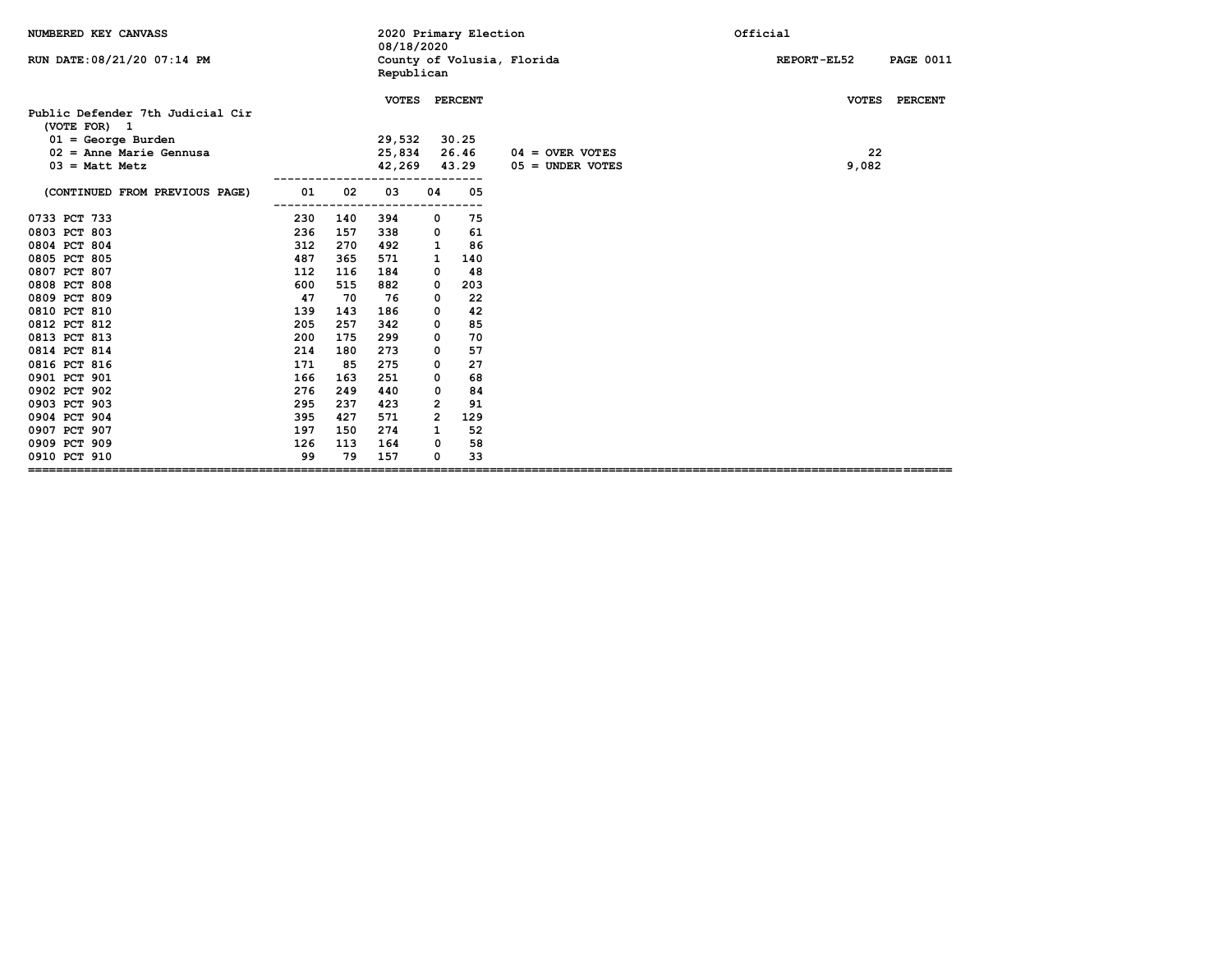NUMBERED KEY CANVASS

RUN DATE:08/21/20 07:14 PM

2020 Primary Election
08/18/2020
County of Volusia, Florida
Republican

Official

REPORT-EL52

## Public Defender 7th Judicial Cir

(VOTE FOR) 1

| | VOTES | PERCENT |
|---|---|---|
| 01 = George Burden | 29,532 | 30.25 |
| 02 = Anne Marie Gennusa | 25,834 | 26.46 |
| 03 = Matt Metz | 42,269 | 43.29 |

| | VOTES | PERCENT |
|---|---|---|
| 04 = OVER VOTES | 22 | |
| 05 = UNDER VOTES | 9,082 | |

| (CONTINUED FROM PREVIOUS PAGE) | 01 | 02 | 03 | 04 | 05 |
|---|---|---|---|---|---|
| 0733 PCT 733 | 230 | 140 | 394 | 0 | 75 |
| 0803 PCT 803 | 236 | 157 | 338 | 0 | 61 |
| 0804 PCT 804 | 312 | 270 | 492 | 1 | 86 |
| 0805 PCT 805 | 487 | 365 | 571 | 1 | 140 |
| 0807 PCT 807 | 112 | 116 | 184 | 0 | 48 |
| 0808 PCT 808 | 600 | 515 | 882 | 0 | 203 |
| 0809 PCT 809 | 47 | 70 | 76 | 0 | 22 |
| 0810 PCT 810 | 139 | 143 | 186 | 0 | 42 |
| 0812 PCT 812 | 205 | 257 | 342 | 0 | 85 |
| 0813 PCT 813 | 200 | 175 | 299 | 0 | 70 |
| 0814 PCT 814 | 214 | 180 | 273 | 0 | 57 |
| 0816 PCT 816 | 171 | 85 | 275 | 0 | 27 |
| 0901 PCT 901 | 166 | 163 | 251 | 0 | 68 |
| 0902 PCT 902 | 276 | 249 | 440 | 0 | 84 |
| 0903 PCT 903 | 295 | 237 | 423 | 2 | 91 |
| 0904 PCT 904 | 395 | 427 | 571 | 2 | 129 |
| 0907 PCT 907 | 197 | 150 | 274 | 1 | 52 |
| 0909 PCT 909 | 126 | 113 | 164 | 0 | 58 |
| 0910 PCT 910 | 99 | 79 | 157 | 0 | 33 |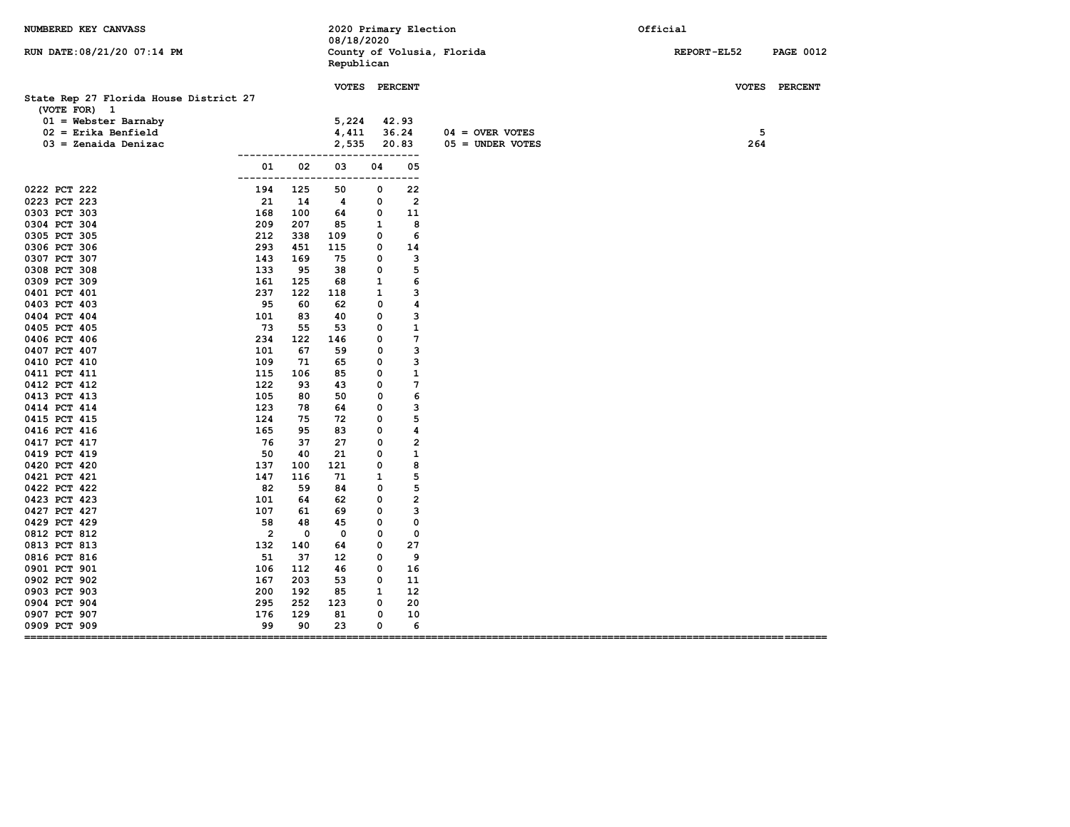NUMBERED KEY CANVASS

RUN DATE:08/21/20 07:14 PM

2020 Primary Election
08/18/2020
County of Volusia, Florida
Republican

Official

REPORT-EL52 PAGE 0012

## State Rep 27 Florida House District 27

(VOTE FOR) 1

| Candidate | VOTES | PERCENT |
|---|---|---|
| 01 = Webster Barnaby | 5,224 | 42.93 |
| 02 = Erika Benfield | 4,411 | 36.24 |
| 03 = Zenaida Denizac | 2,535 | 20.83 |

| | VOTES |
|---|---|
| 04 = OVER VOTES | 5 |
| 05 = UNDER VOTES | 264 |

| Precinct | 01 | 02 | 03 | 04 | 05 |
|---|---|---|---|---|---|
| 0222 PCT 222 | 194 | 125 | 50 | 0 | 22 |
| 0223 PCT 223 | 21 | 14 | 4 | 0 | 2 |
| 0303 PCT 303 | 168 | 100 | 64 | 0 | 11 |
| 0304 PCT 304 | 209 | 207 | 85 | 1 | 8 |
| 0305 PCT 305 | 212 | 338 | 109 | 0 | 6 |
| 0306 PCT 306 | 293 | 451 | 115 | 0 | 14 |
| 0307 PCT 307 | 143 | 169 | 75 | 0 | 3 |
| 0308 PCT 308 | 133 | 95 | 38 | 0 | 5 |
| 0309 PCT 309 | 161 | 125 | 68 | 1 | 6 |
| 0401 PCT 401 | 237 | 122 | 118 | 1 | 3 |
| 0403 PCT 403 | 95 | 60 | 62 | 0 | 4 |
| 0404 PCT 404 | 101 | 83 | 40 | 0 | 3 |
| 0405 PCT 405 | 73 | 55 | 53 | 0 | 1 |
| 0406 PCT 406 | 234 | 122 | 146 | 0 | 7 |
| 0407 PCT 407 | 101 | 67 | 59 | 0 | 3 |
| 0410 PCT 410 | 109 | 71 | 65 | 0 | 3 |
| 0411 PCT 411 | 115 | 106 | 85 | 0 | 1 |
| 0412 PCT 412 | 122 | 93 | 43 | 0 | 7 |
| 0413 PCT 413 | 105 | 80 | 50 | 0 | 6 |
| 0414 PCT 414 | 123 | 78 | 64 | 0 | 3 |
| 0415 PCT 415 | 124 | 75 | 72 | 0 | 5 |
| 0416 PCT 416 | 165 | 95 | 83 | 0 | 4 |
| 0417 PCT 417 | 76 | 37 | 27 | 0 | 2 |
| 0419 PCT 419 | 50 | 40 | 21 | 0 | 1 |
| 0420 PCT 420 | 137 | 100 | 121 | 0 | 8 |
| 0421 PCT 421 | 147 | 116 | 71 | 1 | 5 |
| 0422 PCT 422 | 82 | 59 | 84 | 0 | 5 |
| 0423 PCT 423 | 101 | 64 | 62 | 0 | 2 |
| 0427 PCT 427 | 107 | 61 | 69 | 0 | 3 |
| 0429 PCT 429 | 58 | 48 | 45 | 0 | 0 |
| 0812 PCT 812 | 2 | 0 | 0 | 0 | 0 |
| 0813 PCT 813 | 132 | 140 | 64 | 0 | 27 |
| 0816 PCT 816 | 51 | 37 | 12 | 0 | 9 |
| 0901 PCT 901 | 106 | 112 | 46 | 0 | 16 |
| 0902 PCT 902 | 167 | 203 | 53 | 0 | 11 |
| 0903 PCT 903 | 200 | 192 | 85 | 1 | 12 |
| 0904 PCT 904 | 295 | 252 | 123 | 0 | 20 |
| 0907 PCT 907 | 176 | 129 | 81 | 0 | 10 |
| 0909 PCT 909 | 99 | 90 | 23 | 0 | 6 |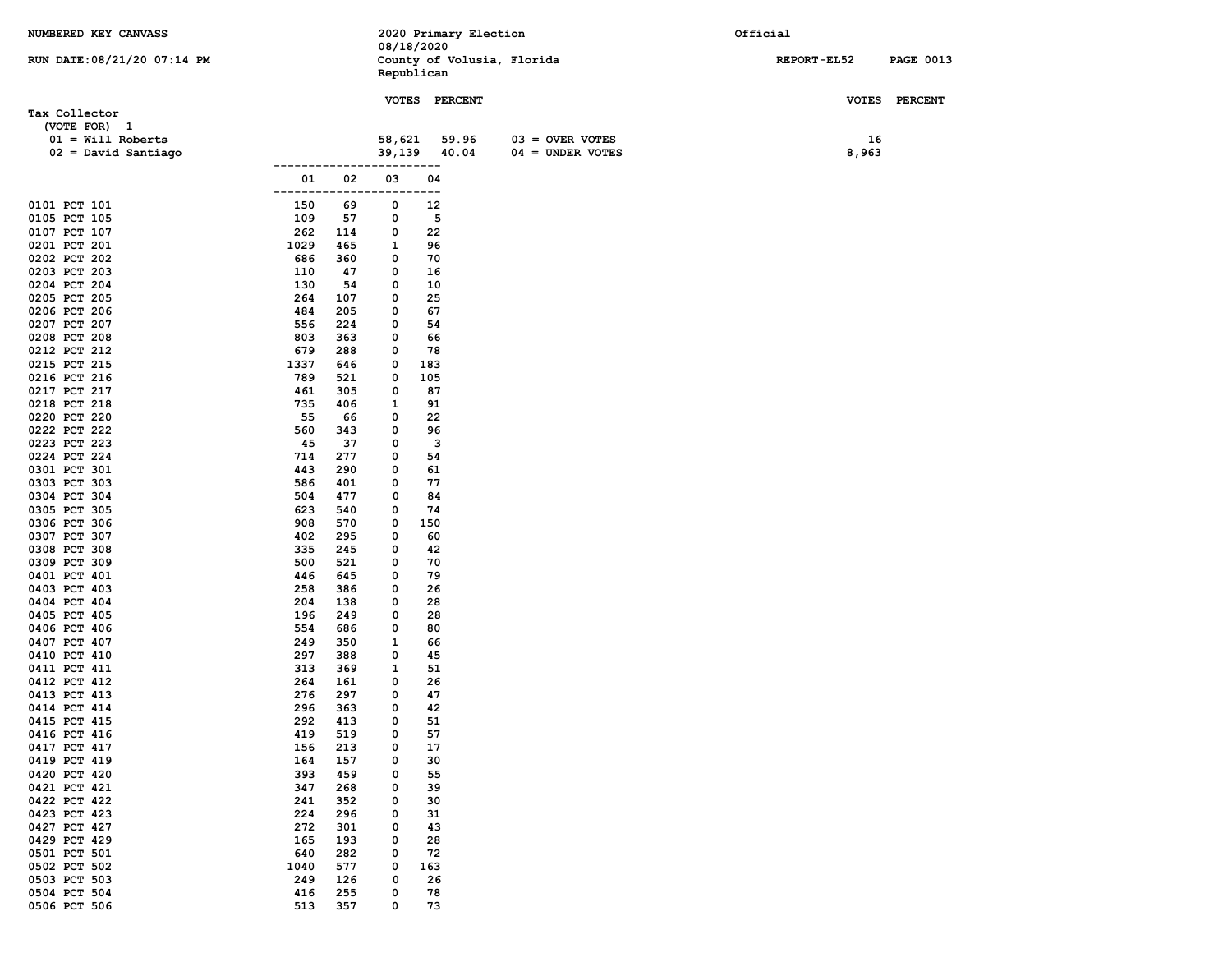NUMBERED KEY CANVASS

2020 Primary Election
08/18/2020
County of Volusia, Florida
Republican

Official

RUN DATE:08/21/20 07:14 PM

REPORT-EL52

## Tax Collector

(VOTE FOR) 1

| | VOTES | PERCENT | | VOTES | PERCENT |
|---|---|---|---|---|---|
| 01 = Will Roberts | 58,621 | 59.96 | 03 = OVER VOTES | 16 | |
| 02 = David Santiago | 39,139 | 40.04 | 04 = UNDER VOTES | 8,963 | |

| Precinct | 01 | 02 | 03 | 04 |
|---|---|---|---|---|
| 0101 PCT 101 | 150 | 69 | 0 | 12 |
| 0105 PCT 105 | 109 | 57 | 0 | 5 |
| 0107 PCT 107 | 262 | 114 | 0 | 22 |
| 0201 PCT 201 | 1029 | 465 | 1 | 96 |
| 0202 PCT 202 | 686 | 360 | 0 | 70 |
| 0203 PCT 203 | 110 | 47 | 0 | 16 |
| 0204 PCT 204 | 130 | 54 | 0 | 10 |
| 0205 PCT 205 | 264 | 107 | 0 | 25 |
| 0206 PCT 206 | 484 | 205 | 0 | 67 |
| 0207 PCT 207 | 556 | 224 | 0 | 54 |
| 0208 PCT 208 | 803 | 363 | 0 | 66 |
| 0212 PCT 212 | 679 | 288 | 0 | 78 |
| 0215 PCT 215 | 1337 | 646 | 0 | 183 |
| 0216 PCT 216 | 789 | 521 | 0 | 105 |
| 0217 PCT 217 | 461 | 305 | 0 | 87 |
| 0218 PCT 218 | 735 | 406 | 1 | 91 |
| 0220 PCT 220 | 55 | 66 | 0 | 22 |
| 0222 PCT 222 | 560 | 343 | 0 | 96 |
| 0223 PCT 223 | 45 | 37 | 0 | 3 |
| 0224 PCT 224 | 714 | 277 | 0 | 54 |
| 0301 PCT 301 | 443 | 290 | 0 | 61 |
| 0303 PCT 303 | 586 | 401 | 0 | 77 |
| 0304 PCT 304 | 504 | 477 | 0 | 84 |
| 0305 PCT 305 | 623 | 540 | 0 | 74 |
| 0306 PCT 306 | 908 | 570 | 0 | 150 |
| 0307 PCT 307 | 402 | 295 | 0 | 60 |
| 0308 PCT 308 | 335 | 245 | 0 | 42 |
| 0309 PCT 309 | 500 | 521 | 0 | 70 |
| 0401 PCT 401 | 446 | 645 | 0 | 79 |
| 0403 PCT 403 | 258 | 386 | 0 | 26 |
| 0404 PCT 404 | 204 | 138 | 0 | 28 |
| 0405 PCT 405 | 196 | 249 | 0 | 28 |
| 0406 PCT 406 | 554 | 686 | 0 | 80 |
| 0407 PCT 407 | 249 | 350 | 1 | 66 |
| 0410 PCT 410 | 297 | 388 | 0 | 45 |
| 0411 PCT 411 | 313 | 369 | 1 | 51 |
| 0412 PCT 412 | 264 | 161 | 0 | 26 |
| 0413 PCT 413 | 276 | 297 | 0 | 47 |
| 0414 PCT 414 | 296 | 363 | 0 | 42 |
| 0415 PCT 415 | 292 | 413 | 0 | 51 |
| 0416 PCT 416 | 419 | 519 | 0 | 57 |
| 0417 PCT 417 | 156 | 213 | 0 | 17 |
| 0419 PCT 419 | 164 | 157 | 0 | 30 |
| 0420 PCT 420 | 393 | 459 | 0 | 55 |
| 0421 PCT 421 | 347 | 268 | 0 | 39 |
| 0422 PCT 422 | 241 | 352 | 0 | 30 |
| 0423 PCT 423 | 224 | 296 | 0 | 31 |
| 0427 PCT 427 | 272 | 301 | 0 | 43 |
| 0429 PCT 429 | 165 | 193 | 0 | 28 |
| 0501 PCT 501 | 640 | 282 | 0 | 72 |
| 0502 PCT 502 | 1040 | 577 | 0 | 163 |
| 0503 PCT 503 | 249 | 126 | 0 | 26 |
| 0504 PCT 504 | 416 | 255 | 0 | 78 |
| 0506 PCT 506 | 513 | 357 | 0 | 73 |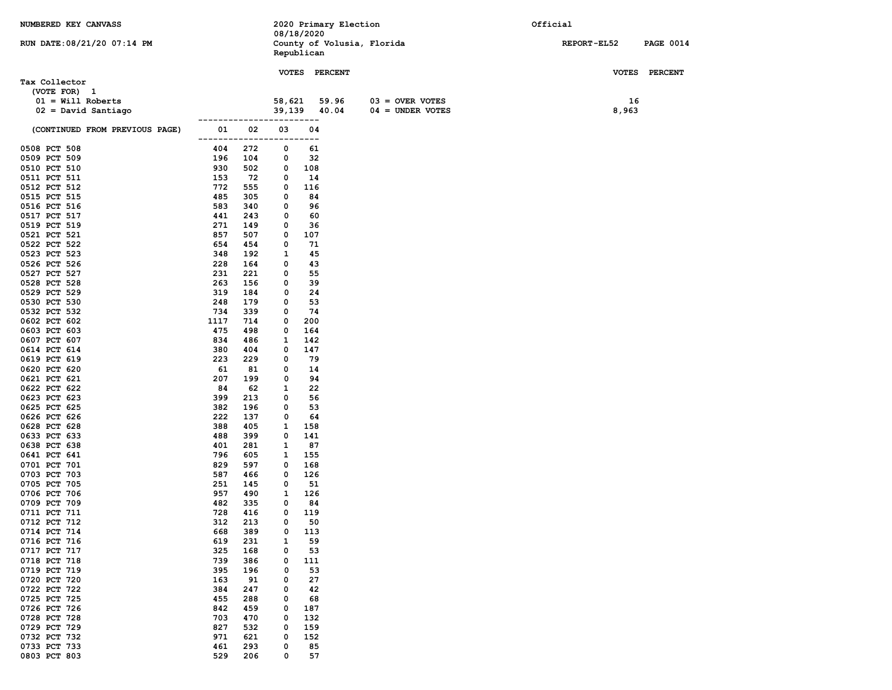NUMBERED KEY CANVASS

RUN DATE:08/21/20 07:14 PM

2020 Primary Election
08/18/2020
County of Volusia, Florida
Republican

Official

REPORT-EL52 PAGE 0014

## Tax Collector

(VOTE FOR) 1

| | VOTES | PERCENT |
|---|---|---|
| 01 = Will Roberts | 58,621 | 59.96 |
| 02 = David Santiago | 39,139 | 40.04 |

| | VOTES |
|---|---|
| 03 = OVER VOTES | 16 |
| 04 = UNDER VOTES | 8,963 |

(CONTINUED FROM PREVIOUS PAGE)

| Precinct | 01 | 02 | 03 | 04 |
|---|---|---|---|---|
| 0508 PCT 508 | 404 | 272 | 0 | 61 |
| 0509 PCT 509 | 196 | 104 | 0 | 32 |
| 0510 PCT 510 | 930 | 502 | 0 | 108 |
| 0511 PCT 511 | 153 | 72 | 0 | 14 |
| 0512 PCT 512 | 772 | 555 | 0 | 116 |
| 0515 PCT 515 | 485 | 305 | 0 | 84 |
| 0516 PCT 516 | 583 | 340 | 0 | 96 |
| 0517 PCT 517 | 441 | 243 | 0 | 60 |
| 0519 PCT 519 | 271 | 149 | 0 | 36 |
| 0521 PCT 521 | 857 | 507 | 0 | 107 |
| 0522 PCT 522 | 654 | 454 | 0 | 71 |
| 0523 PCT 523 | 348 | 192 | 1 | 45 |
| 0526 PCT 526 | 228 | 164 | 0 | 43 |
| 0527 PCT 527 | 231 | 221 | 0 | 55 |
| 0528 PCT 528 | 263 | 156 | 0 | 39 |
| 0529 PCT 529 | 319 | 184 | 0 | 24 |
| 0530 PCT 530 | 248 | 179 | 0 | 53 |
| 0532 PCT 532 | 734 | 339 | 0 | 74 |
| 0602 PCT 602 | 1117 | 714 | 0 | 200 |
| 0603 PCT 603 | 475 | 498 | 0 | 164 |
| 0607 PCT 607 | 834 | 486 | 1 | 142 |
| 0614 PCT 614 | 380 | 404 | 0 | 147 |
| 0619 PCT 619 | 223 | 229 | 0 | 79 |
| 0620 PCT 620 | 61 | 81 | 0 | 14 |
| 0621 PCT 621 | 207 | 199 | 0 | 94 |
| 0622 PCT 622 | 84 | 62 | 1 | 22 |
| 0623 PCT 623 | 399 | 213 | 0 | 56 |
| 0625 PCT 625 | 382 | 196 | 0 | 53 |
| 0626 PCT 626 | 222 | 137 | 0 | 64 |
| 0628 PCT 628 | 388 | 405 | 1 | 158 |
| 0633 PCT 633 | 488 | 399 | 0 | 141 |
| 0638 PCT 638 | 401 | 281 | 1 | 87 |
| 0641 PCT 641 | 796 | 605 | 1 | 155 |
| 0701 PCT 701 | 829 | 597 | 0 | 168 |
| 0703 PCT 703 | 587 | 466 | 0 | 126 |
| 0705 PCT 705 | 251 | 145 | 0 | 51 |
| 0706 PCT 706 | 957 | 490 | 1 | 126 |
| 0709 PCT 709 | 482 | 335 | 0 | 84 |
| 0711 PCT 711 | 728 | 416 | 0 | 119 |
| 0712 PCT 712 | 312 | 213 | 0 | 50 |
| 0714 PCT 714 | 668 | 389 | 0 | 113 |
| 0716 PCT 716 | 619 | 231 | 1 | 59 |
| 0717 PCT 717 | 325 | 168 | 0 | 53 |
| 0718 PCT 718 | 739 | 386 | 0 | 111 |
| 0719 PCT 719 | 395 | 196 | 0 | 53 |
| 0720 PCT 720 | 163 | 91 | 0 | 27 |
| 0722 PCT 722 | 384 | 247 | 0 | 42 |
| 0725 PCT 725 | 455 | 288 | 0 | 68 |
| 0726 PCT 726 | 842 | 459 | 0 | 187 |
| 0728 PCT 728 | 703 | 470 | 0 | 132 |
| 0729 PCT 729 | 827 | 532 | 0 | 159 |
| 0732 PCT 732 | 971 | 621 | 0 | 152 |
| 0733 PCT 733 | 461 | 293 | 0 | 85 |
| 0803 PCT 803 | 529 | 206 | 0 | 57 |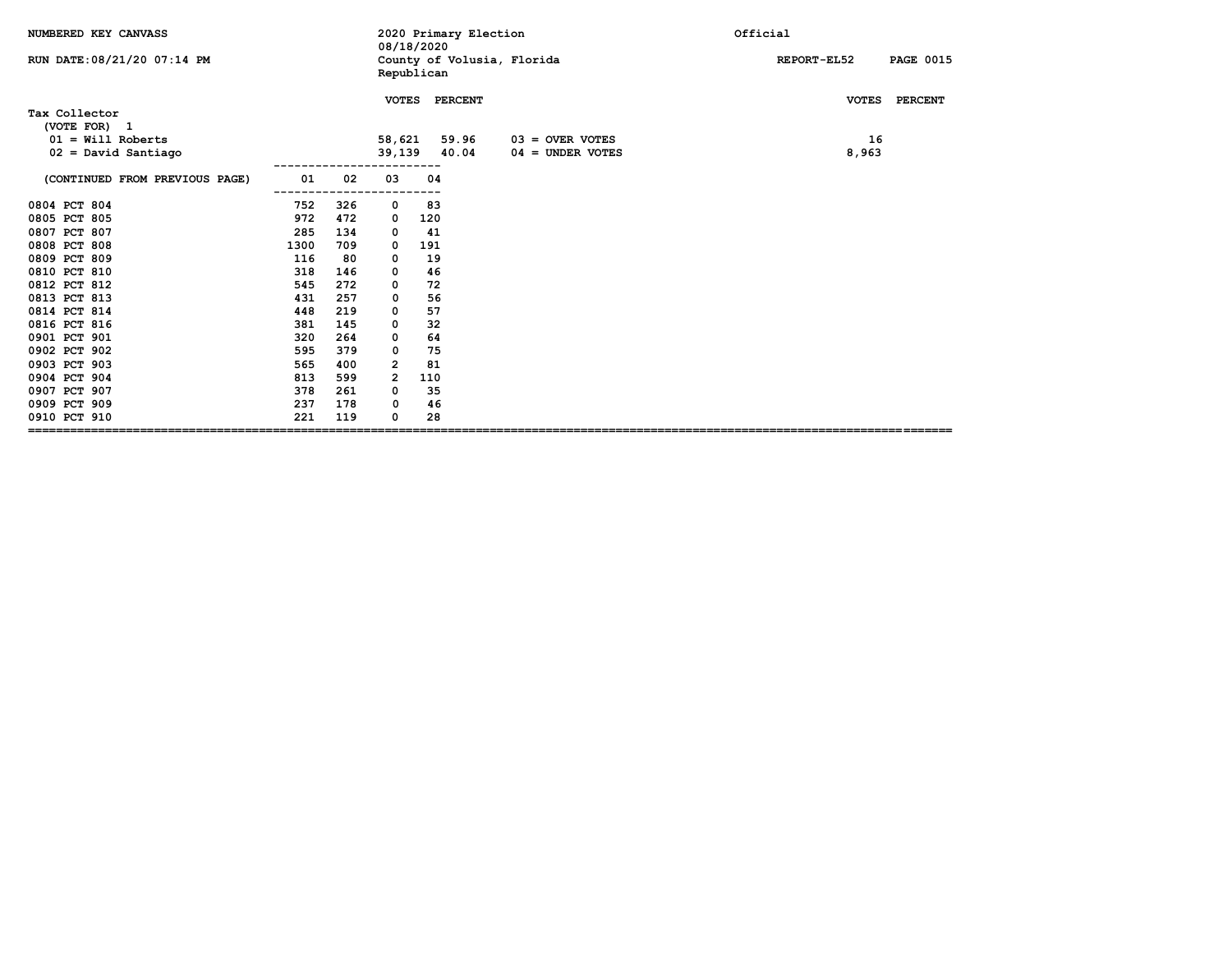NUMBERED KEY CANVASS

RUN DATE:08/21/20 07:14 PM

2020 Primary Election
08/18/2020
County of Volusia, Florida
Republican

Official

REPORT-EL52

## Tax Collector

(VOTE FOR) 1

| | VOTES | PERCENT | | VOTES | PERCENT |
|---|---|---|---|---|---|
| 01 = Will Roberts | 58,621 | 59.96 | 03 = OVER VOTES | 16 | |
| 02 = David Santiago | 39,139 | 40.04 | 04 = UNDER VOTES | 8,963 | |

| (CONTINUED FROM PREVIOUS PAGE) | 01 | 02 | 03 | 04 |
|---|---|---|---|---|
| 0804 PCT 804 | 752 | 326 | 0 | 83 |
| 0805 PCT 805 | 972 | 472 | 0 | 120 |
| 0807 PCT 807 | 285 | 134 | 0 | 41 |
| 0808 PCT 808 | 1300 | 709 | 0 | 191 |
| 0809 PCT 809 | 116 | 80 | 0 | 19 |
| 0810 PCT 810 | 318 | 146 | 0 | 46 |
| 0812 PCT 812 | 545 | 272 | 0 | 72 |
| 0813 PCT 813 | 431 | 257 | 0 | 56 |
| 0814 PCT 814 | 448 | 219 | 0 | 57 |
| 0816 PCT 816 | 381 | 145 | 0 | 32 |
| 0901 PCT 901 | 320 | 264 | 0 | 64 |
| 0902 PCT 902 | 595 | 379 | 0 | 75 |
| 0903 PCT 903 | 565 | 400 | 2 | 81 |
| 0904 PCT 904 | 813 | 599 | 2 | 110 |
| 0907 PCT 907 | 378 | 261 | 0 | 35 |
| 0909 PCT 909 | 237 | 178 | 0 | 46 |
| 0910 PCT 910 | 221 | 119 | 0 | 28 |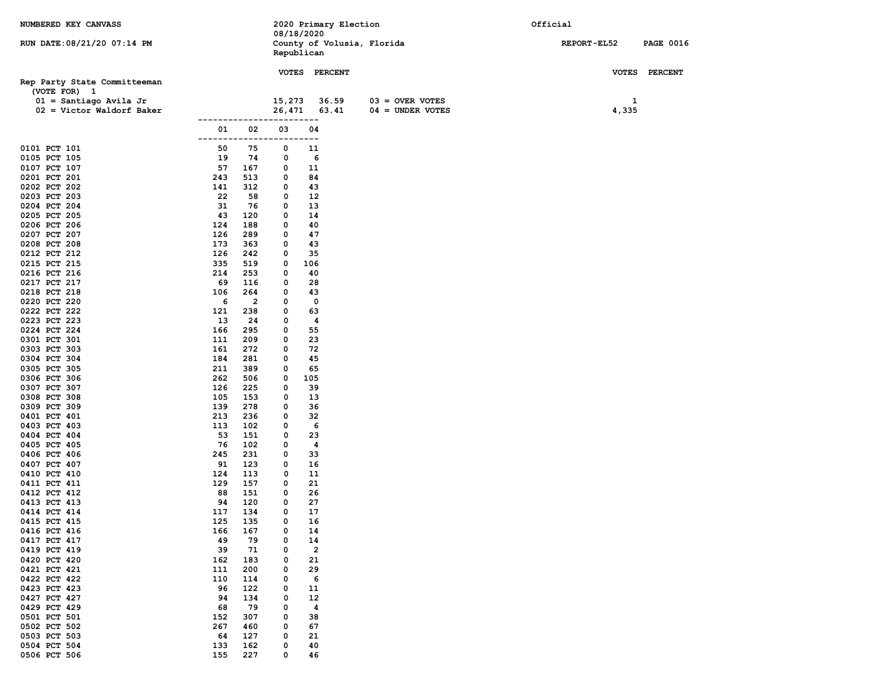NUMBERED KEY CANVASS

2020 Primary Election
08/18/2020
County of Volusia, Florida
Republican

Official

RUN DATE:08/21/20 07:14 PM

REPORT-EL52

## Rep Party State Committeeman

(VOTE FOR) 1

| | VOTES | PERCENT | | VOTES |
|---|---|---|---|---|
| 01 = Santiago Avila Jr | 15,273 | 36.59 | 03 = OVER VOTES | 1 |
| 02 = Victor Waldorf Baker | 26,471 | 63.41 | 04 = UNDER VOTES | 4,335 |

| Precinct | 01 | 02 | 03 | 04 |
|---|---|---|---|---|
| 0101 PCT 101 | 50 | 75 | 0 | 11 |
| 0105 PCT 105 | 19 | 74 | 0 | 6 |
| 0107 PCT 107 | 57 | 167 | 0 | 11 |
| 0201 PCT 201 | 243 | 513 | 0 | 84 |
| 0202 PCT 202 | 141 | 312 | 0 | 43 |
| 0203 PCT 203 | 22 | 58 | 0 | 12 |
| 0204 PCT 204 | 31 | 76 | 0 | 13 |
| 0205 PCT 205 | 43 | 120 | 0 | 14 |
| 0206 PCT 206 | 124 | 188 | 0 | 40 |
| 0207 PCT 207 | 126 | 289 | 0 | 47 |
| 0208 PCT 208 | 173 | 363 | 0 | 43 |
| 0212 PCT 212 | 126 | 242 | 0 | 35 |
| 0215 PCT 215 | 335 | 519 | 0 | 106 |
| 0216 PCT 216 | 214 | 253 | 0 | 40 |
| 0217 PCT 217 | 69 | 116 | 0 | 28 |
| 0218 PCT 218 | 106 | 264 | 0 | 43 |
| 0220 PCT 220 | 6 | 2 | 0 | 0 |
| 0222 PCT 222 | 121 | 238 | 0 | 63 |
| 0223 PCT 223 | 13 | 24 | 0 | 4 |
| 0224 PCT 224 | 166 | 295 | 0 | 55 |
| 0301 PCT 301 | 111 | 209 | 0 | 23 |
| 0303 PCT 303 | 161 | 272 | 0 | 72 |
| 0304 PCT 304 | 184 | 281 | 0 | 45 |
| 0305 PCT 305 | 211 | 389 | 0 | 65 |
| 0306 PCT 306 | 262 | 506 | 0 | 105 |
| 0307 PCT 307 | 126 | 225 | 0 | 39 |
| 0308 PCT 308 | 105 | 153 | 0 | 13 |
| 0309 PCT 309 | 139 | 278 | 0 | 36 |
| 0401 PCT 401 | 213 | 236 | 0 | 32 |
| 0403 PCT 403 | 113 | 102 | 0 | 6 |
| 0404 PCT 404 | 53 | 151 | 0 | 23 |
| 0405 PCT 405 | 76 | 102 | 0 | 4 |
| 0406 PCT 406 | 245 | 231 | 0 | 33 |
| 0407 PCT 407 | 91 | 123 | 0 | 16 |
| 0410 PCT 410 | 124 | 113 | 0 | 11 |
| 0411 PCT 411 | 129 | 157 | 0 | 21 |
| 0412 PCT 412 | 88 | 151 | 0 | 26 |
| 0413 PCT 413 | 94 | 120 | 0 | 27 |
| 0414 PCT 414 | 117 | 134 | 0 | 17 |
| 0415 PCT 415 | 125 | 135 | 0 | 16 |
| 0416 PCT 416 | 166 | 167 | 0 | 14 |
| 0417 PCT 417 | 49 | 79 | 0 | 14 |
| 0419 PCT 419 | 39 | 71 | 0 | 2 |
| 0420 PCT 420 | 162 | 183 | 0 | 21 |
| 0421 PCT 421 | 111 | 200 | 0 | 29 |
| 0422 PCT 422 | 110 | 114 | 0 | 6 |
| 0423 PCT 423 | 96 | 122 | 0 | 11 |
| 0427 PCT 427 | 94 | 134 | 0 | 12 |
| 0429 PCT 429 | 68 | 79 | 0 | 4 |
| 0501 PCT 501 | 152 | 307 | 0 | 38 |
| 0502 PCT 502 | 267 | 460 | 0 | 67 |
| 0503 PCT 503 | 64 | 127 | 0 | 21 |
| 0504 PCT 504 | 133 | 162 | 0 | 40 |
| 0506 PCT 506 | 155 | 227 | 0 | 46 |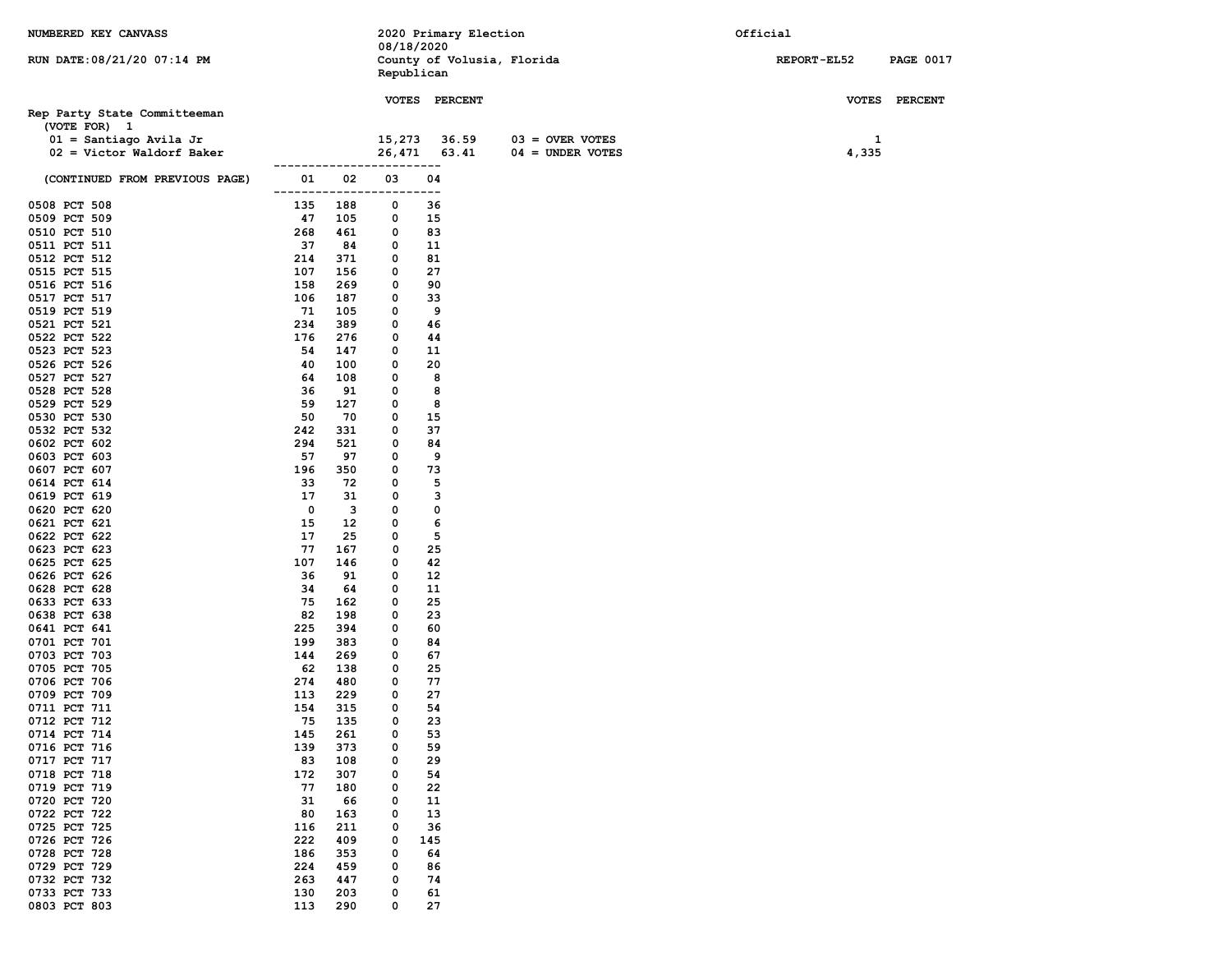NUMBERED KEY CANVASS

RUN DATE:08/21/20 07:14 PM

2020 Primary Election
08/18/2020
County of Volusia, Florida
Republican

Official

REPORT-EL52 PAGE 0017

## Rep Party State Committeeman

(VOTE FOR) 1

| | VOTES | PERCENT | | VOTES | PERCENT |
|---|---|---|---|---|---|
| 01 = Santiago Avila Jr | 15,273 | 36.59 | 03 = OVER VOTES | 1 | |
| 02 = Victor Waldorf Baker | 26,471 | 63.41 | 04 = UNDER VOTES | 4,335 | |

(CONTINUED FROM PREVIOUS PAGE)

| Precinct | 01 | 02 | 03 | 04 |
|---|---|---|---|---|
| 0508 PCT 508 | 135 | 188 | 0 | 36 |
| 0509 PCT 509 | 47 | 105 | 0 | 15 |
| 0510 PCT 510 | 268 | 461 | 0 | 83 |
| 0511 PCT 511 | 37 | 84 | 0 | 11 |
| 0512 PCT 512 | 214 | 371 | 0 | 81 |
| 0515 PCT 515 | 107 | 156 | 0 | 27 |
| 0516 PCT 516 | 158 | 269 | 0 | 90 |
| 0517 PCT 517 | 106 | 187 | 0 | 33 |
| 0519 PCT 519 | 71 | 105 | 0 | 9 |
| 0521 PCT 521 | 234 | 389 | 0 | 46 |
| 0522 PCT 522 | 176 | 276 | 0 | 44 |
| 0523 PCT 523 | 54 | 147 | 0 | 11 |
| 0526 PCT 526 | 40 | 100 | 0 | 20 |
| 0527 PCT 527 | 64 | 108 | 0 | 8 |
| 0528 PCT 528 | 36 | 91 | 0 | 8 |
| 0529 PCT 529 | 59 | 127 | 0 | 8 |
| 0530 PCT 530 | 50 | 70 | 0 | 15 |
| 0532 PCT 532 | 242 | 331 | 0 | 37 |
| 0602 PCT 602 | 294 | 521 | 0 | 84 |
| 0603 PCT 603 | 57 | 97 | 0 | 9 |
| 0607 PCT 607 | 196 | 350 | 0 | 73 |
| 0614 PCT 614 | 33 | 72 | 0 | 5 |
| 0619 PCT 619 | 17 | 31 | 0 | 3 |
| 0620 PCT 620 | 0 | 3 | 0 | 0 |
| 0621 PCT 621 | 15 | 12 | 0 | 6 |
| 0622 PCT 622 | 17 | 25 | 0 | 5 |
| 0623 PCT 623 | 77 | 167 | 0 | 25 |
| 0625 PCT 625 | 107 | 146 | 0 | 42 |
| 0626 PCT 626 | 36 | 91 | 0 | 12 |
| 0628 PCT 628 | 34 | 64 | 0 | 11 |
| 0633 PCT 633 | 75 | 162 | 0 | 25 |
| 0638 PCT 638 | 82 | 198 | 0 | 23 |
| 0641 PCT 641 | 225 | 394 | 0 | 60 |
| 0701 PCT 701 | 199 | 383 | 0 | 84 |
| 0703 PCT 703 | 144 | 269 | 0 | 67 |
| 0705 PCT 705 | 62 | 138 | 0 | 25 |
| 0706 PCT 706 | 274 | 480 | 0 | 77 |
| 0709 PCT 709 | 113 | 229 | 0 | 27 |
| 0711 PCT 711 | 154 | 315 | 0 | 54 |
| 0712 PCT 712 | 75 | 135 | 0 | 23 |
| 0714 PCT 714 | 145 | 261 | 0 | 53 |
| 0716 PCT 716 | 139 | 373 | 0 | 59 |
| 0717 PCT 717 | 83 | 108 | 0 | 29 |
| 0718 PCT 718 | 172 | 307 | 0 | 54 |
| 0719 PCT 719 | 77 | 180 | 0 | 22 |
| 0720 PCT 720 | 31 | 66 | 0 | 11 |
| 0722 PCT 722 | 80 | 163 | 0 | 13 |
| 0725 PCT 725 | 116 | 211 | 0 | 36 |
| 0726 PCT 726 | 222 | 409 | 0 | 145 |
| 0728 PCT 728 | 186 | 353 | 0 | 64 |
| 0729 PCT 729 | 224 | 459 | 0 | 86 |
| 0732 PCT 732 | 263 | 447 | 0 | 74 |
| 0733 PCT 733 | 130 | 203 | 0 | 61 |
| 0803 PCT 803 | 113 | 290 | 0 | 27 |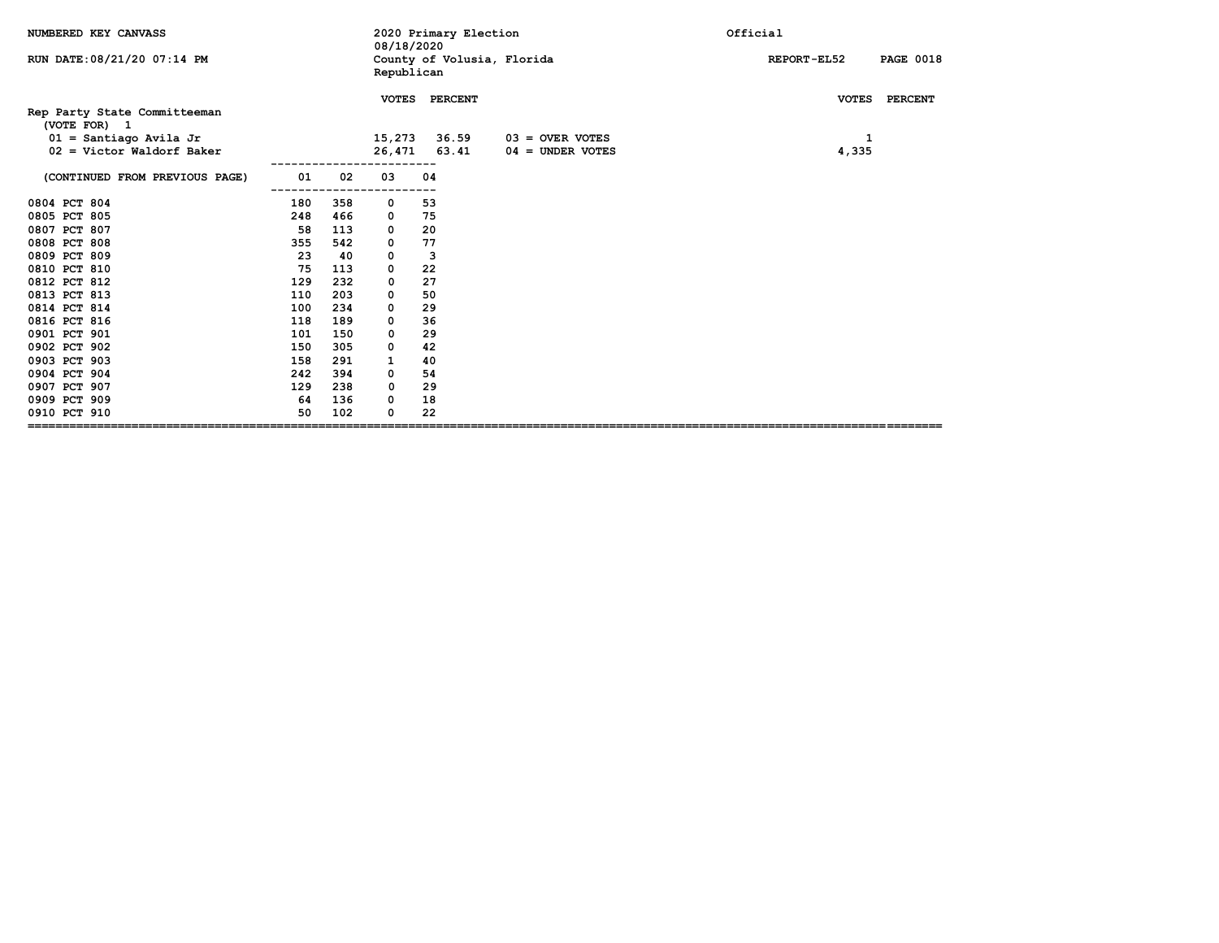NUMBERED KEY CANVASS — 2020 Primary Election 08/18/2020 — County of Volusia, Florida — Republican — Official

RUN DATE:08/21/20 07:14 PM — REPORT-EL52

## Rep Party State Committeeman

(VOTE FOR) 1

| | VOTES | PERCENT | | VOTES |
|---|---|---|---|---|
| 01 = Santiago Avila Jr | 15,273 | 36.59 | 03 = OVER VOTES | 1 |
| 02 = Victor Waldorf Baker | 26,471 | 63.41 | 04 = UNDER VOTES | 4,335 |

(CONTINUED FROM PREVIOUS PAGE)

| | 01 | 02 | 03 | 04 |
|---|---|---|---|---|
| 0804 PCT 804 | 180 | 358 | 0 | 53 |
| 0805 PCT 805 | 248 | 466 | 0 | 75 |
| 0807 PCT 807 | 58 | 113 | 0 | 20 |
| 0808 PCT 808 | 355 | 542 | 0 | 77 |
| 0809 PCT 809 | 23 | 40 | 0 | 3 |
| 0810 PCT 810 | 75 | 113 | 0 | 22 |
| 0812 PCT 812 | 129 | 232 | 0 | 27 |
| 0813 PCT 813 | 110 | 203 | 0 | 50 |
| 0814 PCT 814 | 100 | 234 | 0 | 29 |
| 0816 PCT 816 | 118 | 189 | 0 | 36 |
| 0901 PCT 901 | 101 | 150 | 0 | 29 |
| 0902 PCT 902 | 150 | 305 | 0 | 42 |
| 0903 PCT 903 | 158 | 291 | 1 | 40 |
| 0904 PCT 904 | 242 | 394 | 0 | 54 |
| 0907 PCT 907 | 129 | 238 | 0 | 29 |
| 0909 PCT 909 | 64 | 136 | 0 | 18 |
| 0910 PCT 910 | 50 | 102 | 0 | 22 |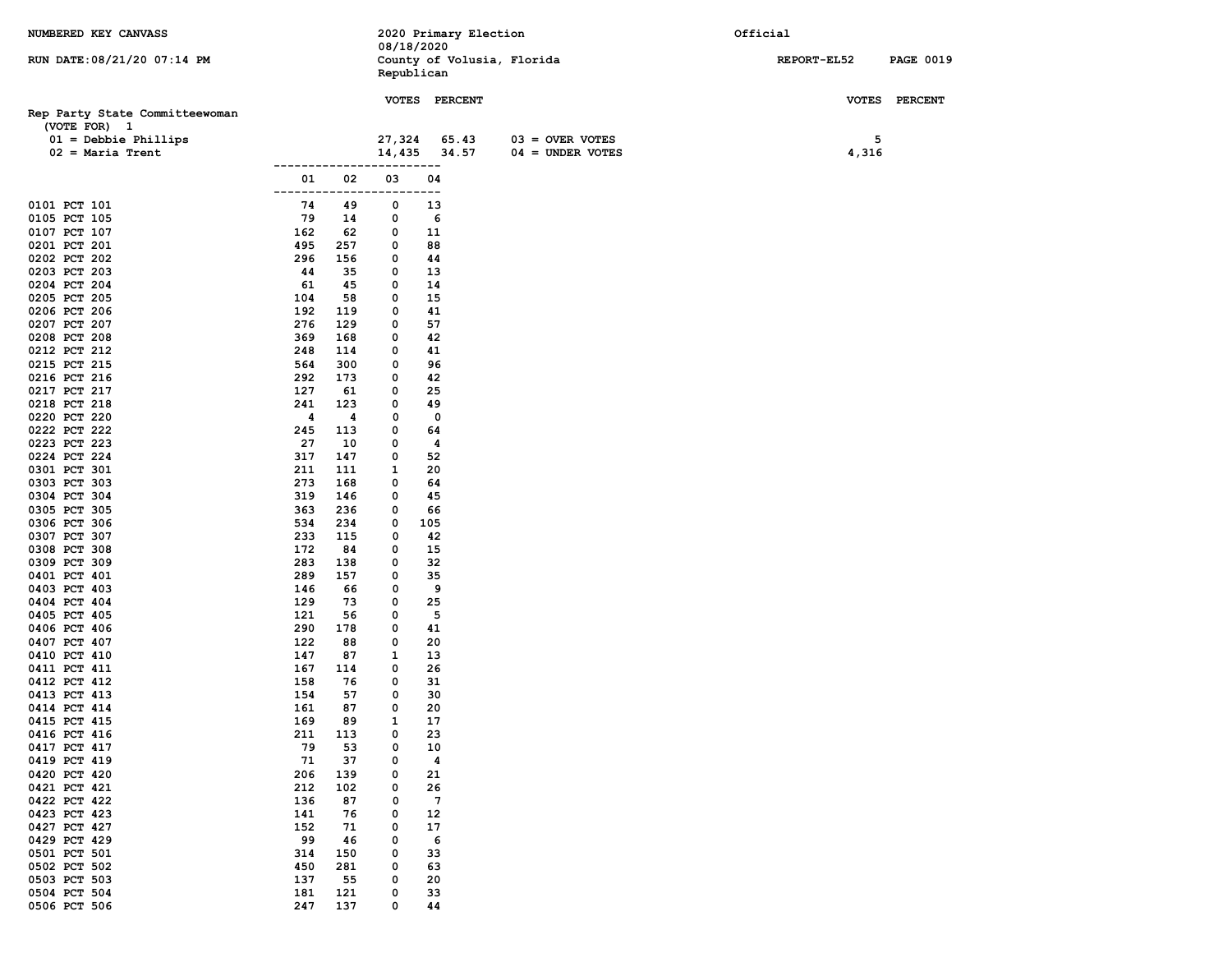NUMBERED KEY CANVASS

RUN DATE:08/21/20 07:14 PM

2020 Primary Election
08/18/2020
County of Volusia, Florida
Republican

Official

REPORT-EL52 PAGE 0019

## Rep Party State Committeewoman

(VOTE FOR) 1

| | VOTES | PERCENT | | VOTES |
|---|---|---|---|---|
| 01 = Debbie Phillips | 27,324 | 65.43 | 03 = OVER VOTES | 5 |
| 02 = Maria Trent | 14,435 | 34.57 | 04 = UNDER VOTES | 4,316 |

| Precinct | 01 | 02 | 03 | 04 |
|---|---|---|---|---|
| 0101 PCT 101 | 74 | 49 | 0 | 13 |
| 0105 PCT 105 | 79 | 14 | 0 | 6 |
| 0107 PCT 107 | 162 | 62 | 0 | 11 |
| 0201 PCT 201 | 495 | 257 | 0 | 88 |
| 0202 PCT 202 | 296 | 156 | 0 | 44 |
| 0203 PCT 203 | 44 | 35 | 0 | 13 |
| 0204 PCT 204 | 61 | 45 | 0 | 14 |
| 0205 PCT 205 | 104 | 58 | 0 | 15 |
| 0206 PCT 206 | 192 | 119 | 0 | 41 |
| 0207 PCT 207 | 276 | 129 | 0 | 57 |
| 0208 PCT 208 | 369 | 168 | 0 | 42 |
| 0212 PCT 212 | 248 | 114 | 0 | 41 |
| 0215 PCT 215 | 564 | 300 | 0 | 96 |
| 0216 PCT 216 | 292 | 173 | 0 | 42 |
| 0217 PCT 217 | 127 | 61 | 0 | 25 |
| 0218 PCT 218 | 241 | 123 | 0 | 49 |
| 0220 PCT 220 | 4 | 4 | 0 | 0 |
| 0222 PCT 222 | 245 | 113 | 0 | 64 |
| 0223 PCT 223 | 27 | 10 | 0 | 4 |
| 0224 PCT 224 | 317 | 147 | 0 | 52 |
| 0301 PCT 301 | 211 | 111 | 1 | 20 |
| 0303 PCT 303 | 273 | 168 | 0 | 64 |
| 0304 PCT 304 | 319 | 146 | 0 | 45 |
| 0305 PCT 305 | 363 | 236 | 0 | 66 |
| 0306 PCT 306 | 534 | 234 | 0 | 105 |
| 0307 PCT 307 | 233 | 115 | 0 | 42 |
| 0308 PCT 308 | 172 | 84 | 0 | 15 |
| 0309 PCT 309 | 283 | 138 | 0 | 32 |
| 0401 PCT 401 | 289 | 157 | 0 | 35 |
| 0403 PCT 403 | 146 | 66 | 0 | 9 |
| 0404 PCT 404 | 129 | 73 | 0 | 25 |
| 0405 PCT 405 | 121 | 56 | 0 | 5 |
| 0406 PCT 406 | 290 | 178 | 0 | 41 |
| 0407 PCT 407 | 122 | 88 | 0 | 20 |
| 0410 PCT 410 | 147 | 87 | 1 | 13 |
| 0411 PCT 411 | 167 | 114 | 0 | 26 |
| 0412 PCT 412 | 158 | 76 | 0 | 31 |
| 0413 PCT 413 | 154 | 57 | 0 | 30 |
| 0414 PCT 414 | 161 | 87 | 0 | 20 |
| 0415 PCT 415 | 169 | 89 | 1 | 17 |
| 0416 PCT 416 | 211 | 113 | 0 | 23 |
| 0417 PCT 417 | 79 | 53 | 0 | 10 |
| 0419 PCT 419 | 71 | 37 | 0 | 4 |
| 0420 PCT 420 | 206 | 139 | 0 | 21 |
| 0421 PCT 421 | 212 | 102 | 0 | 26 |
| 0422 PCT 422 | 136 | 87 | 0 | 7 |
| 0423 PCT 423 | 141 | 76 | 0 | 12 |
| 0427 PCT 427 | 152 | 71 | 0 | 17 |
| 0429 PCT 429 | 99 | 46 | 0 | 6 |
| 0501 PCT 501 | 314 | 150 | 0 | 33 |
| 0502 PCT 502 | 450 | 281 | 0 | 63 |
| 0503 PCT 503 | 137 | 55 | 0 | 20 |
| 0504 PCT 504 | 181 | 121 | 0 | 33 |
| 0506 PCT 506 | 247 | 137 | 0 | 44 |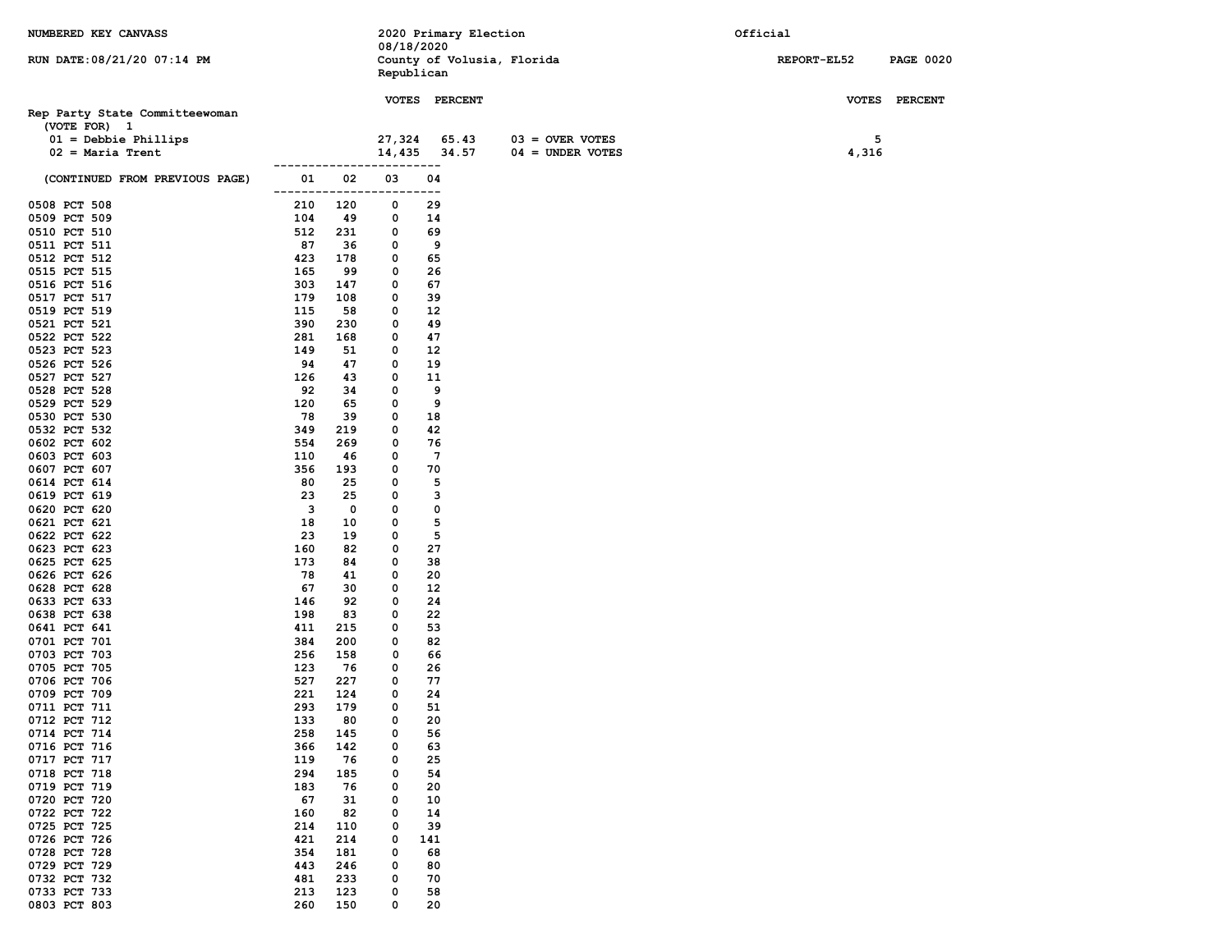NUMBERED KEY CANVASS

2020 Primary Election
08/18/2020
County of Volusia, Florida
Republican

Official

RUN DATE:08/21/20 07:14 PM

REPORT-EL52

## Rep Party State Committeewoman

(VOTE FOR) 1

| | VOTES | PERCENT | | VOTES | PERCENT |
|---|---|---|---|---|---|
| 01 = Debbie Phillips | 27,324 | 65.43 | 03 = OVER VOTES | 5 | |
| 02 = Maria Trent | 14,435 | 34.57 | 04 = UNDER VOTES | 4,316 | |

(CONTINUED FROM PREVIOUS PAGE)

| Precinct | 01 | 02 | 03 | 04 |
|---|---|---|---|---|
| 0508 PCT 508 | 210 | 120 | 0 | 29 |
| 0509 PCT 509 | 104 | 49 | 0 | 14 |
| 0510 PCT 510 | 512 | 231 | 0 | 69 |
| 0511 PCT 511 | 87 | 36 | 0 | 9 |
| 0512 PCT 512 | 423 | 178 | 0 | 65 |
| 0515 PCT 515 | 165 | 99 | 0 | 26 |
| 0516 PCT 516 | 303 | 147 | 0 | 67 |
| 0517 PCT 517 | 179 | 108 | 0 | 39 |
| 0519 PCT 519 | 115 | 58 | 0 | 12 |
| 0521 PCT 521 | 390 | 230 | 0 | 49 |
| 0522 PCT 522 | 281 | 168 | 0 | 47 |
| 0523 PCT 523 | 149 | 51 | 0 | 12 |
| 0526 PCT 526 | 94 | 47 | 0 | 19 |
| 0527 PCT 527 | 126 | 43 | 0 | 11 |
| 0528 PCT 528 | 92 | 34 | 0 | 9 |
| 0529 PCT 529 | 120 | 65 | 0 | 9 |
| 0530 PCT 530 | 78 | 39 | 0 | 18 |
| 0532 PCT 532 | 349 | 219 | 0 | 42 |
| 0602 PCT 602 | 554 | 269 | 0 | 76 |
| 0603 PCT 603 | 110 | 46 | 0 | 7 |
| 0607 PCT 607 | 356 | 193 | 0 | 70 |
| 0614 PCT 614 | 80 | 25 | 0 | 5 |
| 0619 PCT 619 | 23 | 25 | 0 | 3 |
| 0620 PCT 620 | 3 | 0 | 0 | 0 |
| 0621 PCT 621 | 18 | 10 | 0 | 5 |
| 0622 PCT 622 | 23 | 19 | 0 | 5 |
| 0623 PCT 623 | 160 | 82 | 0 | 27 |
| 0625 PCT 625 | 173 | 84 | 0 | 38 |
| 0626 PCT 626 | 78 | 41 | 0 | 20 |
| 0628 PCT 628 | 67 | 30 | 0 | 12 |
| 0633 PCT 633 | 146 | 92 | 0 | 24 |
| 0638 PCT 638 | 198 | 83 | 0 | 22 |
| 0641 PCT 641 | 411 | 215 | 0 | 53 |
| 0701 PCT 701 | 384 | 200 | 0 | 82 |
| 0703 PCT 703 | 256 | 158 | 0 | 66 |
| 0705 PCT 705 | 123 | 76 | 0 | 26 |
| 0706 PCT 706 | 527 | 227 | 0 | 77 |
| 0709 PCT 709 | 221 | 124 | 0 | 24 |
| 0711 PCT 711 | 293 | 179 | 0 | 51 |
| 0712 PCT 712 | 133 | 80 | 0 | 20 |
| 0714 PCT 714 | 258 | 145 | 0 | 56 |
| 0716 PCT 716 | 366 | 142 | 0 | 63 |
| 0717 PCT 717 | 119 | 76 | 0 | 25 |
| 0718 PCT 718 | 294 | 185 | 0 | 54 |
| 0719 PCT 719 | 183 | 76 | 0 | 20 |
| 0720 PCT 720 | 67 | 31 | 0 | 10 |
| 0722 PCT 722 | 160 | 82 | 0 | 14 |
| 0725 PCT 725 | 214 | 110 | 0 | 39 |
| 0726 PCT 726 | 421 | 214 | 0 | 141 |
| 0728 PCT 728 | 354 | 181 | 0 | 68 |
| 0729 PCT 729 | 443 | 246 | 0 | 80 |
| 0732 PCT 732 | 481 | 233 | 0 | 70 |
| 0733 PCT 733 | 213 | 123 | 0 | 58 |
| 0803 PCT 803 | 260 | 150 | 0 | 20 |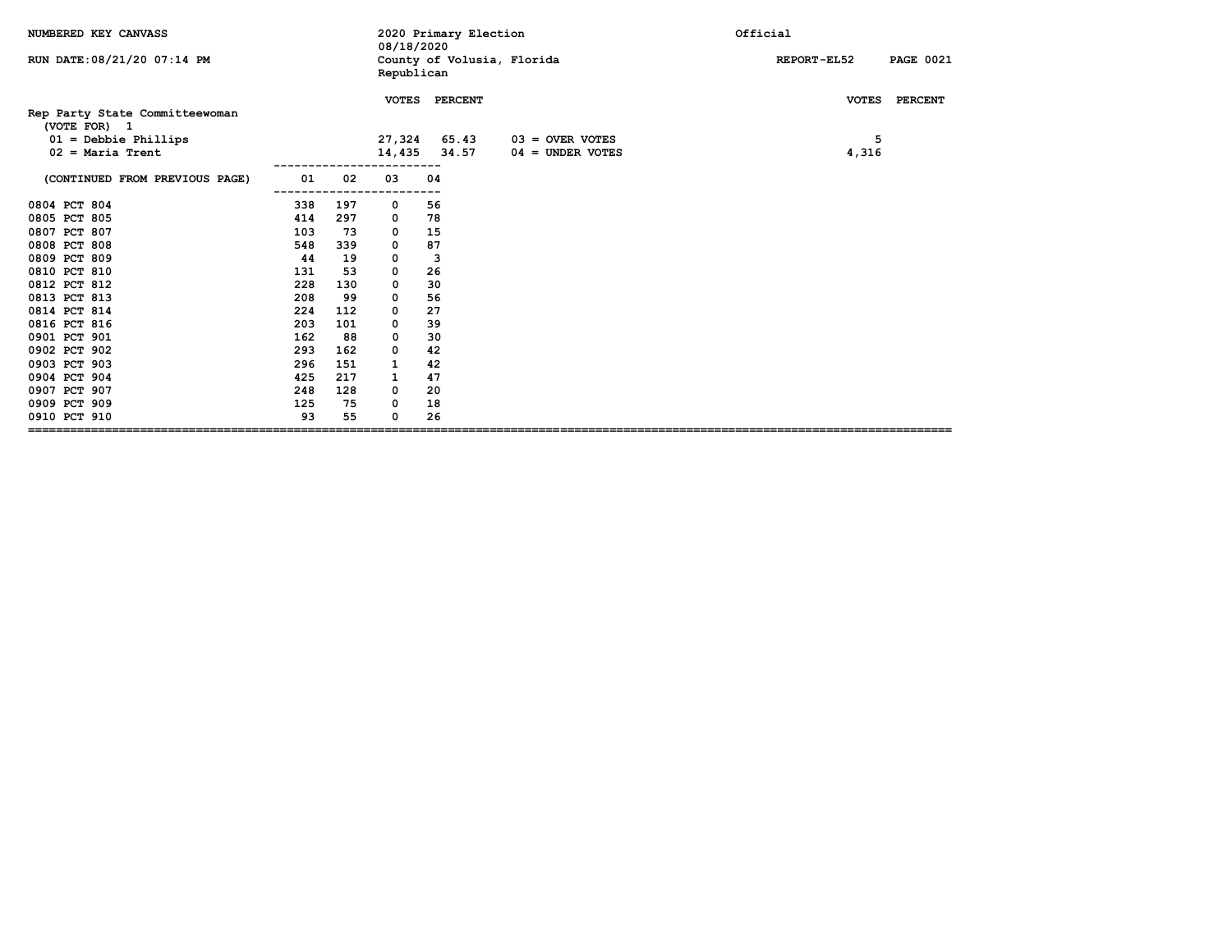NUMBERED KEY CANVASS

2020 Primary Election
08/18/2020
County of Volusia, Florida
Republican

Official

RUN DATE:08/21/20 07:14 PM

REPORT-EL52

## Rep Party State Committeewoman

(VOTE FOR) 1

| | VOTES | PERCENT | | VOTES | PERCENT |
|---|---|---|---|---|---|
| 01 = Debbie Phillips | 27,324 | 65.43 | 03 = OVER VOTES | 5 | |
| 02 = Maria Trent | 14,435 | 34.57 | 04 = UNDER VOTES | 4,316 | |

| (CONTINUED FROM PREVIOUS PAGE) | 01 | 02 | 03 | 04 |
|---|---|---|---|---|
| 0804 PCT 804 | 338 | 197 | 0 | 56 |
| 0805 PCT 805 | 414 | 297 | 0 | 78 |
| 0807 PCT 807 | 103 | 73 | 0 | 15 |
| 0808 PCT 808 | 548 | 339 | 0 | 87 |
| 0809 PCT 809 | 44 | 19 | 0 | 3 |
| 0810 PCT 810 | 131 | 53 | 0 | 26 |
| 0812 PCT 812 | 228 | 130 | 0 | 30 |
| 0813 PCT 813 | 208 | 99 | 0 | 56 |
| 0814 PCT 814 | 224 | 112 | 0 | 27 |
| 0816 PCT 816 | 203 | 101 | 0 | 39 |
| 0901 PCT 901 | 162 | 88 | 0 | 30 |
| 0902 PCT 902 | 293 | 162 | 0 | 42 |
| 0903 PCT 903 | 296 | 151 | 1 | 42 |
| 0904 PCT 904 | 425 | 217 | 1 | 47 |
| 0907 PCT 907 | 248 | 128 | 0 | 20 |
| 0909 PCT 909 | 125 | 75 | 0 | 18 |
| 0910 PCT 910 | 93 | 55 | 0 | 26 |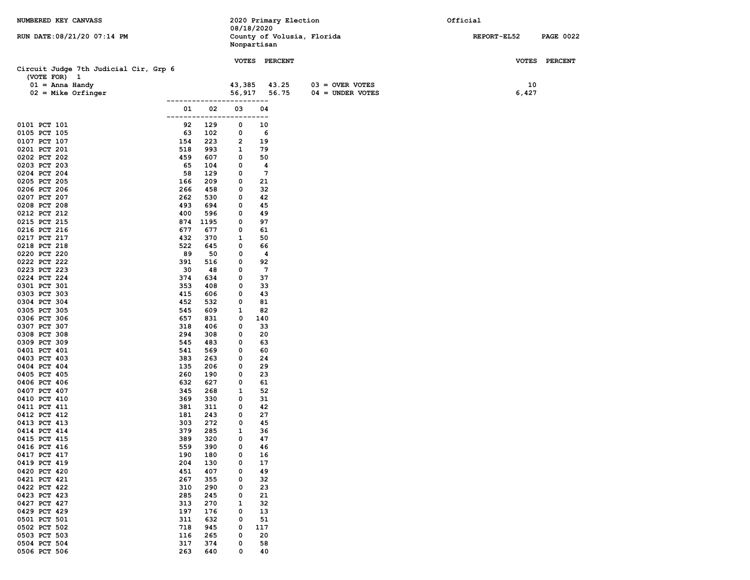NUMBERED KEY CANVASS

RUN DATE:08/21/20 07:14 PM

2020 Primary Election
08/18/2020
County of Volusia, Florida
Nonpartisan

Official

REPORT-EL52 PAGE 0022

## Circuit Judge 7th Judicial Cir, Grp 6

(VOTE FOR) 1

| | VOTES | PERCENT | | VOTES |
|---|---|---|---|---|
| 01 = Anna Handy | 43,385 | 43.25 | 03 = OVER VOTES | 10 |
| 02 = Mike Orfinger | 56,917 | 56.75 | 04 = UNDER VOTES | 6,427 |

| Precinct | 01 | 02 | 03 | 04 |
|---|---|---|---|---|
| 0101 PCT 101 | 92 | 129 | 0 | 10 |
| 0105 PCT 105 | 63 | 102 | 0 | 6 |
| 0107 PCT 107 | 154 | 223 | 2 | 19 |
| 0201 PCT 201 | 518 | 993 | 1 | 79 |
| 0202 PCT 202 | 459 | 607 | 0 | 50 |
| 0203 PCT 203 | 65 | 104 | 0 | 4 |
| 0204 PCT 204 | 58 | 129 | 0 | 7 |
| 0205 PCT 205 | 166 | 209 | 0 | 21 |
| 0206 PCT 206 | 266 | 458 | 0 | 32 |
| 0207 PCT 207 | 262 | 530 | 0 | 42 |
| 0208 PCT 208 | 493 | 694 | 0 | 45 |
| 0212 PCT 212 | 400 | 596 | 0 | 49 |
| 0215 PCT 215 | 874 | 1195 | 0 | 97 |
| 0216 PCT 216 | 677 | 677 | 0 | 61 |
| 0217 PCT 217 | 432 | 370 | 1 | 50 |
| 0218 PCT 218 | 522 | 645 | 0 | 66 |
| 0220 PCT 220 | 89 | 50 | 0 | 4 |
| 0222 PCT 222 | 391 | 516 | 0 | 92 |
| 0223 PCT 223 | 30 | 48 | 0 | 7 |
| 0224 PCT 224 | 374 | 634 | 0 | 37 |
| 0301 PCT 301 | 353 | 408 | 0 | 33 |
| 0303 PCT 303 | 415 | 606 | 0 | 43 |
| 0304 PCT 304 | 452 | 532 | 0 | 81 |
| 0305 PCT 305 | 545 | 609 | 1 | 82 |
| 0306 PCT 306 | 657 | 831 | 0 | 140 |
| 0307 PCT 307 | 318 | 406 | 0 | 33 |
| 0308 PCT 308 | 294 | 308 | 0 | 20 |
| 0309 PCT 309 | 545 | 483 | 0 | 63 |
| 0401 PCT 401 | 541 | 569 | 0 | 60 |
| 0403 PCT 403 | 383 | 263 | 0 | 24 |
| 0404 PCT 404 | 135 | 206 | 0 | 29 |
| 0405 PCT 405 | 260 | 190 | 0 | 23 |
| 0406 PCT 406 | 632 | 627 | 0 | 61 |
| 0407 PCT 407 | 345 | 268 | 1 | 52 |
| 0410 PCT 410 | 369 | 330 | 0 | 31 |
| 0411 PCT 411 | 381 | 311 | 0 | 42 |
| 0412 PCT 412 | 181 | 243 | 0 | 27 |
| 0413 PCT 413 | 303 | 272 | 0 | 45 |
| 0414 PCT 414 | 379 | 285 | 1 | 36 |
| 0415 PCT 415 | 389 | 320 | 0 | 47 |
| 0416 PCT 416 | 559 | 390 | 0 | 46 |
| 0417 PCT 417 | 190 | 180 | 0 | 16 |
| 0419 PCT 419 | 204 | 130 | 0 | 17 |
| 0420 PCT 420 | 451 | 407 | 0 | 49 |
| 0421 PCT 421 | 267 | 355 | 0 | 32 |
| 0422 PCT 422 | 310 | 290 | 0 | 23 |
| 0423 PCT 423 | 285 | 245 | 0 | 21 |
| 0427 PCT 427 | 313 | 270 | 1 | 32 |
| 0429 PCT 429 | 197 | 176 | 0 | 13 |
| 0501 PCT 501 | 311 | 632 | 0 | 51 |
| 0502 PCT 502 | 718 | 945 | 0 | 117 |
| 0503 PCT 503 | 116 | 265 | 0 | 20 |
| 0504 PCT 504 | 317 | 374 | 0 | 58 |
| 0506 PCT 506 | 263 | 640 | 0 | 40 |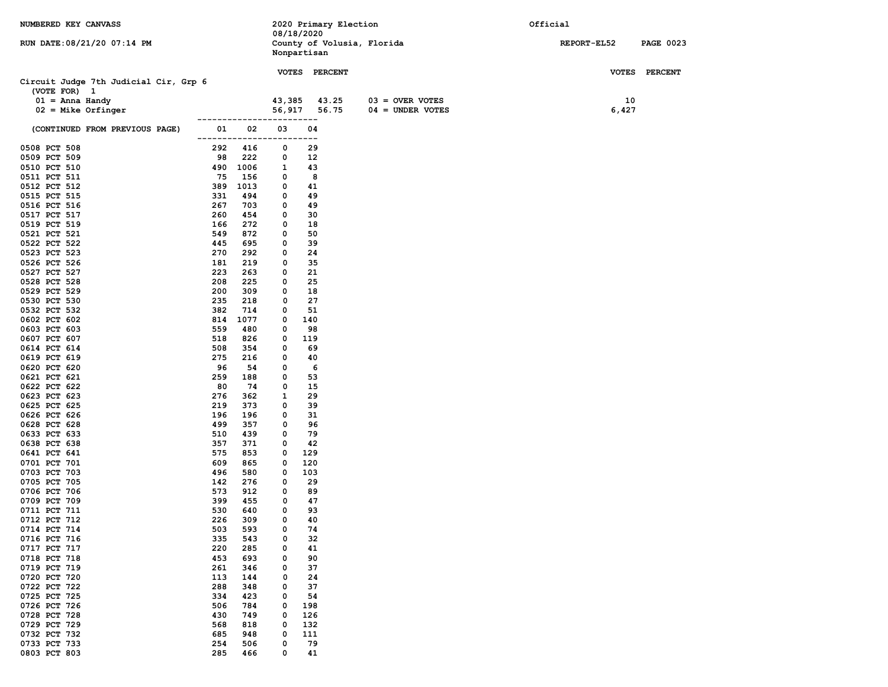NUMBERED KEY CANVASS

RUN DATE:08/21/20 07:14 PM

2020 Primary Election
08/18/2020
County of Volusia, Florida
Nonpartisan

Official

REPORT-EL52

## Circuit Judge 7th Judicial Cir, Grp 6

(VOTE FOR) 1

| | VOTES | PERCENT | | VOTES |
|---|---|---|---|---|
| 01 = Anna Handy | 43,385 | 43.25 | 03 = OVER VOTES | 10 |
| 02 = Mike Orfinger | 56,917 | 56.75 | 04 = UNDER VOTES | 6,427 |

| (CONTINUED FROM PREVIOUS PAGE) | 01 | 02 | 03 | 04 |
|---|---|---|---|---|
| 0508 PCT 508 | 292 | 416 | 0 | 29 |
| 0509 PCT 509 | 98 | 222 | 0 | 12 |
| 0510 PCT 510 | 490 | 1006 | 1 | 43 |
| 0511 PCT 511 | 75 | 156 | 0 | 8 |
| 0512 PCT 512 | 389 | 1013 | 0 | 41 |
| 0515 PCT 515 | 331 | 494 | 0 | 49 |
| 0516 PCT 516 | 267 | 703 | 0 | 49 |
| 0517 PCT 517 | 260 | 454 | 0 | 30 |
| 0519 PCT 519 | 166 | 272 | 0 | 18 |
| 0521 PCT 521 | 549 | 872 | 0 | 50 |
| 0522 PCT 522 | 445 | 695 | 0 | 39 |
| 0523 PCT 523 | 270 | 292 | 0 | 24 |
| 0526 PCT 526 | 181 | 219 | 0 | 35 |
| 0527 PCT 527 | 223 | 263 | 0 | 21 |
| 0528 PCT 528 | 208 | 225 | 0 | 25 |
| 0529 PCT 529 | 200 | 309 | 0 | 18 |
| 0530 PCT 530 | 235 | 218 | 0 | 27 |
| 0532 PCT 532 | 382 | 714 | 0 | 51 |
| 0602 PCT 602 | 814 | 1077 | 0 | 140 |
| 0603 PCT 603 | 559 | 480 | 0 | 98 |
| 0607 PCT 607 | 518 | 826 | 0 | 119 |
| 0614 PCT 614 | 508 | 354 | 0 | 69 |
| 0619 PCT 619 | 275 | 216 | 0 | 40 |
| 0620 PCT 620 | 96 | 54 | 0 | 6 |
| 0621 PCT 621 | 259 | 188 | 0 | 53 |
| 0622 PCT 622 | 80 | 74 | 0 | 15 |
| 0623 PCT 623 | 276 | 362 | 1 | 29 |
| 0625 PCT 625 | 219 | 373 | 0 | 39 |
| 0626 PCT 626 | 196 | 196 | 0 | 31 |
| 0628 PCT 628 | 499 | 357 | 0 | 96 |
| 0633 PCT 633 | 510 | 439 | 0 | 79 |
| 0638 PCT 638 | 357 | 371 | 0 | 42 |
| 0641 PCT 641 | 575 | 853 | 0 | 129 |
| 0701 PCT 701 | 609 | 865 | 0 | 120 |
| 0703 PCT 703 | 496 | 580 | 0 | 103 |
| 0705 PCT 705 | 142 | 276 | 0 | 29 |
| 0706 PCT 706 | 573 | 912 | 0 | 89 |
| 0709 PCT 709 | 399 | 455 | 0 | 47 |
| 0711 PCT 711 | 530 | 640 | 0 | 93 |
| 0712 PCT 712 | 226 | 309 | 0 | 40 |
| 0714 PCT 714 | 503 | 593 | 0 | 74 |
| 0716 PCT 716 | 335 | 543 | 0 | 32 |
| 0717 PCT 717 | 220 | 285 | 0 | 41 |
| 0718 PCT 718 | 453 | 693 | 0 | 90 |
| 0719 PCT 719 | 261 | 346 | 0 | 37 |
| 0720 PCT 720 | 113 | 144 | 0 | 24 |
| 0722 PCT 722 | 288 | 348 | 0 | 37 |
| 0725 PCT 725 | 334 | 423 | 0 | 54 |
| 0726 PCT 726 | 506 | 784 | 0 | 198 |
| 0728 PCT 728 | 430 | 749 | 0 | 126 |
| 0729 PCT 729 | 568 | 818 | 0 | 132 |
| 0732 PCT 732 | 685 | 948 | 0 | 111 |
| 0733 PCT 733 | 254 | 506 | 0 | 79 |
| 0803 PCT 803 | 285 | 466 | 0 | 41 |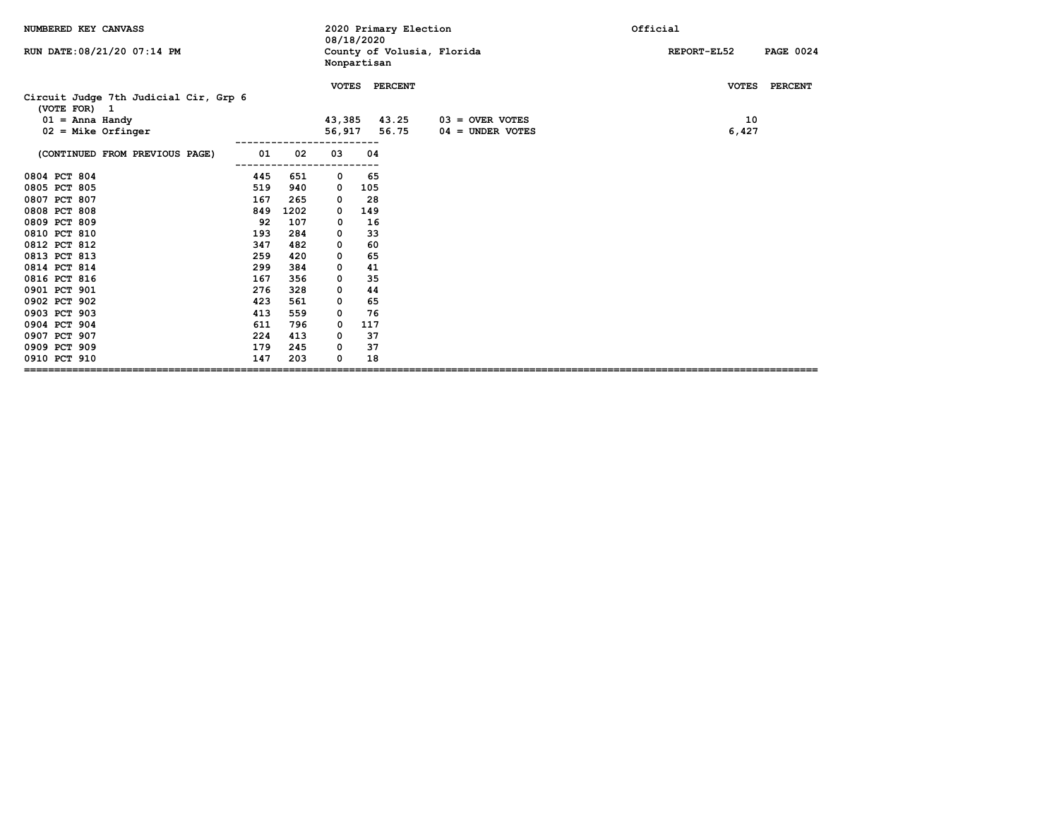NUMBERED KEY CANVASS

2020 Primary Election
08/18/2020
County of Volusia, Florida
Nonpartisan

Official

RUN DATE:08/21/20 07:14 PM

REPORT-EL52

## Circuit Judge 7th Judicial Cir, Grp 6

(VOTE FOR) 1

| | VOTES | PERCENT | | VOTES | PERCENT |
|---|---|---|---|---|---|
| 01 = Anna Handy | 43,385 | 43.25 | 03 = OVER VOTES | 10 | |
| 02 = Mike Orfinger | 56,917 | 56.75 | 04 = UNDER VOTES | 6,427 | |

| (CONTINUED FROM PREVIOUS PAGE) | 01 | 02 | 03 | 04 |
|---|---|---|---|---|
| 0804 PCT 804 | 445 | 651 | 0 | 65 |
| 0805 PCT 805 | 519 | 940 | 0 | 105 |
| 0807 PCT 807 | 167 | 265 | 0 | 28 |
| 0808 PCT 808 | 849 | 1202 | 0 | 149 |
| 0809 PCT 809 | 92 | 107 | 0 | 16 |
| 0810 PCT 810 | 193 | 284 | 0 | 33 |
| 0812 PCT 812 | 347 | 482 | 0 | 60 |
| 0813 PCT 813 | 259 | 420 | 0 | 65 |
| 0814 PCT 814 | 299 | 384 | 0 | 41 |
| 0816 PCT 816 | 167 | 356 | 0 | 35 |
| 0901 PCT 901 | 276 | 328 | 0 | 44 |
| 0902 PCT 902 | 423 | 561 | 0 | 65 |
| 0903 PCT 903 | 413 | 559 | 0 | 76 |
| 0904 PCT 904 | 611 | 796 | 0 | 117 |
| 0907 PCT 907 | 224 | 413 | 0 | 37 |
| 0909 PCT 909 | 179 | 245 | 0 | 37 |
| 0910 PCT 910 | 147 | 203 | 0 | 18 |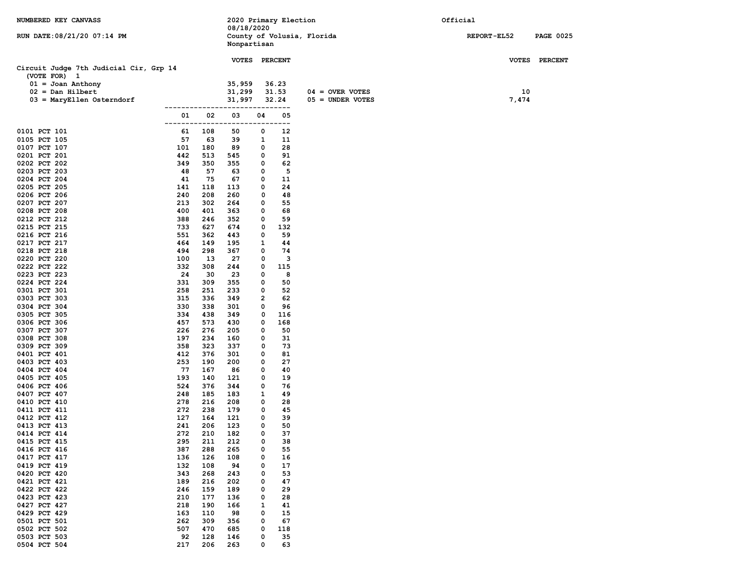NUMBERED KEY CANVASS

RUN DATE:08/21/20 07:14 PM

2020 Primary Election
08/18/2020
County of Volusia, Florida
Nonpartisan

Official

REPORT-EL52

## Circuit Judge 7th Judicial Cir, Grp 14

(VOTE FOR) 1

| | VOTES | PERCENT |
|---|---|---|
| 01 = Joan Anthony | 35,959 | 36.23 |
| 02 = Dan Hilbert | 31,299 | 31.53 |
| 03 = MaryEllen Osterndorf | 31,997 | 32.24 |

| | VOTES | PERCENT |
|---|---|---|
| 04 = OVER VOTES | 10 | |
| 05 = UNDER VOTES | 7,474 | |

| | 01 | 02 | 03 | 04 | 05 |
|---|---|---|---|---|---|
| 0101 PCT 101 | 61 | 108 | 50 | 0 | 12 |
| 0105 PCT 105 | 57 | 63 | 39 | 1 | 11 |
| 0107 PCT 107 | 101 | 180 | 89 | 0 | 28 |
| 0201 PCT 201 | 442 | 513 | 545 | 0 | 91 |
| 0202 PCT 202 | 349 | 350 | 355 | 0 | 62 |
| 0203 PCT 203 | 48 | 57 | 63 | 0 | 5 |
| 0204 PCT 204 | 41 | 75 | 67 | 0 | 11 |
| 0205 PCT 205 | 141 | 118 | 113 | 0 | 24 |
| 0206 PCT 206 | 240 | 208 | 260 | 0 | 48 |
| 0207 PCT 207 | 213 | 302 | 264 | 0 | 55 |
| 0208 PCT 208 | 400 | 401 | 363 | 0 | 68 |
| 0212 PCT 212 | 388 | 246 | 352 | 0 | 59 |
| 0215 PCT 215 | 733 | 627 | 674 | 0 | 132 |
| 0216 PCT 216 | 551 | 362 | 443 | 0 | 59 |
| 0217 PCT 217 | 464 | 149 | 195 | 1 | 44 |
| 0218 PCT 218 | 494 | 298 | 367 | 0 | 74 |
| 0220 PCT 220 | 100 | 13 | 27 | 0 | 3 |
| 0222 PCT 222 | 332 | 308 | 244 | 0 | 115 |
| 0223 PCT 223 | 24 | 30 | 23 | 0 | 8 |
| 0224 PCT 224 | 331 | 309 | 355 | 0 | 50 |
| 0301 PCT 301 | 258 | 251 | 233 | 0 | 52 |
| 0303 PCT 303 | 315 | 336 | 349 | 2 | 62 |
| 0304 PCT 304 | 330 | 338 | 301 | 0 | 96 |
| 0305 PCT 305 | 334 | 438 | 349 | 0 | 116 |
| 0306 PCT 306 | 457 | 573 | 430 | 0 | 168 |
| 0307 PCT 307 | 226 | 276 | 205 | 0 | 50 |
| 0308 PCT 308 | 197 | 234 | 160 | 0 | 31 |
| 0309 PCT 309 | 358 | 323 | 337 | 0 | 73 |
| 0401 PCT 401 | 412 | 376 | 301 | 0 | 81 |
| 0403 PCT 403 | 253 | 190 | 200 | 0 | 27 |
| 0404 PCT 404 | 77 | 167 | 86 | 0 | 40 |
| 0405 PCT 405 | 193 | 140 | 121 | 0 | 19 |
| 0406 PCT 406 | 524 | 376 | 344 | 0 | 76 |
| 0407 PCT 407 | 248 | 185 | 183 | 1 | 49 |
| 0410 PCT 410 | 278 | 216 | 208 | 0 | 28 |
| 0411 PCT 411 | 272 | 238 | 179 | 0 | 45 |
| 0412 PCT 412 | 127 | 164 | 121 | 0 | 39 |
| 0413 PCT 413 | 241 | 206 | 123 | 0 | 50 |
| 0414 PCT 414 | 272 | 210 | 182 | 0 | 37 |
| 0415 PCT 415 | 295 | 211 | 212 | 0 | 38 |
| 0416 PCT 416 | 387 | 288 | 265 | 0 | 55 |
| 0417 PCT 417 | 136 | 126 | 108 | 0 | 16 |
| 0419 PCT 419 | 132 | 108 | 94 | 0 | 17 |
| 0420 PCT 420 | 343 | 268 | 243 | 0 | 53 |
| 0421 PCT 421 | 189 | 216 | 202 | 0 | 47 |
| 0422 PCT 422 | 246 | 159 | 189 | 0 | 29 |
| 0423 PCT 423 | 210 | 177 | 136 | 0 | 28 |
| 0427 PCT 427 | 218 | 190 | 166 | 1 | 41 |
| 0429 PCT 429 | 163 | 110 | 98 | 0 | 15 |
| 0501 PCT 501 | 262 | 309 | 356 | 0 | 67 |
| 0502 PCT 502 | 507 | 470 | 685 | 0 | 118 |
| 0503 PCT 503 | 92 | 128 | 146 | 0 | 35 |
| 0504 PCT 504 | 217 | 206 | 263 | 0 | 63 |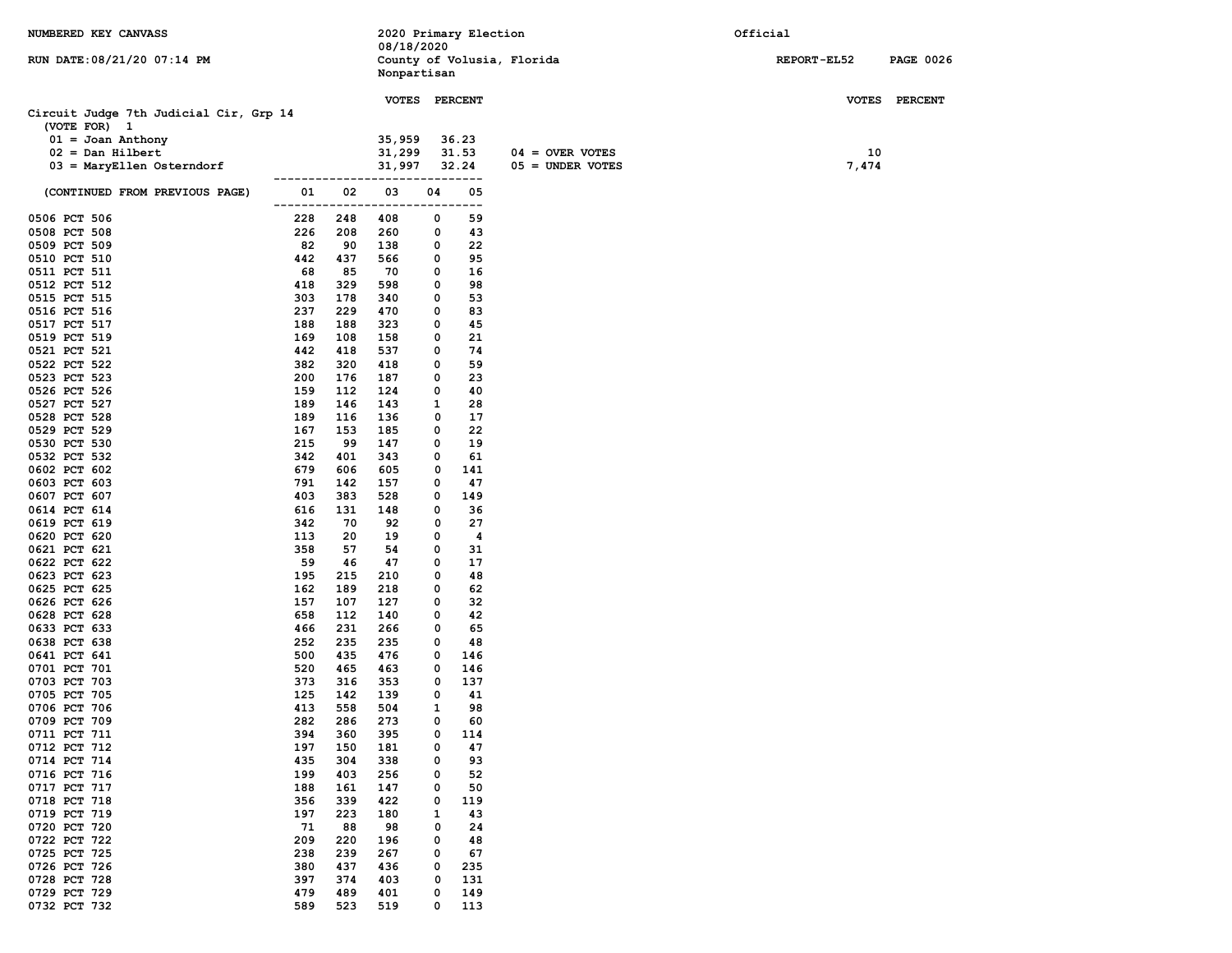NUMBERED KEY CANVASS

RUN DATE:08/21/20 07:14 PM

2020 Primary Election
08/18/2020
County of Volusia, Florida
Nonpartisan

Official

REPORT-EL52 PAGE 0026

**Circuit Judge 7th Judicial Cir, Grp 14**
(VOTE FOR) 1

| | VOTES | PERCENT |
|---|---|---|
| 01 = Joan Anthony | 35,959 | 36.23 |
| 02 = Dan Hilbert | 31,299 | 31.53 |
| 03 = MaryEllen Osterndorf | 31,997 | 32.24 |

| | VOTES | PERCENT |
|---|---|---|
| 04 = OVER VOTES | 10 | |
| 05 = UNDER VOTES | 7,474 | |

(CONTINUED FROM PREVIOUS PAGE)

| | 01 | 02 | 03 | 04 | 05 |
|---|---|---|---|---|---|
| 0506 PCT 506 | 228 | 248 | 408 | 0 | 59 |
| 0508 PCT 508 | 226 | 208 | 260 | 0 | 43 |
| 0509 PCT 509 | 82 | 90 | 138 | 0 | 22 |
| 0510 PCT 510 | 442 | 437 | 566 | 0 | 95 |
| 0511 PCT 511 | 68 | 85 | 70 | 0 | 16 |
| 0512 PCT 512 | 418 | 329 | 598 | 0 | 98 |
| 0515 PCT 515 | 303 | 178 | 340 | 0 | 53 |
| 0516 PCT 516 | 237 | 229 | 470 | 0 | 83 |
| 0517 PCT 517 | 188 | 188 | 323 | 0 | 45 |
| 0519 PCT 519 | 169 | 108 | 158 | 0 | 21 |
| 0521 PCT 521 | 442 | 418 | 537 | 0 | 74 |
| 0522 PCT 522 | 382 | 320 | 418 | 0 | 59 |
| 0523 PCT 523 | 200 | 176 | 187 | 0 | 23 |
| 0526 PCT 526 | 159 | 112 | 124 | 0 | 40 |
| 0527 PCT 527 | 189 | 146 | 143 | 1 | 28 |
| 0528 PCT 528 | 189 | 116 | 136 | 0 | 17 |
| 0529 PCT 529 | 167 | 153 | 185 | 0 | 22 |
| 0530 PCT 530 | 215 | 99 | 147 | 0 | 19 |
| 0532 PCT 532 | 342 | 401 | 343 | 0 | 61 |
| 0602 PCT 602 | 679 | 606 | 605 | 0 | 141 |
| 0603 PCT 603 | 791 | 142 | 157 | 0 | 47 |
| 0607 PCT 607 | 403 | 383 | 528 | 0 | 149 |
| 0614 PCT 614 | 616 | 131 | 148 | 0 | 36 |
| 0619 PCT 619 | 342 | 70 | 92 | 0 | 27 |
| 0620 PCT 620 | 113 | 20 | 19 | 0 | 4 |
| 0621 PCT 621 | 358 | 57 | 54 | 0 | 31 |
| 0622 PCT 622 | 59 | 46 | 47 | 0 | 17 |
| 0623 PCT 623 | 195 | 215 | 210 | 0 | 48 |
| 0625 PCT 625 | 162 | 189 | 218 | 0 | 62 |
| 0626 PCT 626 | 157 | 107 | 127 | 0 | 32 |
| 0628 PCT 628 | 658 | 112 | 140 | 0 | 42 |
| 0633 PCT 633 | 466 | 231 | 266 | 0 | 65 |
| 0638 PCT 638 | 252 | 235 | 235 | 0 | 48 |
| 0641 PCT 641 | 500 | 435 | 476 | 0 | 146 |
| 0701 PCT 701 | 520 | 465 | 463 | 0 | 146 |
| 0703 PCT 703 | 373 | 316 | 353 | 0 | 137 |
| 0705 PCT 705 | 125 | 142 | 139 | 0 | 41 |
| 0706 PCT 706 | 413 | 558 | 504 | 1 | 98 |
| 0709 PCT 709 | 282 | 286 | 273 | 0 | 60 |
| 0711 PCT 711 | 394 | 360 | 395 | 0 | 114 |
| 0712 PCT 712 | 197 | 150 | 181 | 0 | 47 |
| 0714 PCT 714 | 435 | 304 | 338 | 0 | 93 |
| 0716 PCT 716 | 199 | 403 | 256 | 0 | 52 |
| 0717 PCT 717 | 188 | 161 | 147 | 0 | 50 |
| 0718 PCT 718 | 356 | 339 | 422 | 0 | 119 |
| 0719 PCT 719 | 197 | 223 | 180 | 1 | 43 |
| 0720 PCT 720 | 71 | 88 | 98 | 0 | 24 |
| 0722 PCT 722 | 209 | 220 | 196 | 0 | 48 |
| 0725 PCT 725 | 238 | 239 | 267 | 0 | 67 |
| 0726 PCT 726 | 380 | 437 | 436 | 0 | 235 |
| 0728 PCT 728 | 397 | 374 | 403 | 0 | 131 |
| 0729 PCT 729 | 479 | 489 | 401 | 0 | 149 |
| 0732 PCT 732 | 589 | 523 | 519 | 0 | 113 |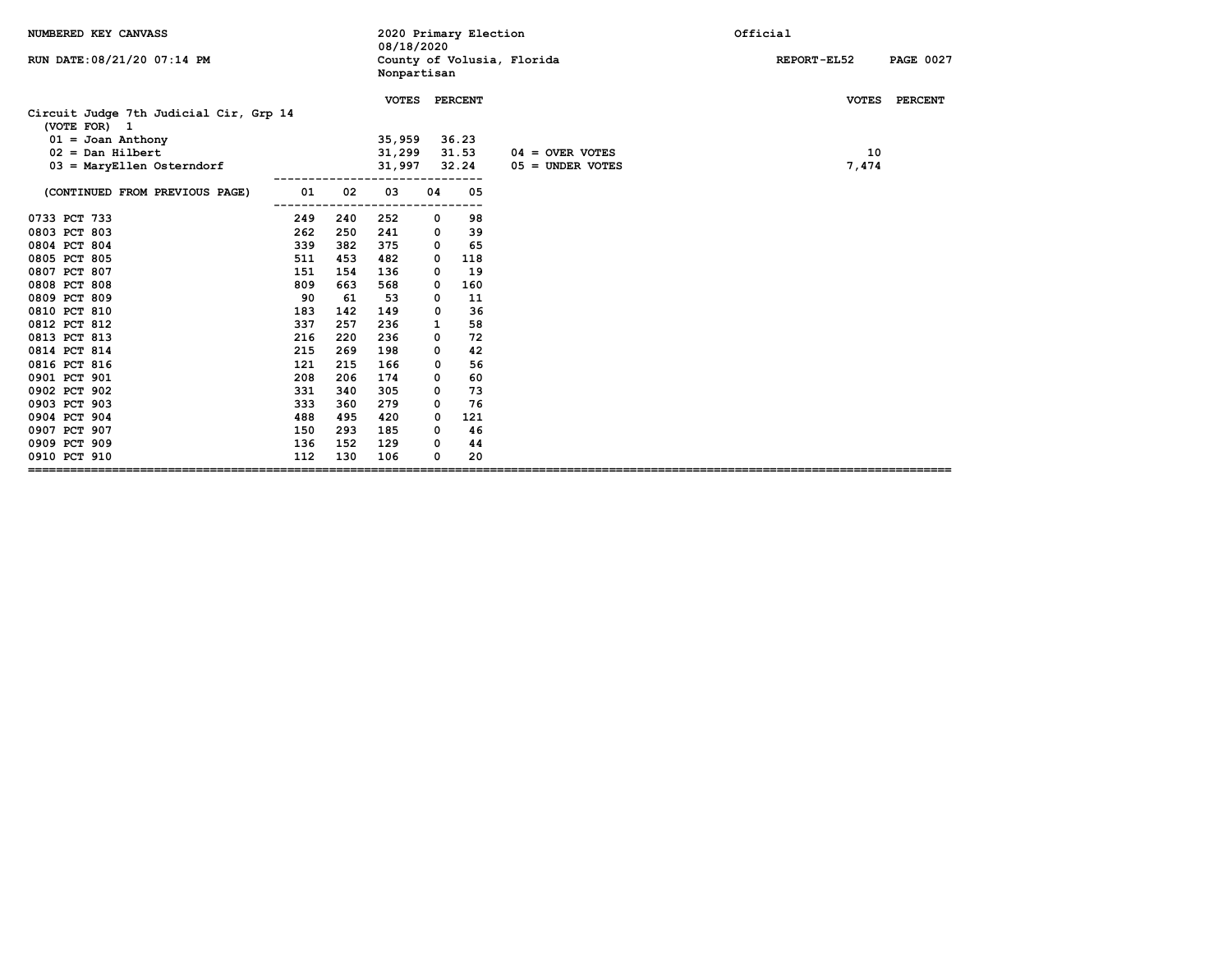NUMBERED KEY CANVASS

RUN DATE:08/21/20 07:14 PM

2020 Primary Election
08/18/2020
County of Volusia, Florida
Nonpartisan

Official

REPORT-EL52

## Circuit Judge 7th Judicial Cir, Grp 14

(VOTE FOR) 1

| | VOTES | PERCENT |
|---|---|---|
| 01 = Joan Anthony | 35,959 | 36.23 |
| 02 = Dan Hilbert | 31,299 | 31.53 |
| 03 = MaryEllen Osterndorf | 31,997 | 32.24 |

| | VOTES | PERCENT |
|---|---|---|
| 04 = OVER VOTES | 10 | |
| 05 = UNDER VOTES | 7,474 | |

| (CONTINUED FROM PREVIOUS PAGE) | 01 | 02 | 03 | 04 | 05 |
|---|---|---|---|---|---|
| 0733 PCT 733 | 249 | 240 | 252 | 0 | 98 |
| 0803 PCT 803 | 262 | 250 | 241 | 0 | 39 |
| 0804 PCT 804 | 339 | 382 | 375 | 0 | 65 |
| 0805 PCT 805 | 511 | 453 | 482 | 0 | 118 |
| 0807 PCT 807 | 151 | 154 | 136 | 0 | 19 |
| 0808 PCT 808 | 809 | 663 | 568 | 0 | 160 |
| 0809 PCT 809 | 90 | 61 | 53 | 0 | 11 |
| 0810 PCT 810 | 183 | 142 | 149 | 0 | 36 |
| 0812 PCT 812 | 337 | 257 | 236 | 1 | 58 |
| 0813 PCT 813 | 216 | 220 | 236 | 0 | 72 |
| 0814 PCT 814 | 215 | 269 | 198 | 0 | 42 |
| 0816 PCT 816 | 121 | 215 | 166 | 0 | 56 |
| 0901 PCT 901 | 208 | 206 | 174 | 0 | 60 |
| 0902 PCT 902 | 331 | 340 | 305 | 0 | 73 |
| 0903 PCT 903 | 333 | 360 | 279 | 0 | 76 |
| 0904 PCT 904 | 488 | 495 | 420 | 0 | 121 |
| 0907 PCT 907 | 150 | 293 | 185 | 0 | 46 |
| 0909 PCT 909 | 136 | 152 | 129 | 0 | 44 |
| 0910 PCT 910 | 112 | 130 | 106 | 0 | 20 |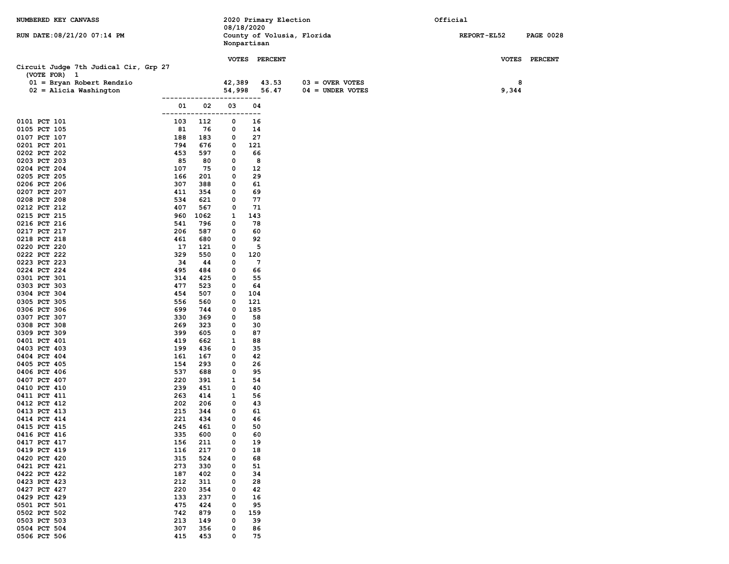NUMBERED KEY CANVASS

RUN DATE:08/21/20 07:14 PM

2020 Primary Election
08/18/2020
County of Volusia, Florida
Nonpartisan

Official

REPORT-EL52 PAGE 0028

## Circuit Judge 7th Judical Cir, Grp 27

(VOTE FOR) 1

| | VOTES | PERCENT | | VOTES | PERCENT |
|---|---|---|---|---|---|
| 01 = Bryan Robert Rendzio | 42,389 | 43.53 | 03 = OVER VOTES | 8 | |
| 02 = Alicia Washington | 54,998 | 56.47 | 04 = UNDER VOTES | 9,344 | |

| | 01 | 02 | 03 | 04 |
|---|---|---|---|---|
| 0101 PCT 101 | 103 | 112 | 0 | 16 |
| 0105 PCT 105 | 81 | 76 | 0 | 14 |
| 0107 PCT 107 | 188 | 183 | 0 | 27 |
| 0201 PCT 201 | 794 | 676 | 0 | 121 |
| 0202 PCT 202 | 453 | 597 | 0 | 66 |
| 0203 PCT 203 | 85 | 80 | 0 | 8 |
| 0204 PCT 204 | 107 | 75 | 0 | 12 |
| 0205 PCT 205 | 166 | 201 | 0 | 29 |
| 0206 PCT 206 | 307 | 388 | 0 | 61 |
| 0207 PCT 207 | 411 | 354 | 0 | 69 |
| 0208 PCT 208 | 534 | 621 | 0 | 77 |
| 0212 PCT 212 | 407 | 567 | 0 | 71 |
| 0215 PCT 215 | 960 | 1062 | 1 | 143 |
| 0216 PCT 216 | 541 | 796 | 0 | 78 |
| 0217 PCT 217 | 206 | 587 | 0 | 60 |
| 0218 PCT 218 | 461 | 680 | 0 | 92 |
| 0220 PCT 220 | 17 | 121 | 0 | 5 |
| 0222 PCT 222 | 329 | 550 | 0 | 120 |
| 0223 PCT 223 | 34 | 44 | 0 | 7 |
| 0224 PCT 224 | 495 | 484 | 0 | 66 |
| 0301 PCT 301 | 314 | 425 | 0 | 55 |
| 0303 PCT 303 | 477 | 523 | 0 | 64 |
| 0304 PCT 304 | 454 | 507 | 0 | 104 |
| 0305 PCT 305 | 556 | 560 | 0 | 121 |
| 0306 PCT 306 | 699 | 744 | 0 | 185 |
| 0307 PCT 307 | 330 | 369 | 0 | 58 |
| 0308 PCT 308 | 269 | 323 | 0 | 30 |
| 0309 PCT 309 | 399 | 605 | 0 | 87 |
| 0401 PCT 401 | 419 | 662 | 1 | 88 |
| 0403 PCT 403 | 199 | 436 | 0 | 35 |
| 0404 PCT 404 | 161 | 167 | 0 | 42 |
| 0405 PCT 405 | 154 | 293 | 0 | 26 |
| 0406 PCT 406 | 537 | 688 | 0 | 95 |
| 0407 PCT 407 | 220 | 391 | 1 | 54 |
| 0410 PCT 410 | 239 | 451 | 0 | 40 |
| 0411 PCT 411 | 263 | 414 | 1 | 56 |
| 0412 PCT 412 | 202 | 206 | 0 | 43 |
| 0413 PCT 413 | 215 | 344 | 0 | 61 |
| 0414 PCT 414 | 221 | 434 | 0 | 46 |
| 0415 PCT 415 | 245 | 461 | 0 | 50 |
| 0416 PCT 416 | 335 | 600 | 0 | 60 |
| 0417 PCT 417 | 156 | 211 | 0 | 19 |
| 0419 PCT 419 | 116 | 217 | 0 | 18 |
| 0420 PCT 420 | 315 | 524 | 0 | 68 |
| 0421 PCT 421 | 273 | 330 | 0 | 51 |
| 0422 PCT 422 | 187 | 402 | 0 | 34 |
| 0423 PCT 423 | 212 | 311 | 0 | 28 |
| 0427 PCT 427 | 220 | 354 | 0 | 42 |
| 0429 PCT 429 | 133 | 237 | 0 | 16 |
| 0501 PCT 501 | 475 | 424 | 0 | 95 |
| 0502 PCT 502 | 742 | 879 | 0 | 159 |
| 0503 PCT 503 | 213 | 149 | 0 | 39 |
| 0504 PCT 504 | 307 | 356 | 0 | 86 |
| 0506 PCT 506 | 415 | 453 | 0 | 75 |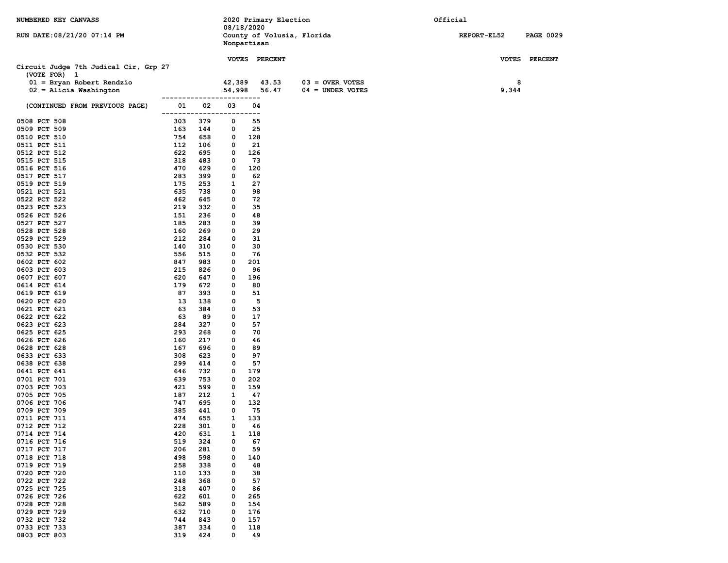NUMBERED KEY CANVASS

RUN DATE:08/21/20 07:14 PM

2020 Primary Election
08/18/2020
County of Volusia, Florida
Nonpartisan

Official

REPORT-EL52

## Circuit Judge 7th Judical Cir, Grp 27

(VOTE FOR) 1

| | VOTES | PERCENT | | VOTES |
|---|---|---|---|---|
| 01 = Bryan Robert Rendzio | 42,389 | 43.53 | 03 = OVER VOTES | 8 |
| 02 = Alicia Washington | 54,998 | 56.47 | 04 = UNDER VOTES | 9,344 |

(CONTINUED FROM PREVIOUS PAGE)

| Precinct | 01 | 02 | 03 | 04 |
|---|---|---|---|---|
| 0508 PCT 508 | 303 | 379 | 0 | 55 |
| 0509 PCT 509 | 163 | 144 | 0 | 25 |
| 0510 PCT 510 | 754 | 658 | 0 | 128 |
| 0511 PCT 511 | 112 | 106 | 0 | 21 |
| 0512 PCT 512 | 622 | 695 | 0 | 126 |
| 0515 PCT 515 | 318 | 483 | 0 | 73 |
| 0516 PCT 516 | 470 | 429 | 0 | 120 |
| 0517 PCT 517 | 283 | 399 | 0 | 62 |
| 0519 PCT 519 | 175 | 253 | 1 | 27 |
| 0521 PCT 521 | 635 | 738 | 0 | 98 |
| 0522 PCT 522 | 462 | 645 | 0 | 72 |
| 0523 PCT 523 | 219 | 332 | 0 | 35 |
| 0526 PCT 526 | 151 | 236 | 0 | 48 |
| 0527 PCT 527 | 185 | 283 | 0 | 39 |
| 0528 PCT 528 | 160 | 269 | 0 | 29 |
| 0529 PCT 529 | 212 | 284 | 0 | 31 |
| 0530 PCT 530 | 140 | 310 | 0 | 30 |
| 0532 PCT 532 | 556 | 515 | 0 | 76 |
| 0602 PCT 602 | 847 | 983 | 0 | 201 |
| 0603 PCT 603 | 215 | 826 | 0 | 96 |
| 0607 PCT 607 | 620 | 647 | 0 | 196 |
| 0614 PCT 614 | 179 | 672 | 0 | 80 |
| 0619 PCT 619 | 87 | 393 | 0 | 51 |
| 0620 PCT 620 | 13 | 138 | 0 | 5 |
| 0621 PCT 621 | 63 | 384 | 0 | 53 |
| 0622 PCT 622 | 63 | 89 | 0 | 17 |
| 0623 PCT 623 | 284 | 327 | 0 | 57 |
| 0625 PCT 625 | 293 | 268 | 0 | 70 |
| 0626 PCT 626 | 160 | 217 | 0 | 46 |
| 0628 PCT 628 | 167 | 696 | 0 | 89 |
| 0633 PCT 633 | 308 | 623 | 0 | 97 |
| 0638 PCT 638 | 299 | 414 | 0 | 57 |
| 0641 PCT 641 | 646 | 732 | 0 | 179 |
| 0701 PCT 701 | 639 | 753 | 0 | 202 |
| 0703 PCT 703 | 421 | 599 | 0 | 159 |
| 0705 PCT 705 | 187 | 212 | 1 | 47 |
| 0706 PCT 706 | 747 | 695 | 0 | 132 |
| 0709 PCT 709 | 385 | 441 | 0 | 75 |
| 0711 PCT 711 | 474 | 655 | 1 | 133 |
| 0712 PCT 712 | 228 | 301 | 0 | 46 |
| 0714 PCT 714 | 420 | 631 | 1 | 118 |
| 0716 PCT 716 | 519 | 324 | 0 | 67 |
| 0717 PCT 717 | 206 | 281 | 0 | 59 |
| 0718 PCT 718 | 498 | 598 | 0 | 140 |
| 0719 PCT 719 | 258 | 338 | 0 | 48 |
| 0720 PCT 720 | 110 | 133 | 0 | 38 |
| 0722 PCT 722 | 248 | 368 | 0 | 57 |
| 0725 PCT 725 | 318 | 407 | 0 | 86 |
| 0726 PCT 726 | 622 | 601 | 0 | 265 |
| 0728 PCT 728 | 562 | 589 | 0 | 154 |
| 0729 PCT 729 | 632 | 710 | 0 | 176 |
| 0732 PCT 732 | 744 | 843 | 0 | 157 |
| 0733 PCT 733 | 387 | 334 | 0 | 118 |
| 0803 PCT 803 | 319 | 424 | 0 | 49 |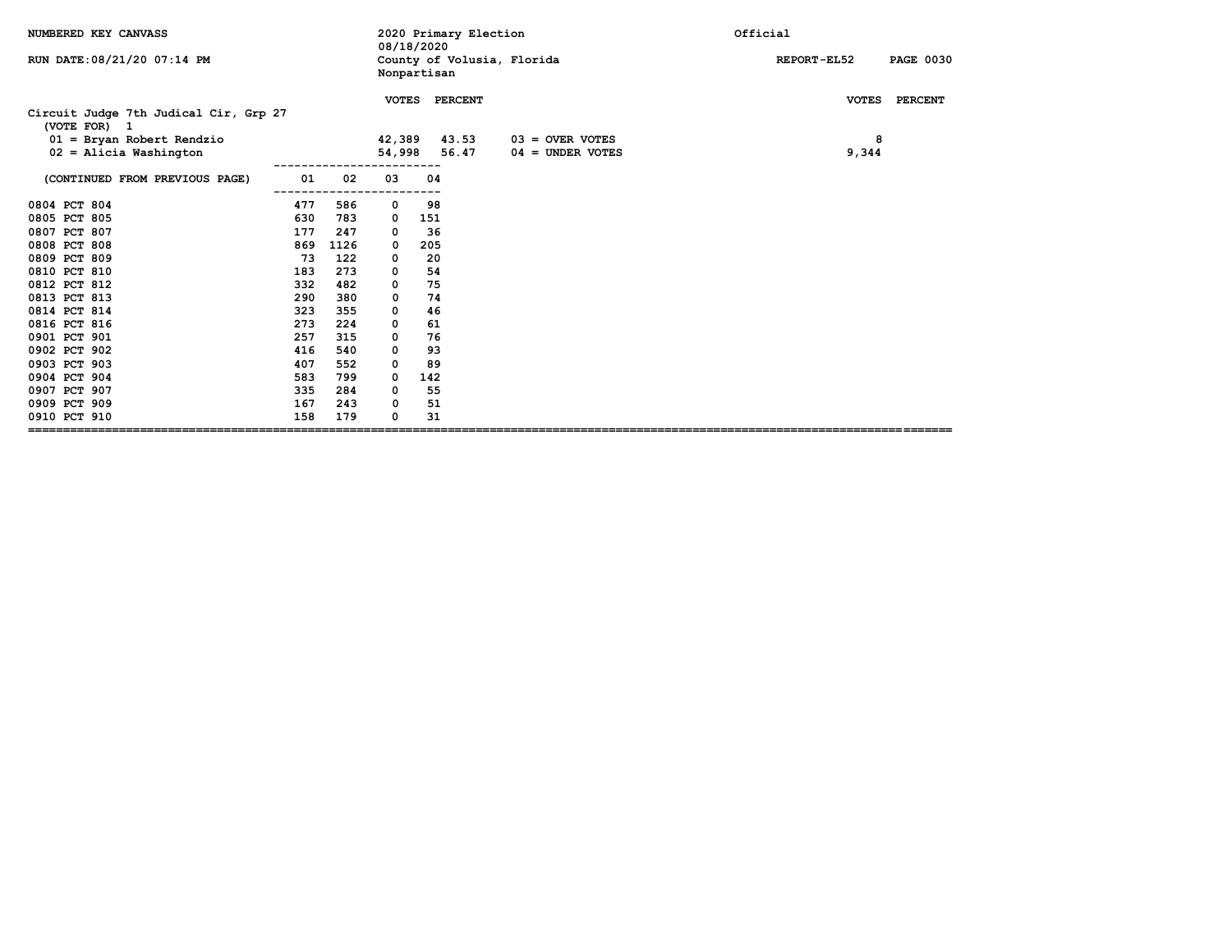NUMBERED KEY CANVASS

RUN DATE:08/21/20 07:14 PM

2020 Primary Election
08/18/2020
County of Volusia, Florida
Nonpartisan

Official

REPORT-EL52

## Circuit Judge 7th Judical Cir, Grp 27

(VOTE FOR) 1

| | VOTES | PERCENT | | VOTES | PERCENT |
|---|---|---|---|---|---|
| 01 = Bryan Robert Rendzio | 42,389 | 43.53 | 03 = OVER VOTES | 8 | |
| 02 = Alicia Washington | 54,998 | 56.47 | 04 = UNDER VOTES | 9,344 | |

| (CONTINUED FROM PREVIOUS PAGE) | 01 | 02 | 03 | 04 |
|---|---|---|---|---|
| 0804 PCT 804 | 477 | 586 | 0 | 98 |
| 0805 PCT 805 | 630 | 783 | 0 | 151 |
| 0807 PCT 807 | 177 | 247 | 0 | 36 |
| 0808 PCT 808 | 869 | 1126 | 0 | 205 |
| 0809 PCT 809 | 73 | 122 | 0 | 20 |
| 0810 PCT 810 | 183 | 273 | 0 | 54 |
| 0812 PCT 812 | 332 | 482 | 0 | 75 |
| 0813 PCT 813 | 290 | 380 | 0 | 74 |
| 0814 PCT 814 | 323 | 355 | 0 | 46 |
| 0816 PCT 816 | 273 | 224 | 0 | 61 |
| 0901 PCT 901 | 257 | 315 | 0 | 76 |
| 0902 PCT 902 | 416 | 540 | 0 | 93 |
| 0903 PCT 903 | 407 | 552 | 0 | 89 |
| 0904 PCT 904 | 583 | 799 | 0 | 142 |
| 0907 PCT 907 | 335 | 284 | 0 | 55 |
| 0909 PCT 909 | 167 | 243 | 0 | 51 |
| 0910 PCT 910 | 158 | 179 | 0 | 31 |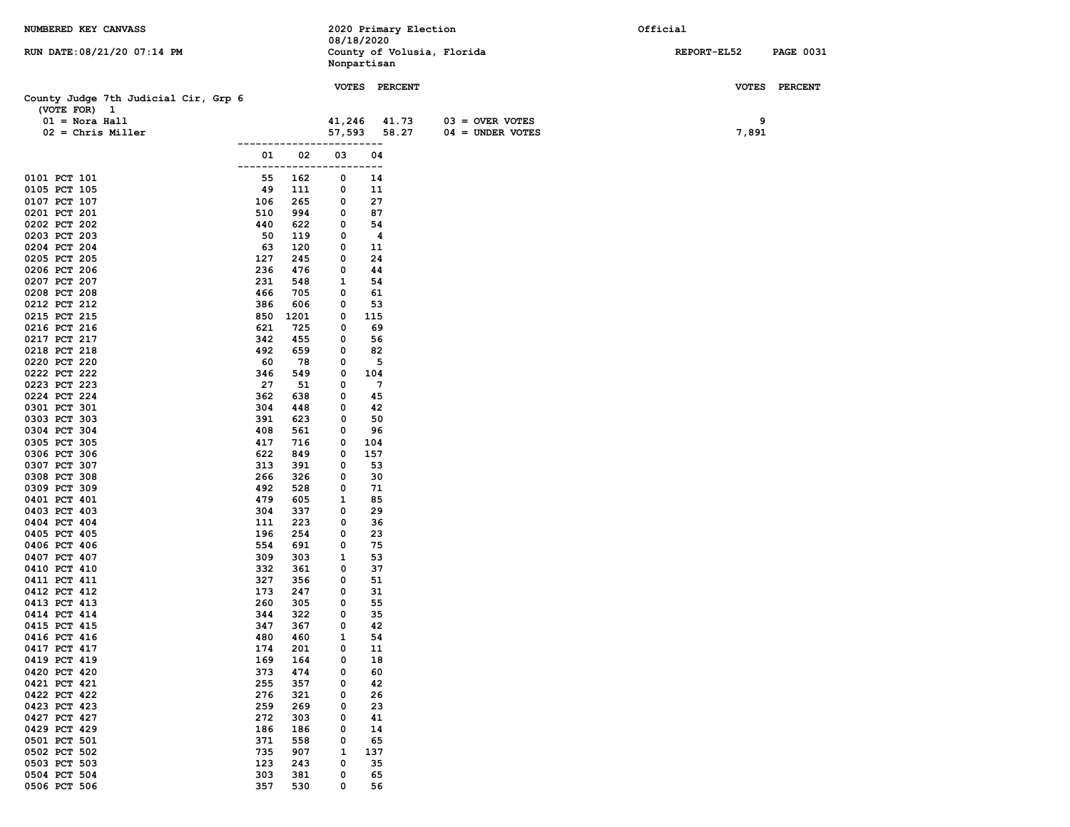NUMBERED KEY CANVASS

RUN DATE:08/21/20 07:14 PM

2020 Primary Election
08/18/2020
County of Volusia, Florida
Nonpartisan

Official

REPORT-EL52 PAGE 0031

## County Judge 7th Judicial Cir, Grp 6

(VOTE FOR) 1

| | VOTES | PERCENT |
|---|---|---|
| 01 = Nora Hall | 41,246 | 41.73 |
| 02 = Chris Miller | 57,593 | 58.27 |

| | VOTES | PERCENT |
|---|---|---|
| 03 = OVER VOTES | 9 | |
| 04 = UNDER VOTES | 7,891 | |

| Precinct | 01 | 02 | 03 | 04 |
|---|---|---|---|---|
| 0101 PCT 101 | 55 | 162 | 0 | 14 |
| 0105 PCT 105 | 49 | 111 | 0 | 11 |
| 0107 PCT 107 | 106 | 265 | 0 | 27 |
| 0201 PCT 201 | 510 | 994 | 0 | 87 |
| 0202 PCT 202 | 440 | 622 | 0 | 54 |
| 0203 PCT 203 | 50 | 119 | 0 | 4 |
| 0204 PCT 204 | 63 | 120 | 0 | 11 |
| 0205 PCT 205 | 127 | 245 | 0 | 24 |
| 0206 PCT 206 | 236 | 476 | 0 | 44 |
| 0207 PCT 207 | 231 | 548 | 1 | 54 |
| 0208 PCT 208 | 466 | 705 | 0 | 61 |
| 0212 PCT 212 | 386 | 606 | 0 | 53 |
| 0215 PCT 215 | 850 | 1201 | 0 | 115 |
| 0216 PCT 216 | 621 | 725 | 0 | 69 |
| 0217 PCT 217 | 342 | 455 | 0 | 56 |
| 0218 PCT 218 | 492 | 659 | 0 | 82 |
| 0220 PCT 220 | 60 | 78 | 0 | 5 |
| 0222 PCT 222 | 346 | 549 | 0 | 104 |
| 0223 PCT 223 | 27 | 51 | 0 | 7 |
| 0224 PCT 224 | 362 | 638 | 0 | 45 |
| 0301 PCT 301 | 304 | 448 | 0 | 42 |
| 0303 PCT 303 | 391 | 623 | 0 | 50 |
| 0304 PCT 304 | 408 | 561 | 0 | 96 |
| 0305 PCT 305 | 417 | 716 | 0 | 104 |
| 0306 PCT 306 | 622 | 849 | 0 | 157 |
| 0307 PCT 307 | 313 | 391 | 0 | 53 |
| 0308 PCT 308 | 266 | 326 | 0 | 30 |
| 0309 PCT 309 | 492 | 528 | 0 | 71 |
| 0401 PCT 401 | 479 | 605 | 1 | 85 |
| 0403 PCT 403 | 304 | 337 | 0 | 29 |
| 0404 PCT 404 | 111 | 223 | 0 | 36 |
| 0405 PCT 405 | 196 | 254 | 0 | 23 |
| 0406 PCT 406 | 554 | 691 | 0 | 75 |
| 0407 PCT 407 | 309 | 303 | 1 | 53 |
| 0410 PCT 410 | 332 | 361 | 0 | 37 |
| 0411 PCT 411 | 327 | 356 | 0 | 51 |
| 0412 PCT 412 | 173 | 247 | 0 | 31 |
| 0413 PCT 413 | 260 | 305 | 0 | 55 |
| 0414 PCT 414 | 344 | 322 | 0 | 35 |
| 0415 PCT 415 | 347 | 367 | 0 | 42 |
| 0416 PCT 416 | 480 | 460 | 1 | 54 |
| 0417 PCT 417 | 174 | 201 | 0 | 11 |
| 0419 PCT 419 | 169 | 164 | 0 | 18 |
| 0420 PCT 420 | 373 | 474 | 0 | 60 |
| 0421 PCT 421 | 255 | 357 | 0 | 42 |
| 0422 PCT 422 | 276 | 321 | 0 | 26 |
| 0423 PCT 423 | 259 | 269 | 0 | 23 |
| 0427 PCT 427 | 272 | 303 | 0 | 41 |
| 0429 PCT 429 | 186 | 186 | 0 | 14 |
| 0501 PCT 501 | 371 | 558 | 0 | 65 |
| 0502 PCT 502 | 735 | 907 | 1 | 137 |
| 0503 PCT 503 | 123 | 243 | 0 | 35 |
| 0504 PCT 504 | 303 | 381 | 0 | 65 |
| 0506 PCT 506 | 357 | 530 | 0 | 56 |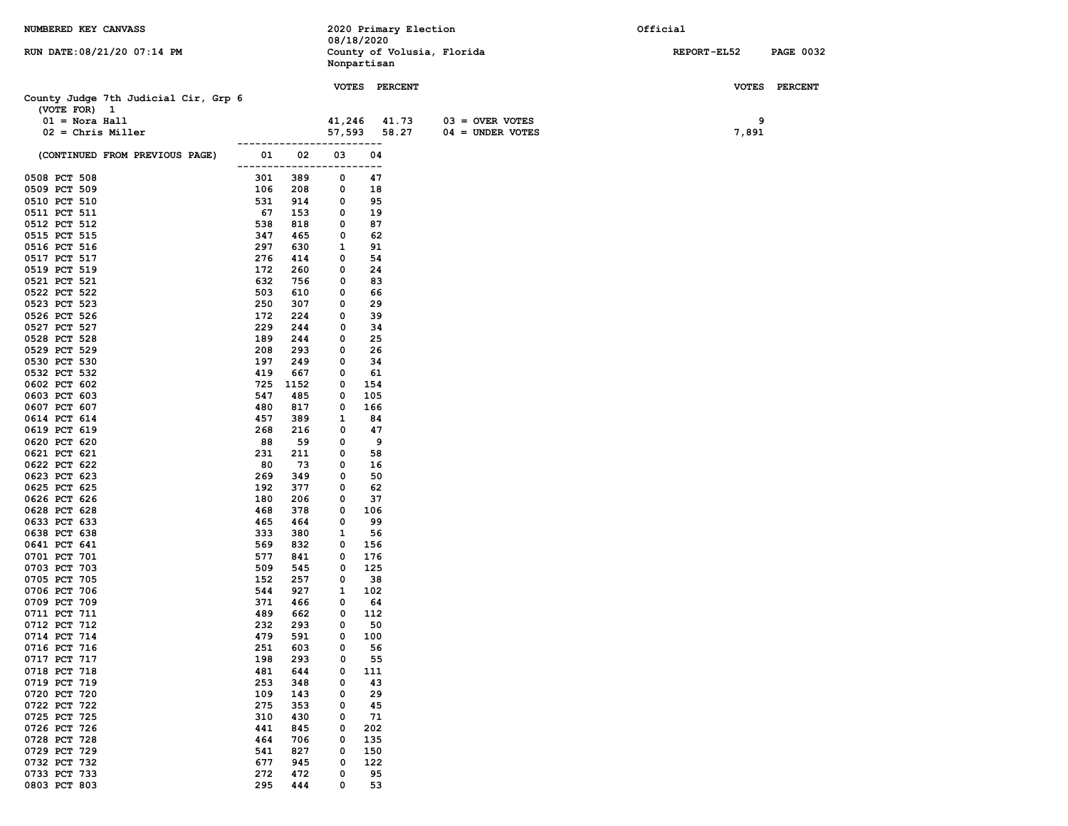NUMBERED KEY CANVASS

RUN DATE:08/21/20 07:14 PM

2020 Primary Election
08/18/2020
County of Volusia, Florida
Nonpartisan

Official

REPORT-EL52 PAGE 0032

## County Judge 7th Judicial Cir, Grp 6

(VOTE FOR) 1

| | VOTES | PERCENT | | VOTES | PERCENT |
|---|---|---|---|---|---|
| 01 = Nora Hall | 41,246 | 41.73 | 03 = OVER VOTES | 9 | |
| 02 = Chris Miller | 57,593 | 58.27 | 04 = UNDER VOTES | 7,891 | |

| (CONTINUED FROM PREVIOUS PAGE) | 01 | 02 | 03 | 04 |
|---|---|---|---|---|
| 0508 PCT 508 | 301 | 389 | 0 | 47 |
| 0509 PCT 509 | 106 | 208 | 0 | 18 |
| 0510 PCT 510 | 531 | 914 | 0 | 95 |
| 0511 PCT 511 | 67 | 153 | 0 | 19 |
| 0512 PCT 512 | 538 | 818 | 0 | 87 |
| 0515 PCT 515 | 347 | 465 | 0 | 62 |
| 0516 PCT 516 | 297 | 630 | 1 | 91 |
| 0517 PCT 517 | 276 | 414 | 0 | 54 |
| 0519 PCT 519 | 172 | 260 | 0 | 24 |
| 0521 PCT 521 | 632 | 756 | 0 | 83 |
| 0522 PCT 522 | 503 | 610 | 0 | 66 |
| 0523 PCT 523 | 250 | 307 | 0 | 29 |
| 0526 PCT 526 | 172 | 224 | 0 | 39 |
| 0527 PCT 527 | 229 | 244 | 0 | 34 |
| 0528 PCT 528 | 189 | 244 | 0 | 25 |
| 0529 PCT 529 | 208 | 293 | 0 | 26 |
| 0530 PCT 530 | 197 | 249 | 0 | 34 |
| 0532 PCT 532 | 419 | 667 | 0 | 61 |
| 0602 PCT 602 | 725 | 1152 | 0 | 154 |
| 0603 PCT 603 | 547 | 485 | 0 | 105 |
| 0607 PCT 607 | 480 | 817 | 0 | 166 |
| 0614 PCT 614 | 457 | 389 | 1 | 84 |
| 0619 PCT 619 | 268 | 216 | 0 | 47 |
| 0620 PCT 620 | 88 | 59 | 0 | 9 |
| 0621 PCT 621 | 231 | 211 | 0 | 58 |
| 0622 PCT 622 | 80 | 73 | 0 | 16 |
| 0623 PCT 623 | 269 | 349 | 0 | 50 |
| 0625 PCT 625 | 192 | 377 | 0 | 62 |
| 0626 PCT 626 | 180 | 206 | 0 | 37 |
| 0628 PCT 628 | 468 | 378 | 0 | 106 |
| 0633 PCT 633 | 465 | 464 | 0 | 99 |
| 0638 PCT 638 | 333 | 380 | 1 | 56 |
| 0641 PCT 641 | 569 | 832 | 0 | 156 |
| 0701 PCT 701 | 577 | 841 | 0 | 176 |
| 0703 PCT 703 | 509 | 545 | 0 | 125 |
| 0705 PCT 705 | 152 | 257 | 0 | 38 |
| 0706 PCT 706 | 544 | 927 | 1 | 102 |
| 0709 PCT 709 | 371 | 466 | 0 | 64 |
| 0711 PCT 711 | 489 | 662 | 0 | 112 |
| 0712 PCT 712 | 232 | 293 | 0 | 50 |
| 0714 PCT 714 | 479 | 591 | 0 | 100 |
| 0716 PCT 716 | 251 | 603 | 0 | 56 |
| 0717 PCT 717 | 198 | 293 | 0 | 55 |
| 0718 PCT 718 | 481 | 644 | 0 | 111 |
| 0719 PCT 719 | 253 | 348 | 0 | 43 |
| 0720 PCT 720 | 109 | 143 | 0 | 29 |
| 0722 PCT 722 | 275 | 353 | 0 | 45 |
| 0725 PCT 725 | 310 | 430 | 0 | 71 |
| 0726 PCT 726 | 441 | 845 | 0 | 202 |
| 0728 PCT 728 | 464 | 706 | 0 | 135 |
| 0729 PCT 729 | 541 | 827 | 0 | 150 |
| 0732 PCT 732 | 677 | 945 | 0 | 122 |
| 0733 PCT 733 | 272 | 472 | 0 | 95 |
| 0803 PCT 803 | 295 | 444 | 0 | 53 |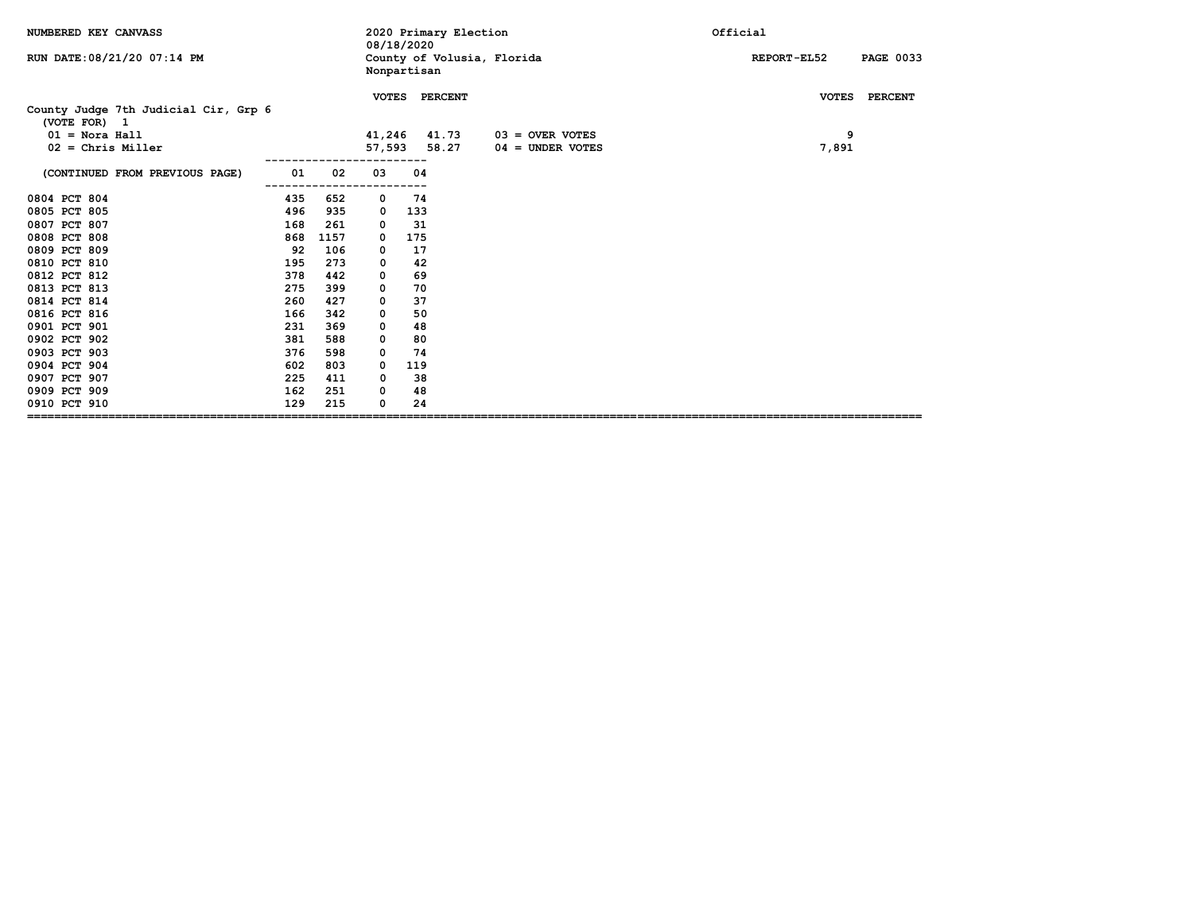NUMBERED KEY CANVASS

RUN DATE:08/21/20 07:14 PM

2020 Primary Election
08/18/2020
County of Volusia, Florida
Nonpartisan

Official

REPORT-EL52

## County Judge 7th Judicial Cir, Grp 6

(VOTE FOR) 1

| | VOTES | PERCENT | | VOTES | PERCENT |
|---|---|---|---|---|---|
| 01 = Nora Hall | 41,246 | 41.73 | 03 = OVER VOTES | 9 | |
| 02 = Chris Miller | 57,593 | 58.27 | 04 = UNDER VOTES | 7,891 | |

| (CONTINUED FROM PREVIOUS PAGE) | 01 | 02 | 03 | 04 |
|---|---|---|---|---|
| 0804 PCT 804 | 435 | 652 | 0 | 74 |
| 0805 PCT 805 | 496 | 935 | 0 | 133 |
| 0807 PCT 807 | 168 | 261 | 0 | 31 |
| 0808 PCT 808 | 868 | 1157 | 0 | 175 |
| 0809 PCT 809 | 92 | 106 | 0 | 17 |
| 0810 PCT 810 | 195 | 273 | 0 | 42 |
| 0812 PCT 812 | 378 | 442 | 0 | 69 |
| 0813 PCT 813 | 275 | 399 | 0 | 70 |
| 0814 PCT 814 | 260 | 427 | 0 | 37 |
| 0816 PCT 816 | 166 | 342 | 0 | 50 |
| 0901 PCT 901 | 231 | 369 | 0 | 48 |
| 0902 PCT 902 | 381 | 588 | 0 | 80 |
| 0903 PCT 903 | 376 | 598 | 0 | 74 |
| 0904 PCT 904 | 602 | 803 | 0 | 119 |
| 0907 PCT 907 | 225 | 411 | 0 | 38 |
| 0909 PCT 909 | 162 | 251 | 0 | 48 |
| 0910 PCT 910 | 129 | 215 | 0 | 24 |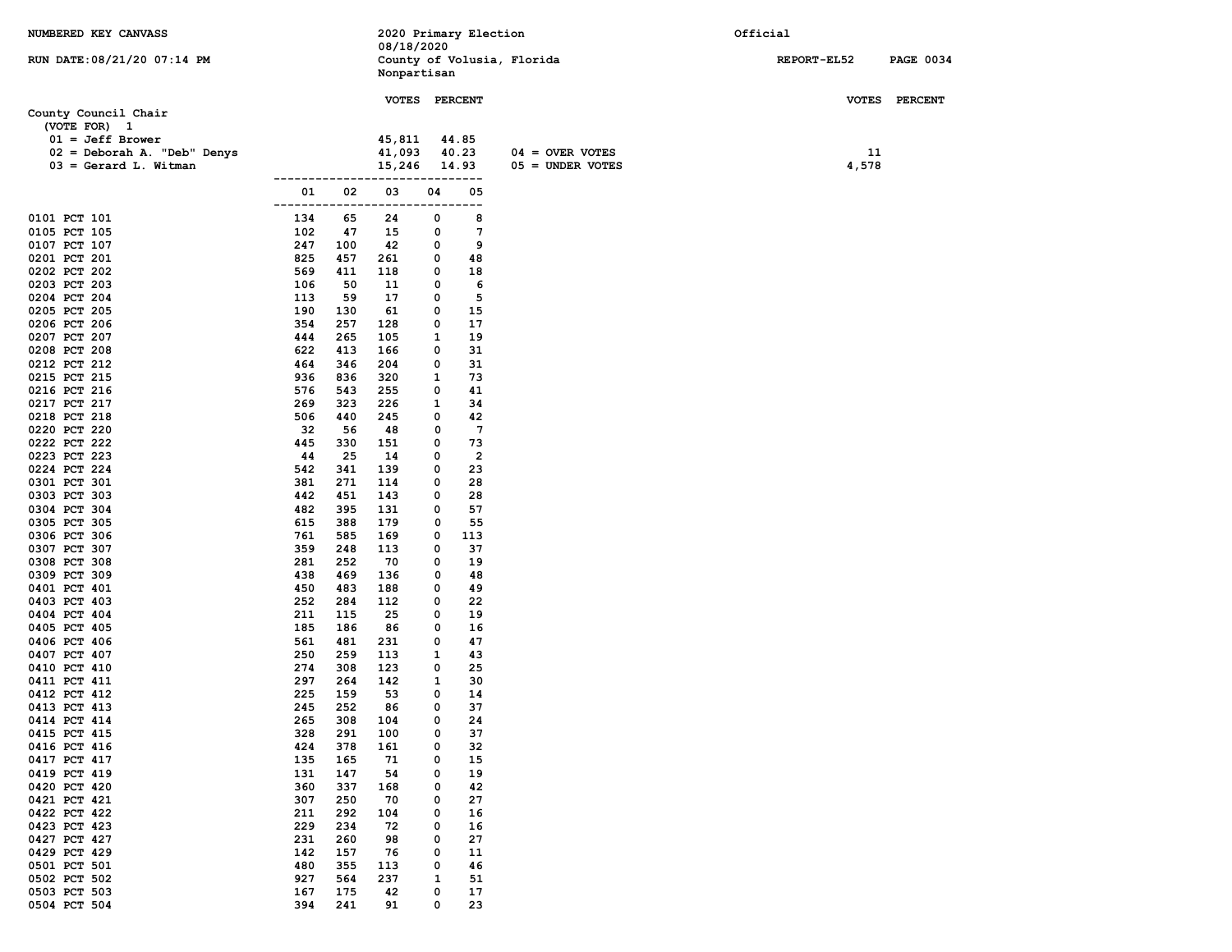NUMBERED KEY CANVASS — 2020 Primary Election 08/18/2020 — County of Volusia, Florida — Nonpartisan — Official

RUN DATE:08/21/20 07:14 PM — REPORT-EL52

## County Council Chair

(VOTE FOR) 1

| | VOTES | PERCENT |
|---|---|---|
| 01 = Jeff Brower | 45,811 | 44.85 |
| 02 = Deborah A. "Deb" Denys | 41,093 | 40.23 |
| 03 = Gerard L. Witman | 15,246 | 14.93 |

| | VOTES | PERCENT |
|---|---|---|
| 04 = OVER VOTES | 11 | |
| 05 = UNDER VOTES | 4,578 | |

| | 01 | 02 | 03 | 04 | 05 |
|---|---|---|---|---|---|
| 0101 PCT 101 | 134 | 65 | 24 | 0 | 8 |
| 0105 PCT 105 | 102 | 47 | 15 | 0 | 7 |
| 0107 PCT 107 | 247 | 100 | 42 | 0 | 9 |
| 0201 PCT 201 | 825 | 457 | 261 | 0 | 48 |
| 0202 PCT 202 | 569 | 411 | 118 | 0 | 18 |
| 0203 PCT 203 | 106 | 50 | 11 | 0 | 6 |
| 0204 PCT 204 | 113 | 59 | 17 | 0 | 5 |
| 0205 PCT 205 | 190 | 130 | 61 | 0 | 15 |
| 0206 PCT 206 | 354 | 257 | 128 | 0 | 17 |
| 0207 PCT 207 | 444 | 265 | 105 | 1 | 19 |
| 0208 PCT 208 | 622 | 413 | 166 | 0 | 31 |
| 0212 PCT 212 | 464 | 346 | 204 | 0 | 31 |
| 0215 PCT 215 | 936 | 836 | 320 | 1 | 73 |
| 0216 PCT 216 | 576 | 543 | 255 | 0 | 41 |
| 0217 PCT 217 | 269 | 323 | 226 | 1 | 34 |
| 0218 PCT 218 | 506 | 440 | 245 | 0 | 42 |
| 0220 PCT 220 | 32 | 56 | 48 | 0 | 7 |
| 0222 PCT 222 | 445 | 330 | 151 | 0 | 73 |
| 0223 PCT 223 | 44 | 25 | 14 | 0 | 2 |
| 0224 PCT 224 | 542 | 341 | 139 | 0 | 23 |
| 0301 PCT 301 | 381 | 271 | 114 | 0 | 28 |
| 0303 PCT 303 | 442 | 451 | 143 | 0 | 28 |
| 0304 PCT 304 | 482 | 395 | 131 | 0 | 57 |
| 0305 PCT 305 | 615 | 388 | 179 | 0 | 55 |
| 0306 PCT 306 | 761 | 585 | 169 | 0 | 113 |
| 0307 PCT 307 | 359 | 248 | 113 | 0 | 37 |
| 0308 PCT 308 | 281 | 252 | 70 | 0 | 19 |
| 0309 PCT 309 | 438 | 469 | 136 | 0 | 48 |
| 0401 PCT 401 | 450 | 483 | 188 | 0 | 49 |
| 0403 PCT 403 | 252 | 284 | 112 | 0 | 22 |
| 0404 PCT 404 | 211 | 115 | 25 | 0 | 19 |
| 0405 PCT 405 | 185 | 186 | 86 | 0 | 16 |
| 0406 PCT 406 | 561 | 481 | 231 | 0 | 47 |
| 0407 PCT 407 | 250 | 259 | 113 | 1 | 43 |
| 0410 PCT 410 | 274 | 308 | 123 | 0 | 25 |
| 0411 PCT 411 | 297 | 264 | 142 | 1 | 30 |
| 0412 PCT 412 | 225 | 159 | 53 | 0 | 14 |
| 0413 PCT 413 | 245 | 252 | 86 | 0 | 37 |
| 0414 PCT 414 | 265 | 308 | 104 | 0 | 24 |
| 0415 PCT 415 | 328 | 291 | 100 | 0 | 37 |
| 0416 PCT 416 | 424 | 378 | 161 | 0 | 32 |
| 0417 PCT 417 | 135 | 165 | 71 | 0 | 15 |
| 0419 PCT 419 | 131 | 147 | 54 | 0 | 19 |
| 0420 PCT 420 | 360 | 337 | 168 | 0 | 42 |
| 0421 PCT 421 | 307 | 250 | 70 | 0 | 27 |
| 0422 PCT 422 | 211 | 292 | 104 | 0 | 16 |
| 0423 PCT 423 | 229 | 234 | 72 | 0 | 16 |
| 0427 PCT 427 | 231 | 260 | 98 | 0 | 27 |
| 0429 PCT 429 | 142 | 157 | 76 | 0 | 11 |
| 0501 PCT 501 | 480 | 355 | 113 | 0 | 46 |
| 0502 PCT 502 | 927 | 564 | 237 | 1 | 51 |
| 0503 PCT 503 | 167 | 175 | 42 | 0 | 17 |
| 0504 PCT 504 | 394 | 241 | 91 | 0 | 23 |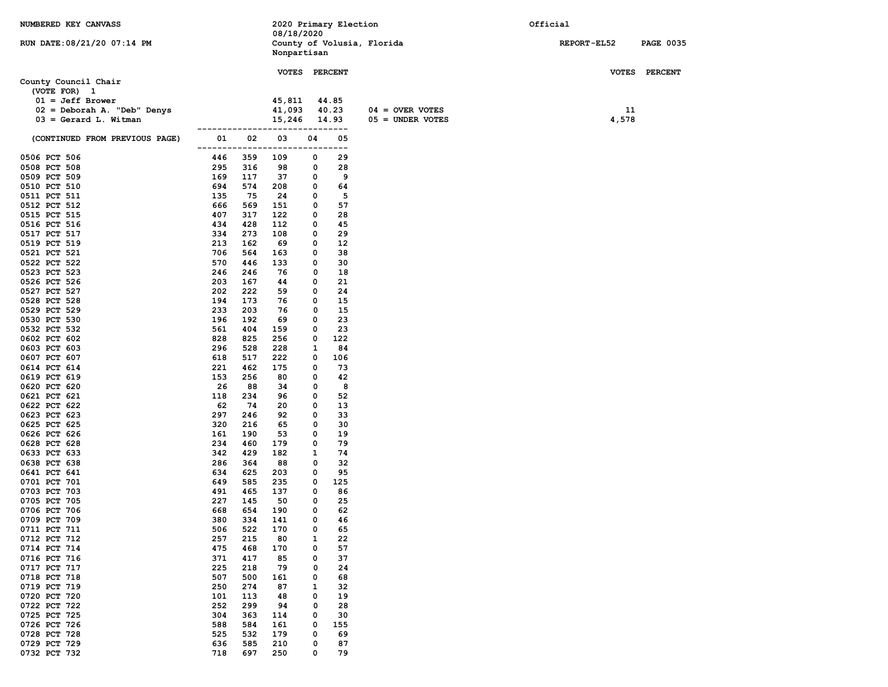NUMBERED KEY CANVASS

RUN DATE:08/21/20 07:14 PM

2020 Primary Election
08/18/2020
County of Volusia, Florida
Nonpartisan

Official

REPORT-EL52

## County Council Chair

(VOTE FOR) 1

| | VOTES | PERCENT |
|---|---|---|
| 01 = Jeff Brower | 45,811 | 44.85 |
| 02 = Deborah A. "Deb" Denys | 41,093 | 40.23 |
| 03 = Gerard L. Witman | 15,246 | 14.93 |

| | VOTES | PERCENT |
|---|---|---|
| 04 = OVER VOTES | 11 | |
| 05 = UNDER VOTES | 4,578 | |

| (CONTINUED FROM PREVIOUS PAGE) | 01 | 02 | 03 | 04 | 05 |
|---|---|---|---|---|---|
| 0506 PCT 506 | 446 | 359 | 109 | 0 | 29 |
| 0508 PCT 508 | 295 | 316 | 98 | 0 | 28 |
| 0509 PCT 509 | 169 | 117 | 37 | 0 | 9 |
| 0510 PCT 510 | 694 | 574 | 208 | 0 | 64 |
| 0511 PCT 511 | 135 | 75 | 24 | 0 | 5 |
| 0512 PCT 512 | 666 | 569 | 151 | 0 | 57 |
| 0515 PCT 515 | 407 | 317 | 122 | 0 | 28 |
| 0516 PCT 516 | 434 | 428 | 112 | 0 | 45 |
| 0517 PCT 517 | 334 | 273 | 108 | 0 | 29 |
| 0519 PCT 519 | 213 | 162 | 69 | 0 | 12 |
| 0521 PCT 521 | 706 | 564 | 163 | 0 | 38 |
| 0522 PCT 522 | 570 | 446 | 133 | 0 | 30 |
| 0523 PCT 523 | 246 | 246 | 76 | 0 | 18 |
| 0526 PCT 526 | 203 | 167 | 44 | 0 | 21 |
| 0527 PCT 527 | 202 | 222 | 59 | 0 | 24 |
| 0528 PCT 528 | 194 | 173 | 76 | 0 | 15 |
| 0529 PCT 529 | 233 | 203 | 76 | 0 | 15 |
| 0530 PCT 530 | 196 | 192 | 69 | 0 | 23 |
| 0532 PCT 532 | 561 | 404 | 159 | 0 | 23 |
| 0602 PCT 602 | 828 | 825 | 256 | 0 | 122 |
| 0603 PCT 603 | 296 | 528 | 228 | 1 | 84 |
| 0607 PCT 607 | 618 | 517 | 222 | 0 | 106 |
| 0614 PCT 614 | 221 | 462 | 175 | 0 | 73 |
| 0619 PCT 619 | 153 | 256 | 80 | 0 | 42 |
| 0620 PCT 620 | 26 | 88 | 34 | 0 | 8 |
| 0621 PCT 621 | 118 | 234 | 96 | 0 | 52 |
| 0622 PCT 622 | 62 | 74 | 20 | 0 | 13 |
| 0623 PCT 623 | 297 | 246 | 92 | 0 | 33 |
| 0625 PCT 625 | 320 | 216 | 65 | 0 | 30 |
| 0626 PCT 626 | 161 | 190 | 53 | 0 | 19 |
| 0628 PCT 628 | 234 | 460 | 179 | 0 | 79 |
| 0633 PCT 633 | 342 | 429 | 182 | 1 | 74 |
| 0638 PCT 638 | 286 | 364 | 88 | 0 | 32 |
| 0641 PCT 641 | 634 | 625 | 203 | 0 | 95 |
| 0701 PCT 701 | 649 | 585 | 235 | 0 | 125 |
| 0703 PCT 703 | 491 | 465 | 137 | 0 | 86 |
| 0705 PCT 705 | 227 | 145 | 50 | 0 | 25 |
| 0706 PCT 706 | 668 | 654 | 190 | 0 | 62 |
| 0709 PCT 709 | 380 | 334 | 141 | 0 | 46 |
| 0711 PCT 711 | 506 | 522 | 170 | 0 | 65 |
| 0712 PCT 712 | 257 | 215 | 80 | 1 | 22 |
| 0714 PCT 714 | 475 | 468 | 170 | 0 | 57 |
| 0716 PCT 716 | 371 | 417 | 85 | 0 | 37 |
| 0717 PCT 717 | 225 | 218 | 79 | 0 | 24 |
| 0718 PCT 718 | 507 | 500 | 161 | 0 | 68 |
| 0719 PCT 719 | 250 | 274 | 87 | 1 | 32 |
| 0720 PCT 720 | 101 | 113 | 48 | 0 | 19 |
| 0722 PCT 722 | 252 | 299 | 94 | 0 | 28 |
| 0725 PCT 725 | 304 | 363 | 114 | 0 | 30 |
| 0726 PCT 726 | 588 | 584 | 161 | 0 | 155 |
| 0728 PCT 728 | 525 | 532 | 179 | 0 | 69 |
| 0729 PCT 729 | 636 | 585 | 210 | 0 | 87 |
| 0732 PCT 732 | 718 | 697 | 250 | 0 | 79 |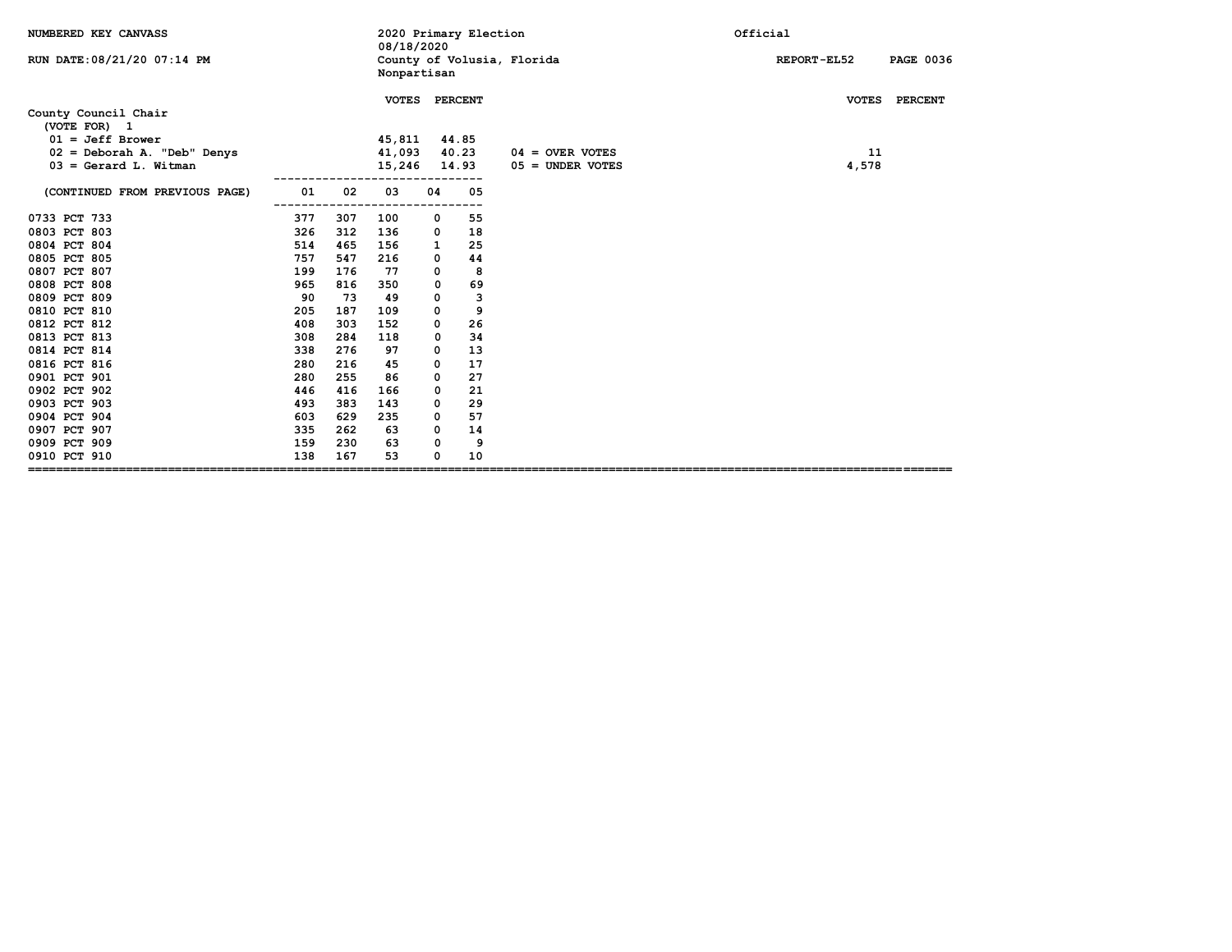NUMBERED KEY CANVASS

RUN DATE:08/21/20 07:14 PM

2020 Primary Election
08/18/2020
County of Volusia, Florida
Nonpartisan

Official

REPORT-EL52 PAGE 0036

## County Council Chair

(VOTE FOR) 1

| | VOTES | PERCENT |
|---|---|---|
| 01 = Jeff Brower | 45,811 | 44.85 |
| 02 = Deborah A. "Deb" Denys | 41,093 | 40.23 |
| 03 = Gerard L. Witman | 15,246 | 14.93 |

| | VOTES | PERCENT |
|---|---|---|
| 04 = OVER VOTES | 11 | |
| 05 = UNDER VOTES | 4,578 | |

| (CONTINUED FROM PREVIOUS PAGE) | 01 | 02 | 03 | 04 | 05 |
|---|---|---|---|---|---|
| 0733 PCT 733 | 377 | 307 | 100 | 0 | 55 |
| 0803 PCT 803 | 326 | 312 | 136 | 0 | 18 |
| 0804 PCT 804 | 514 | 465 | 156 | 1 | 25 |
| 0805 PCT 805 | 757 | 547 | 216 | 0 | 44 |
| 0807 PCT 807 | 199 | 176 | 77 | 0 | 8 |
| 0808 PCT 808 | 965 | 816 | 350 | 0 | 69 |
| 0809 PCT 809 | 90 | 73 | 49 | 0 | 3 |
| 0810 PCT 810 | 205 | 187 | 109 | 0 | 9 |
| 0812 PCT 812 | 408 | 303 | 152 | 0 | 26 |
| 0813 PCT 813 | 308 | 284 | 118 | 0 | 34 |
| 0814 PCT 814 | 338 | 276 | 97 | 0 | 13 |
| 0816 PCT 816 | 280 | 216 | 45 | 0 | 17 |
| 0901 PCT 901 | 280 | 255 | 86 | 0 | 27 |
| 0902 PCT 902 | 446 | 416 | 166 | 0 | 21 |
| 0903 PCT 903 | 493 | 383 | 143 | 0 | 29 |
| 0904 PCT 904 | 603 | 629 | 235 | 0 | 57 |
| 0907 PCT 907 | 335 | 262 | 63 | 0 | 14 |
| 0909 PCT 909 | 159 | 230 | 63 | 0 | 9 |
| 0910 PCT 910 | 138 | 167 | 53 | 0 | 10 |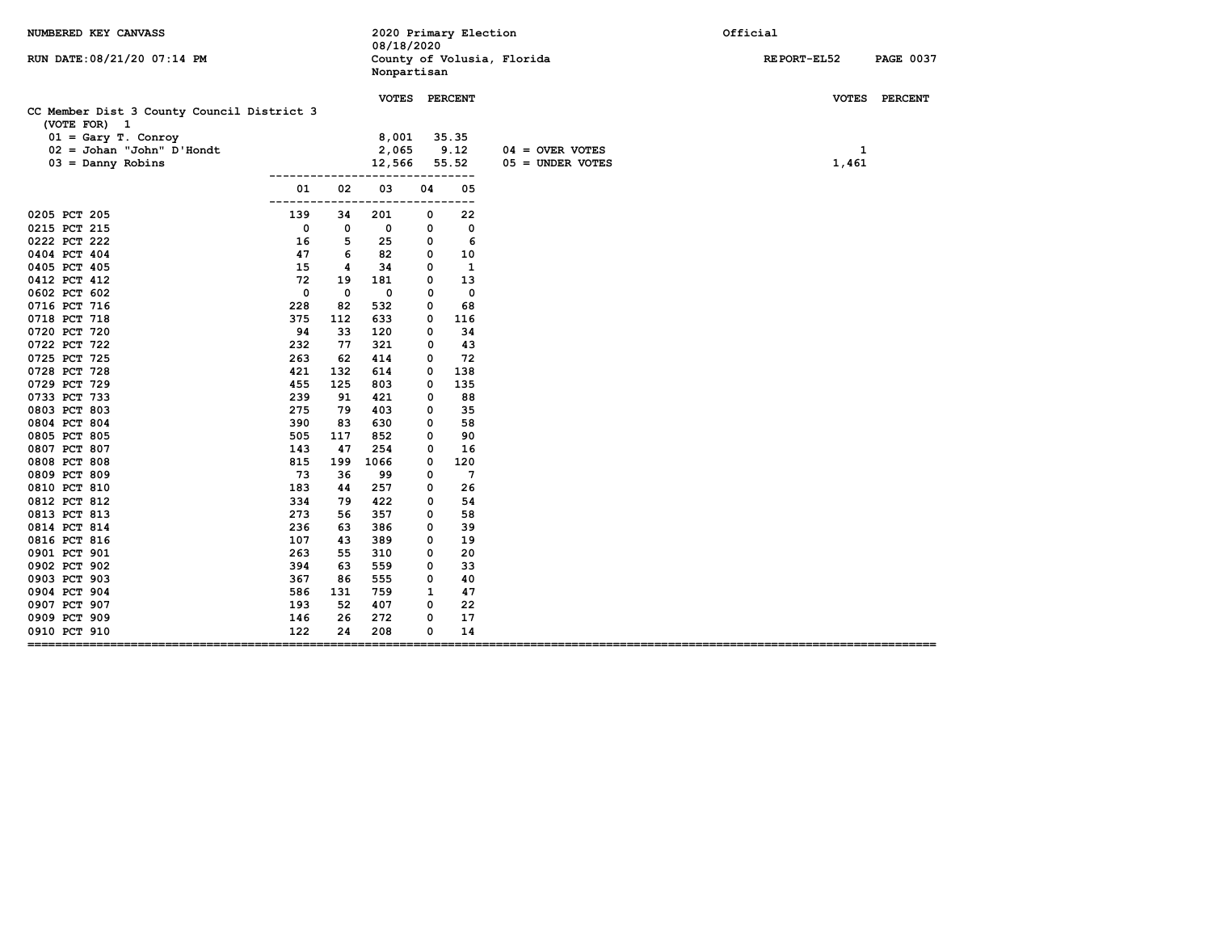NUMBERED KEY CANVASS — 2020 Primary Election 08/18/2020 — Official

RUN DATE:08/21/20 07:14 PM — County of Volusia, Florida — Nonpartisan — REPORT-EL52 PAGE 0037

## CC Member Dist 3 County Council District 3

(VOTE FOR) 1

| | VOTES | PERCENT |
|---|---|---|
| 01 = Gary T. Conroy | 8,001 | 35.35 |
| 02 = Johan "John" D'Hondt | 2,065 | 9.12 |
| 03 = Danny Robins | 12,566 | 55.52 |

| | VOTES | PERCENT |
|---|---|---|
| 04 = OVER VOTES | 1 | |
| 05 = UNDER VOTES | 1,461 | |

| | 01 | 02 | 03 | 04 | 05 |
|---|---|---|---|---|---|
| 0205 PCT 205 | 139 | 34 | 201 | 0 | 22 |
| 0215 PCT 215 | 0 | 0 | 0 | 0 | 0 |
| 0222 PCT 222 | 16 | 5 | 25 | 0 | 6 |
| 0404 PCT 404 | 47 | 6 | 82 | 0 | 10 |
| 0405 PCT 405 | 15 | 4 | 34 | 0 | 1 |
| 0412 PCT 412 | 72 | 19 | 181 | 0 | 13 |
| 0602 PCT 602 | 0 | 0 | 0 | 0 | 0 |
| 0716 PCT 716 | 228 | 82 | 532 | 0 | 68 |
| 0718 PCT 718 | 375 | 112 | 633 | 0 | 116 |
| 0720 PCT 720 | 94 | 33 | 120 | 0 | 34 |
| 0722 PCT 722 | 232 | 77 | 321 | 0 | 43 |
| 0725 PCT 725 | 263 | 62 | 414 | 0 | 72 |
| 0728 PCT 728 | 421 | 132 | 614 | 0 | 138 |
| 0729 PCT 729 | 455 | 125 | 803 | 0 | 135 |
| 0733 PCT 733 | 239 | 91 | 421 | 0 | 88 |
| 0803 PCT 803 | 275 | 79 | 403 | 0 | 35 |
| 0804 PCT 804 | 390 | 83 | 630 | 0 | 58 |
| 0805 PCT 805 | 505 | 117 | 852 | 0 | 90 |
| 0807 PCT 807 | 143 | 47 | 254 | 0 | 16 |
| 0808 PCT 808 | 815 | 199 | 1066 | 0 | 120 |
| 0809 PCT 809 | 73 | 36 | 99 | 0 | 7 |
| 0810 PCT 810 | 183 | 44 | 257 | 0 | 26 |
| 0812 PCT 812 | 334 | 79 | 422 | 0 | 54 |
| 0813 PCT 813 | 273 | 56 | 357 | 0 | 58 |
| 0814 PCT 814 | 236 | 63 | 386 | 0 | 39 |
| 0816 PCT 816 | 107 | 43 | 389 | 0 | 19 |
| 0901 PCT 901 | 263 | 55 | 310 | 0 | 20 |
| 0902 PCT 902 | 394 | 63 | 559 | 0 | 33 |
| 0903 PCT 903 | 367 | 86 | 555 | 0 | 40 |
| 0904 PCT 904 | 586 | 131 | 759 | 1 | 47 |
| 0907 PCT 907 | 193 | 52 | 407 | 0 | 22 |
| 0909 PCT 909 | 146 | 26 | 272 | 0 | 17 |
| 0910 PCT 910 | 122 | 24 | 208 | 0 | 14 |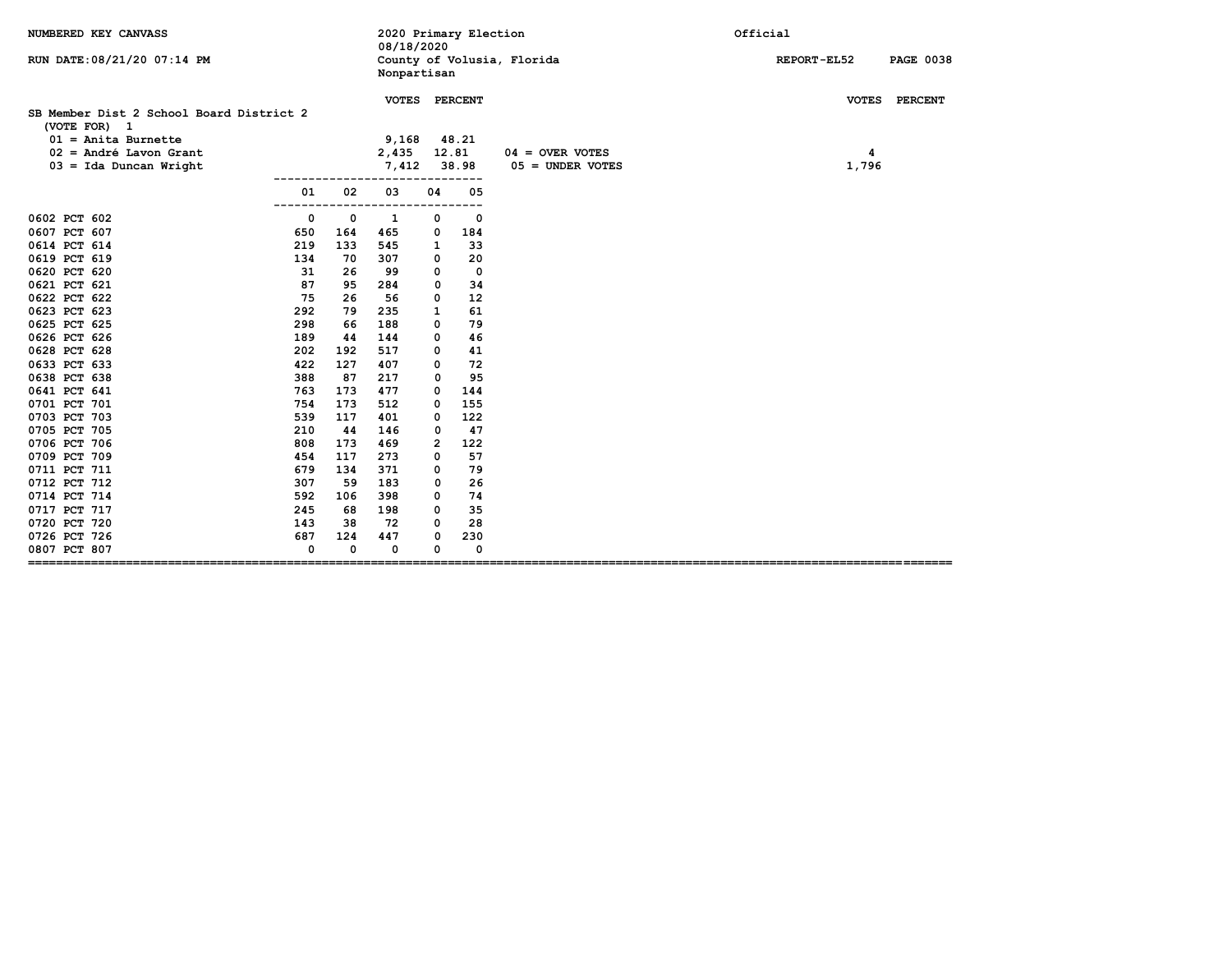NUMBERED KEY CANVASS — 2020 Primary Election 08/18/2020 — Official

RUN DATE:08/21/20 07:14 PM — County of Volusia, Florida — Nonpartisan — REPORT-EL52 PAGE 0038

## SB Member Dist 2 School Board District 2

(VOTE FOR) 1

| Candidate | VOTES | PERCENT |
|---|---|---|
| 01 = Anita Burnette | 9,168 | 48.21 |
| 02 = André Lavon Grant | 2,435 | 12.81 |
| 03 = Ida Duncan Wright | 7,412 | 38.98 |

| | VOTES | PERCENT |
|---|---|---|
| 04 = OVER VOTES | 4 | |
| 05 = UNDER VOTES | 1,796 | |

| Precinct | 01 | 02 | 03 | 04 | 05 |
|---|---|---|---|---|---|
| 0602 PCT 602 | 0 | 0 | 1 | 0 | 0 |
| 0607 PCT 607 | 650 | 164 | 465 | 0 | 184 |
| 0614 PCT 614 | 219 | 133 | 545 | 1 | 33 |
| 0619 PCT 619 | 134 | 70 | 307 | 0 | 20 |
| 0620 PCT 620 | 31 | 26 | 99 | 0 | 0 |
| 0621 PCT 621 | 87 | 95 | 284 | 0 | 34 |
| 0622 PCT 622 | 75 | 26 | 56 | 0 | 12 |
| 0623 PCT 623 | 292 | 79 | 235 | 1 | 61 |
| 0625 PCT 625 | 298 | 66 | 188 | 0 | 79 |
| 0626 PCT 626 | 189 | 44 | 144 | 0 | 46 |
| 0628 PCT 628 | 202 | 192 | 517 | 0 | 41 |
| 0633 PCT 633 | 422 | 127 | 407 | 0 | 72 |
| 0638 PCT 638 | 388 | 87 | 217 | 0 | 95 |
| 0641 PCT 641 | 763 | 173 | 477 | 0 | 144 |
| 0701 PCT 701 | 754 | 173 | 512 | 0 | 155 |
| 0703 PCT 703 | 539 | 117 | 401 | 0 | 122 |
| 0705 PCT 705 | 210 | 44 | 146 | 0 | 47 |
| 0706 PCT 706 | 808 | 173 | 469 | 2 | 122 |
| 0709 PCT 709 | 454 | 117 | 273 | 0 | 57 |
| 0711 PCT 711 | 679 | 134 | 371 | 0 | 79 |
| 0712 PCT 712 | 307 | 59 | 183 | 0 | 26 |
| 0714 PCT 714 | 592 | 106 | 398 | 0 | 74 |
| 0717 PCT 717 | 245 | 68 | 198 | 0 | 35 |
| 0720 PCT 720 | 143 | 38 | 72 | 0 | 28 |
| 0726 PCT 726 | 687 | 124 | 447 | 0 | 230 |
| 0807 PCT 807 | 0 | 0 | 0 | 0 | 0 |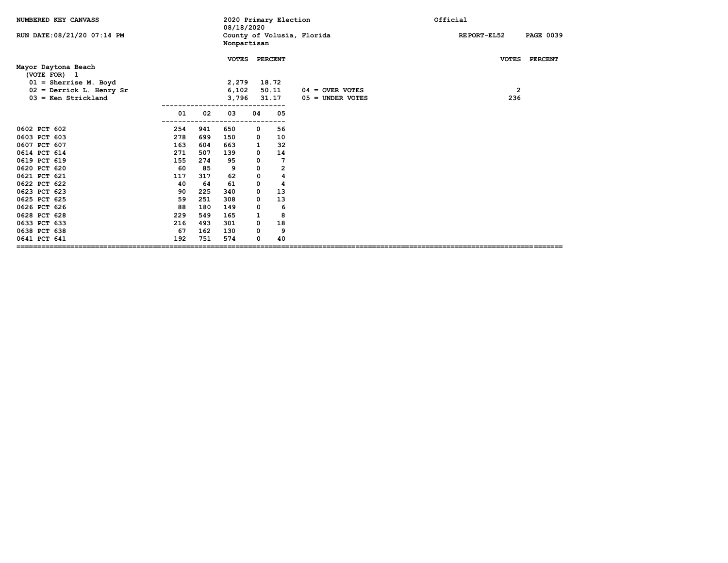NUMBERED KEY CANVASS

RUN DATE:08/21/20 07:14 PM

2020 Primary Election
08/18/2020
County of Volusia, Florida
Nonpartisan

Official

REPORT-EL52 PAGE 0039

## Mayor Daytona Beach

(VOTE FOR) 1

| | VOTES | PERCENT |
|---|---|---|
| 01 = Sherrise M. Boyd | 2,279 | 18.72 |
| 02 = Derrick L. Henry Sr | 6,102 | 50.11 |
| 03 = Ken Strickland | 3,796 | 31.17 |

| | VOTES | PERCENT |
|---|---|---|
| 04 = OVER VOTES | 2 | |
| 05 = UNDER VOTES | 236 | |

| | 01 | 02 | 03 | 04 | 05 |
|---|---|---|---|---|---|
| 0602 PCT 602 | 254 | 941 | 650 | 0 | 56 |
| 0603 PCT 603 | 278 | 699 | 150 | 0 | 10 |
| 0607 PCT 607 | 163 | 604 | 663 | 1 | 32 |
| 0614 PCT 614 | 271 | 507 | 139 | 0 | 14 |
| 0619 PCT 619 | 155 | 274 | 95 | 0 | 7 |
| 0620 PCT 620 | 60 | 85 | 9 | 0 | 2 |
| 0621 PCT 621 | 117 | 317 | 62 | 0 | 4 |
| 0622 PCT 622 | 40 | 64 | 61 | 0 | 4 |
| 0623 PCT 623 | 90 | 225 | 340 | 0 | 13 |
| 0625 PCT 625 | 59 | 251 | 308 | 0 | 13 |
| 0626 PCT 626 | 88 | 180 | 149 | 0 | 6 |
| 0628 PCT 628 | 229 | 549 | 165 | 1 | 8 |
| 0633 PCT 633 | 216 | 493 | 301 | 0 | 18 |
| 0638 PCT 638 | 67 | 162 | 130 | 0 | 9 |
| 0641 PCT 641 | 192 | 751 | 574 | 0 | 40 |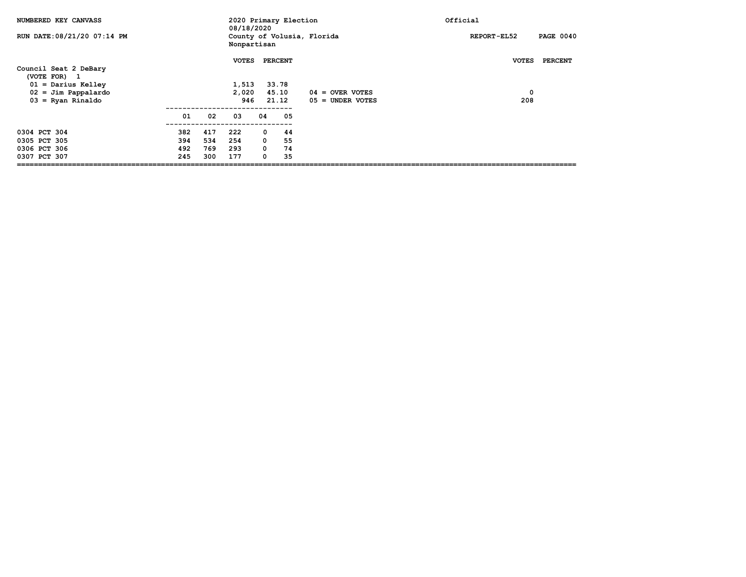NUMBERED KEY CANVASS — 2020 Primary Election 08/18/2020 — Official

RUN DATE:08/21/20 07:14 PM — County of Volusia, Florida — Nonpartisan — REPORT-EL52 PAGE 0040

## Council Seat 2 DeBary

(VOTE FOR) 1

| | VOTES | PERCENT |
|---|---|---|
| 01 = Darius Kelley | 1,513 | 33.78 |
| 02 = Jim Pappalardo | 2,020 | 45.10 |
| 03 = Ryan Rinaldo | 946 | 21.12 |

| | VOTES | PERCENT |
|---|---|---|
| 04 = OVER VOTES | 0 | |
| 05 = UNDER VOTES | 208 | |

| | 01 | 02 | 03 | 04 | 05 |
|---|---|---|---|---|---|
| 0304 PCT 304 | 382 | 417 | 222 | 0 | 44 |
| 0305 PCT 305 | 394 | 534 | 254 | 0 | 55 |
| 0306 PCT 306 | 492 | 769 | 293 | 0 | 74 |
| 0307 PCT 307 | 245 | 300 | 177 | 0 | 35 |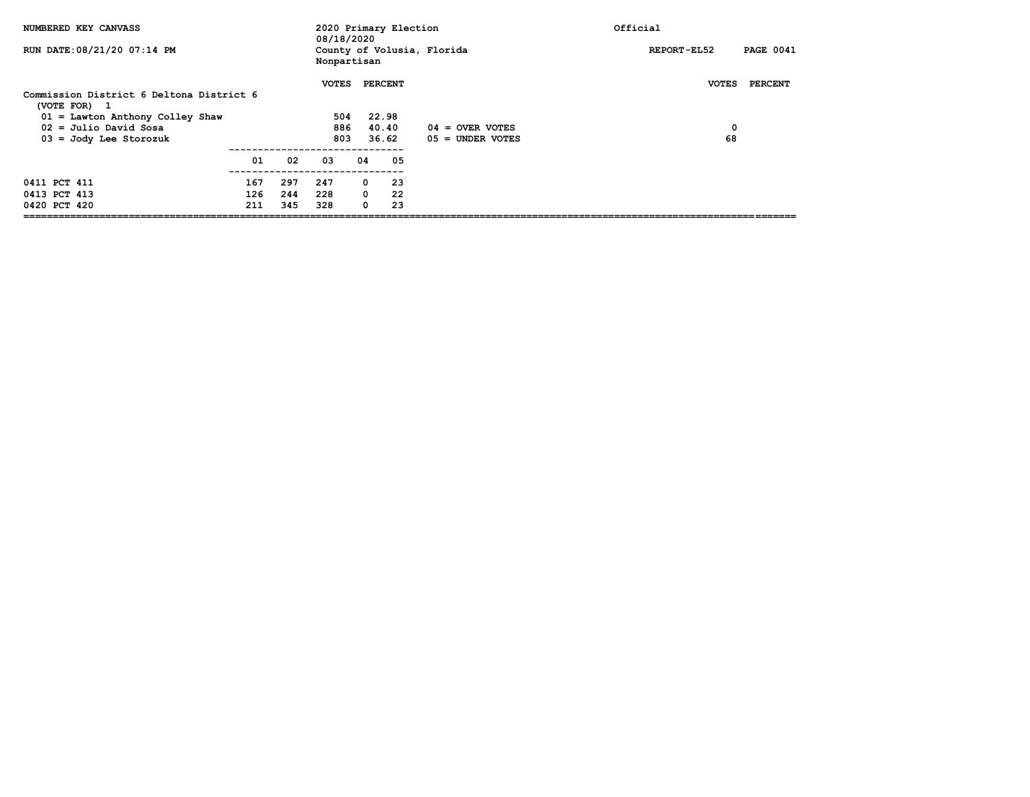NUMBERED KEY CANVASS

RUN DATE:08/21/20 07:14 PM

2020 Primary Election
08/18/2020
County of Volusia, Florida
Nonpartisan

Official

REPORT-EL52

## Commission District 6 Deltona District 6

(VOTE FOR) 1

| | VOTES | PERCENT |
|---|---|---|
| 01 = Lawton Anthony Colley Shaw | 504 | 22.98 |
| 02 = Julio David Sosa | 886 | 40.40 |
| 03 = Jody Lee Storozuk | 803 | 36.62 |

| | VOTES | PERCENT |
|---|---|---|
| 04 = OVER VOTES | 0 | |
| 05 = UNDER VOTES | 68 | |

| | 01 | 02 | 03 | 04 | 05 |
|---|---|---|---|---|---|
| 0411 PCT 411 | 167 | 297 | 247 | 0 | 23 |
| 0413 PCT 413 | 126 | 244 | 228 | 0 | 22 |
| 0420 PCT 420 | 211 | 345 | 328 | 0 | 23 |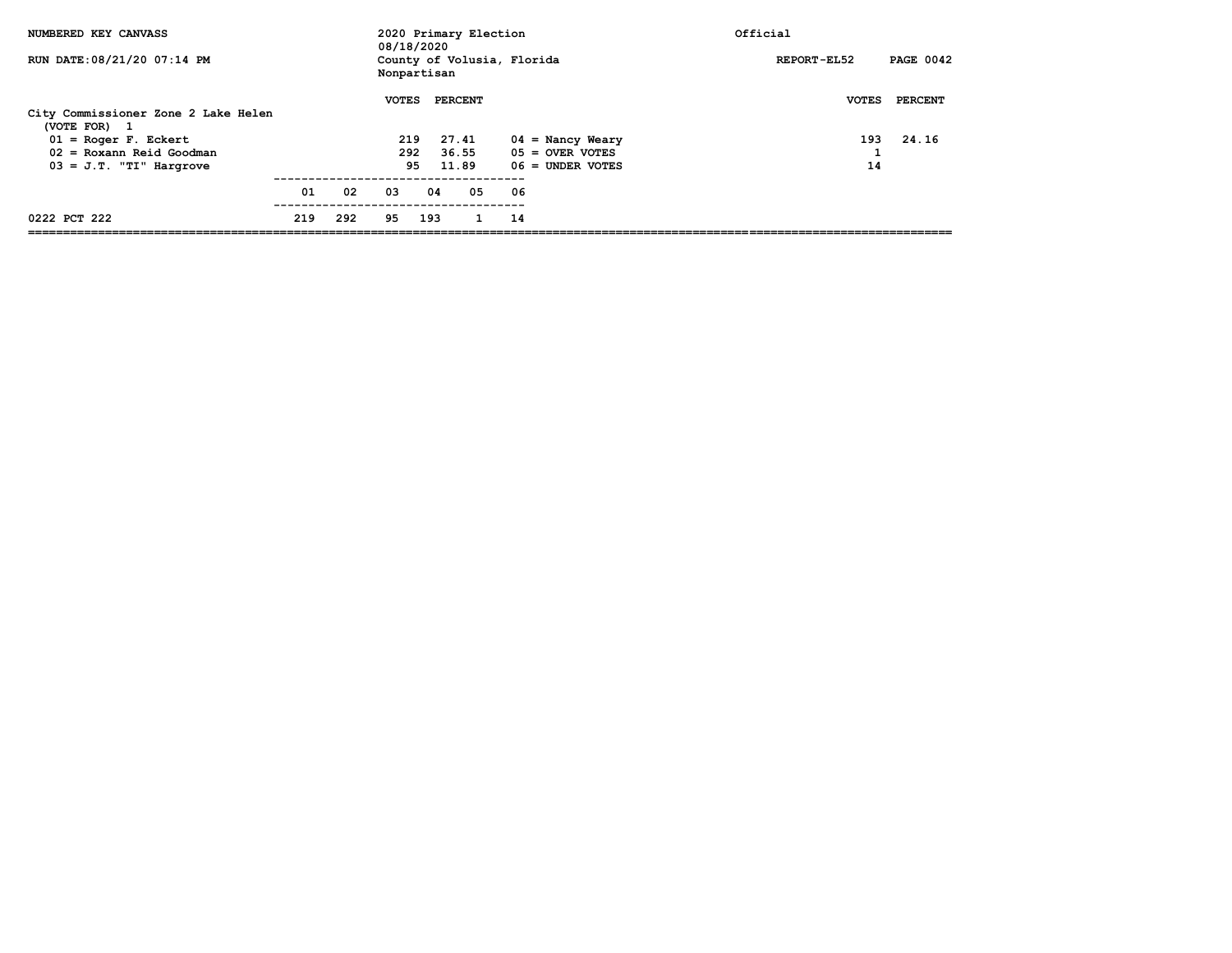NUMBERED KEY CANVASS — 2020 Primary Election 08/18/2020 — County of Volusia, Florida — Nonpartisan — Official

RUN DATE:08/21/20 07:14 PM — REPORT-EL52

## City Commissioner Zone 2 Lake Helen

(VOTE FOR) 1

| | VOTES | PERCENT |
|---|---|---|
| 01 = Roger F. Eckert | 219 | 27.41 |
| 02 = Roxann Reid Goodman | 292 | 36.55 |
| 03 = J.T. "TI" Hargrove | 95 | 11.89 |
| 04 = Nancy Weary | 193 | 24.16 |
| 05 = OVER VOTES | 1 | |
| 06 = UNDER VOTES | 14 | |

| | 01 | 02 | 03 | 04 | 05 | 06 |
|---|---|---|---|---|---|---|
| 0222 PCT 222 | 219 | 292 | 95 | 193 | 1 | 14 |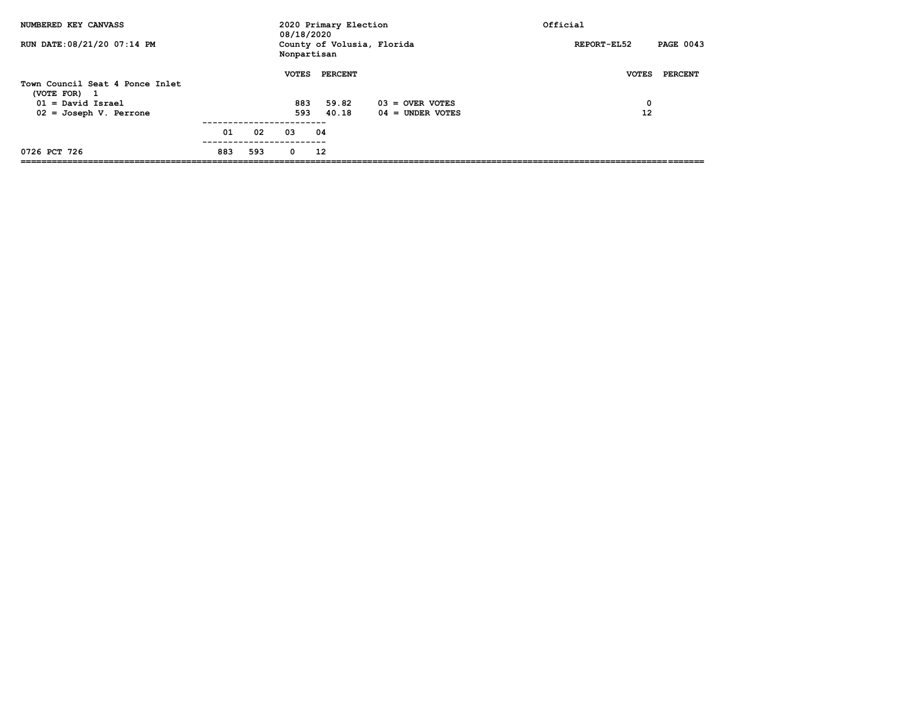NUMBERED KEY CANVASS — 2020 Primary Election 08/18/2020 — Official

RUN DATE:08/21/20 07:14 PM — County of Volusia, Florida — Nonpartisan — REPORT-EL52 PAGE 0043

## Town Council Seat 4 Ponce Inlet

(VOTE FOR) 1

| | VOTES | PERCENT |
|---|---|---|
| 01 = David Israel | 883 | 59.82 |
| 02 = Joseph V. Perrone | 593 | 40.18 |

| | VOTES | PERCENT |
|---|---|---|
| 03 = OVER VOTES | 0 | |
| 04 = UNDER VOTES | 12 | |

| | 01 | 02 | 03 | 04 |
|---|---|---|---|---|
| 0726 PCT 726 | 883 | 593 | 0 | 12 |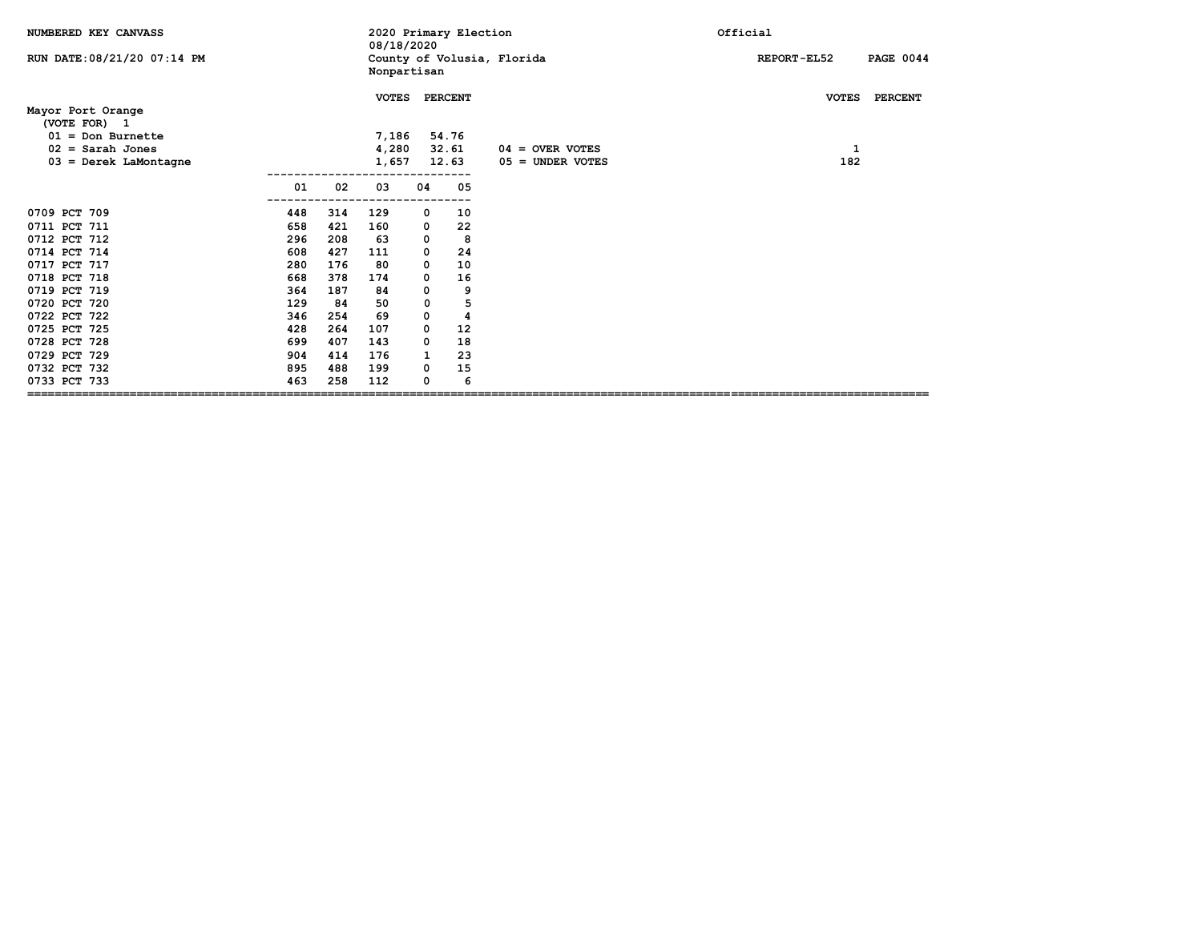NUMBERED KEY CANVASS — 2020 Primary Election 08/18/2020 — Official

RUN DATE:08/21/20 07:14 PM — County of Volusia, Florida — Nonpartisan — REPORT-EL52 PAGE 0044

## Mayor Port Orange

(VOTE FOR) 1

| | VOTES | PERCENT |
|---|---|---|
| 01 = Don Burnette | 7,186 | 54.76 |
| 02 = Sarah Jones | 4,280 | 32.61 |
| 03 = Derek LaMontagne | 1,657 | 12.63 |

| | VOTES | PERCENT |
|---|---|---|
| 04 = OVER VOTES | 1 | |
| 05 = UNDER VOTES | 182 | |

| | 01 | 02 | 03 | 04 | 05 |
|---|---|---|---|---|---|
| 0709 PCT 709 | 448 | 314 | 129 | 0 | 10 |
| 0711 PCT 711 | 658 | 421 | 160 | 0 | 22 |
| 0712 PCT 712 | 296 | 208 | 63 | 0 | 8 |
| 0714 PCT 714 | 608 | 427 | 111 | 0 | 24 |
| 0717 PCT 717 | 280 | 176 | 80 | 0 | 10 |
| 0718 PCT 718 | 668 | 378 | 174 | 0 | 16 |
| 0719 PCT 719 | 364 | 187 | 84 | 0 | 9 |
| 0720 PCT 720 | 129 | 84 | 50 | 0 | 5 |
| 0722 PCT 722 | 346 | 254 | 69 | 0 | 4 |
| 0725 PCT 725 | 428 | 264 | 107 | 0 | 12 |
| 0728 PCT 728 | 699 | 407 | 143 | 0 | 18 |
| 0729 PCT 729 | 904 | 414 | 176 | 1 | 23 |
| 0732 PCT 732 | 895 | 488 | 199 | 0 | 15 |
| 0733 PCT 733 | 463 | 258 | 112 | 0 | 6 |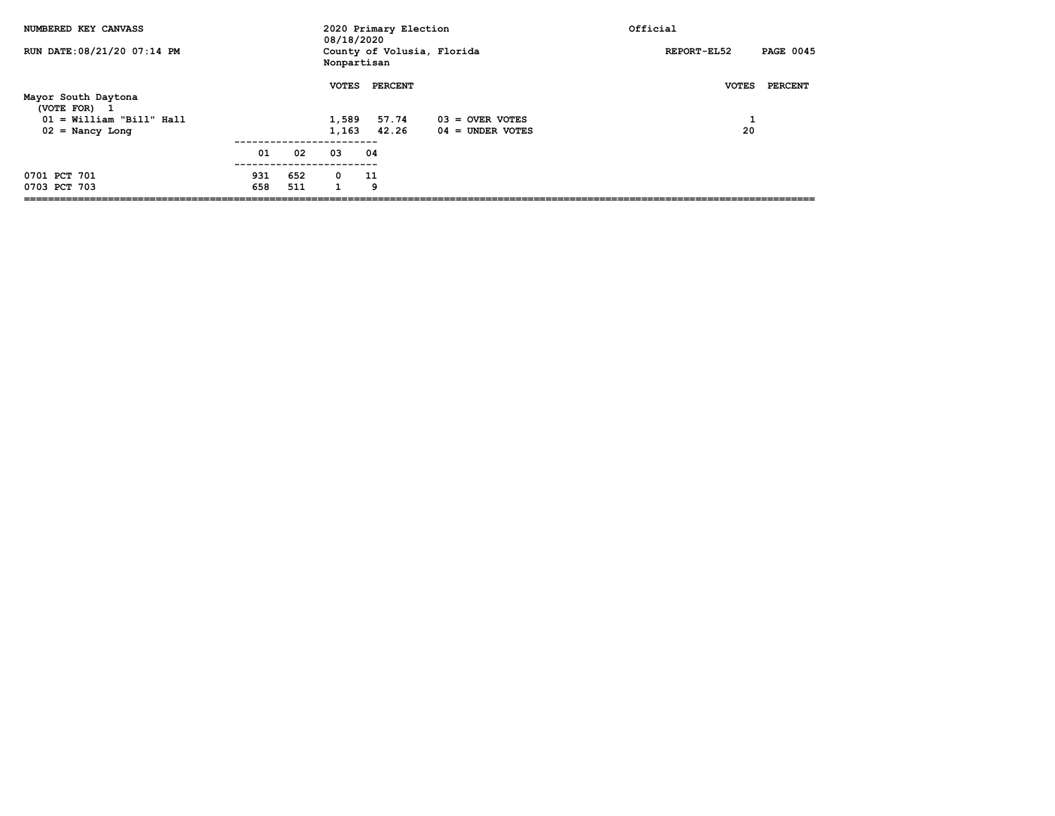NUMBERED KEY CANVASS

RUN DATE:08/21/20 07:14 PM

2020 Primary Election
08/18/2020
County of Volusia, Florida
Nonpartisan

Official

REPORT-EL52

## Mayor South Daytona
(VOTE FOR) 1

| | VOTES | PERCENT |
|---|---|---|
| 01 = William "Bill" Hall | 1,589 | 57.74 |
| 02 = Nancy Long | 1,163 | 42.26 |

| | VOTES | PERCENT |
|---|---|---|
| 03 = OVER VOTES | 1 | |
| 04 = UNDER VOTES | 20 | |

| | 01 | 02 | 03 | 04 |
|---|---|---|---|---|
| 0701 PCT 701 | 931 | 652 | 0 | 11 |
| 0703 PCT 703 | 658 | 511 | 1 | 9 |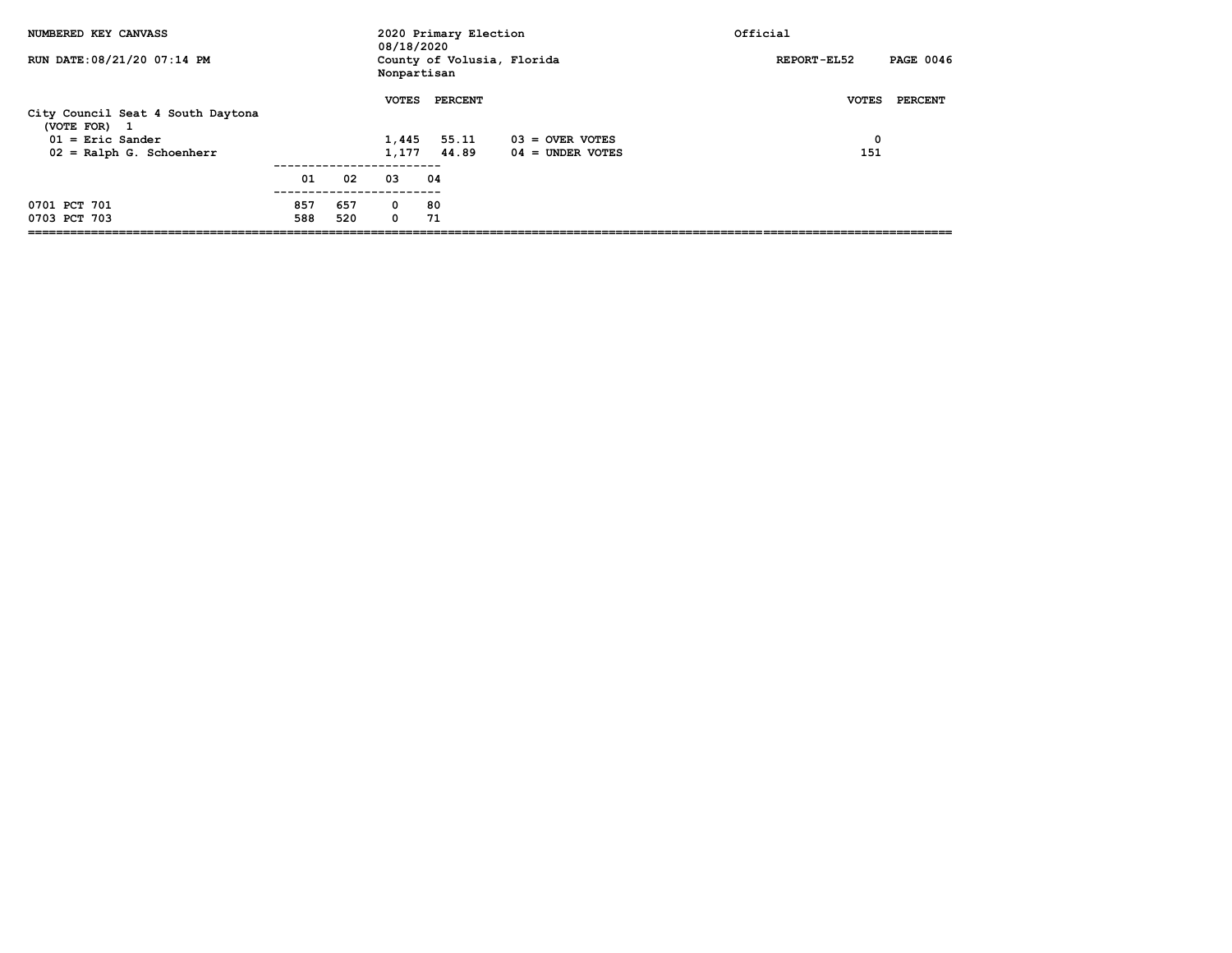NUMBERED KEY CANVASS

2020 Primary Election
08/18/2020

Official

RUN DATE:08/21/20 07:14 PM

County of Volusia, Florida
Nonpartisan

REPORT-EL52 PAGE 0046

**City Council Seat 4 South Daytona**
(VOTE FOR) 1

| | VOTES | PERCENT | | VOTES | PERCENT |
|---|---|---|---|---|---|
| 01 = Eric Sander | 1,445 | 55.11 | 03 = OVER VOTES | 0 | |
| 02 = Ralph G. Schoenherr | 1,177 | 44.89 | 04 = UNDER VOTES | 151 | |

| | 01 | 02 | 03 | 04 |
|---|---|---|---|---|
| 0701 PCT 701 | 857 | 657 | 0 | 80 |
| 0703 PCT 703 | 588 | 520 | 0 | 71 |